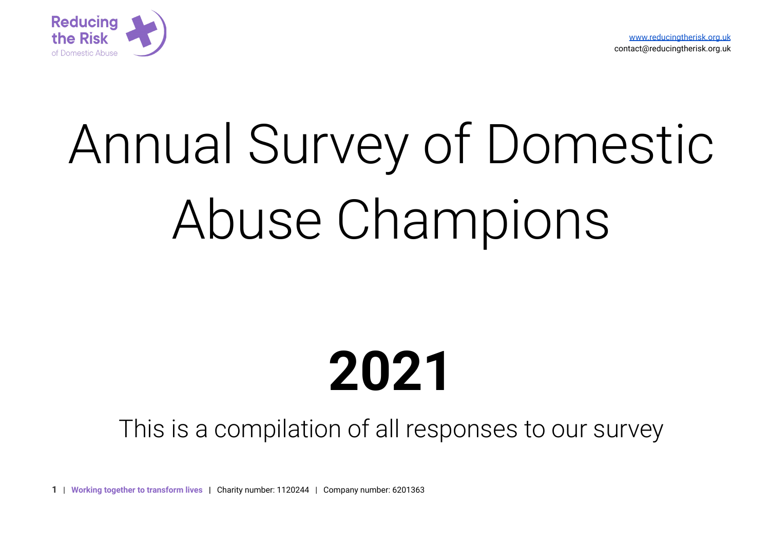Reducing the Risk of Domestic Abuse

www.reducingtherisk.org.uk
contact@reducingtherisk.org.uk

# Annual Survey of Domestic Abuse Champions

# 2021

This is a compilation of all responses to our survey

**Working together to transform lives** | Charity number: 1120244 | Company number: 6201363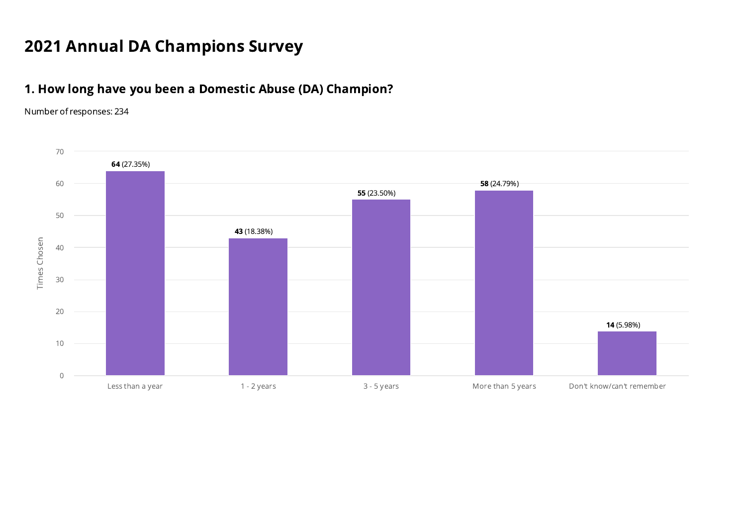# 2021 Annual DA Champions Survey

## 1. How long have you been a Domestic Abuse (DA) Champion?

Number of responses: 234

| Response | Times Chosen | Percentage |
| --- | --- | --- |
| Less than a year | 64 | 27.35% |
| 1 - 2 years | 43 | 18.38% |
| 3 - 5 years | 55 | 23.50% |
| More than 5 years | 58 | 24.79% |
| Don't know/can't remember | 14 | 5.98% |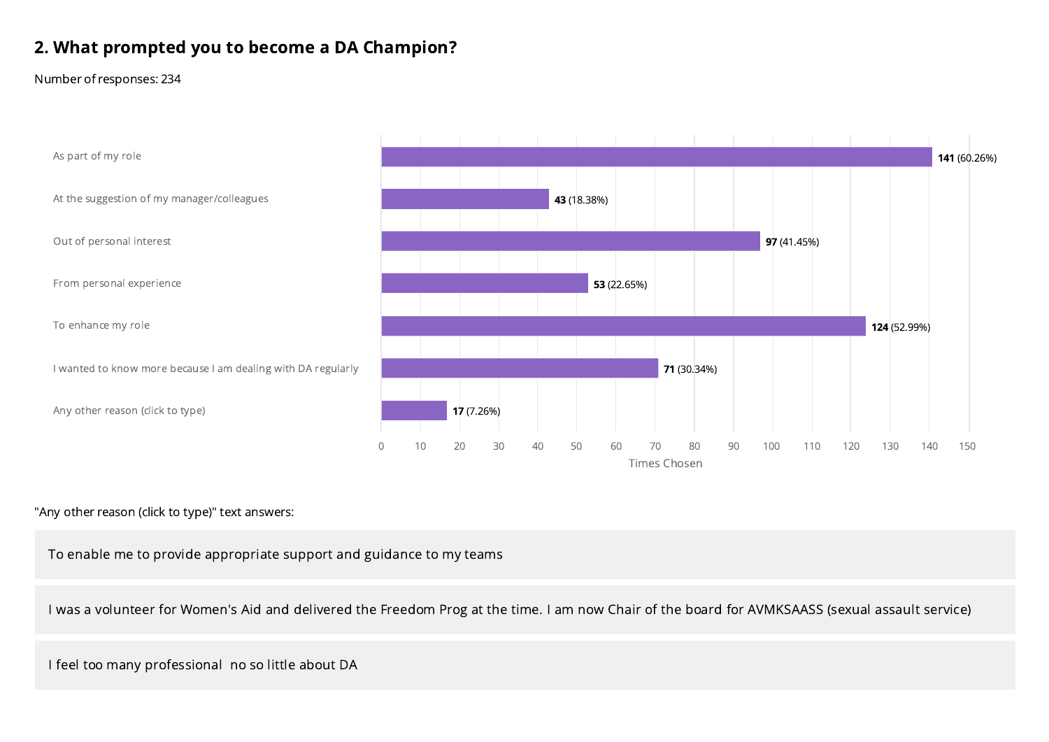## 2. What prompted you to become a DA Champion?

Number of responses: 234

| Option | Times Chosen | Percentage |
| --- | --- | --- |
| As part of my role | 141 | (60.26%) |
| At the suggestion of my manager/colleagues | 43 | (18.38%) |
| Out of personal interest | 97 | (41.45%) |
| From personal experience | 53 | (22.65%) |
| To enhance my role | 124 | (52.99%) |
| I wanted to know more because I am dealing with DA regularly | 71 | (30.34%) |
| Any other reason (click to type) | 17 | (7.26%) |

"Any other reason (click to type)" text answers:

- To enable me to provide appropriate support and guidance to my teams
- I was a volunteer for Women's Aid and delivered the Freedom Prog at the time. I am now Chair of the board for AVMKSAASS (sexual assault service)
- I feel too many professional no so little about DA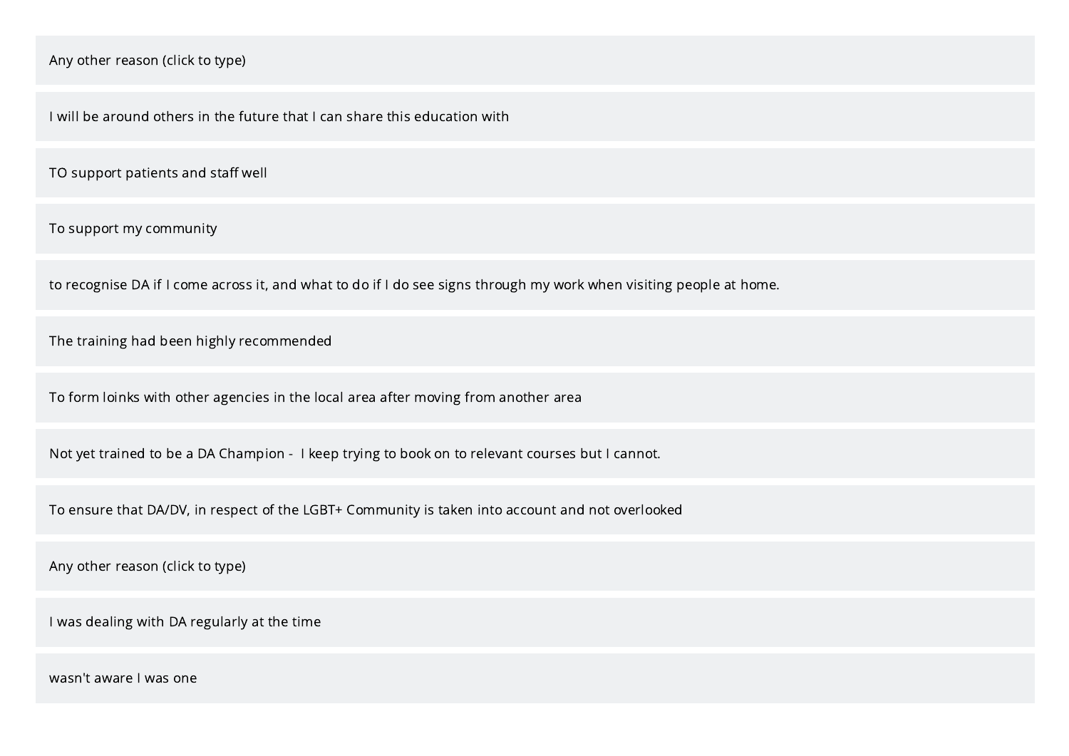Any other reason (click to type)

I will be around others in the future that I can share this education with

TO support patients and staff well

To support my community

to recognise DA if I come across it, and what to do if I do see signs through my work when visiting people at home.

The training had been highly recommended

To form loinks with other agencies in the local area after moving from another area

Not yet trained to be a DA Champion -  I keep trying to book on to relevant courses but I cannot.

To ensure that DA/DV, in respect of the LGBT+ Community is taken into account and not overlooked

Any other reason (click to type)

I was dealing with DA regularly at the time

wasn't aware I was one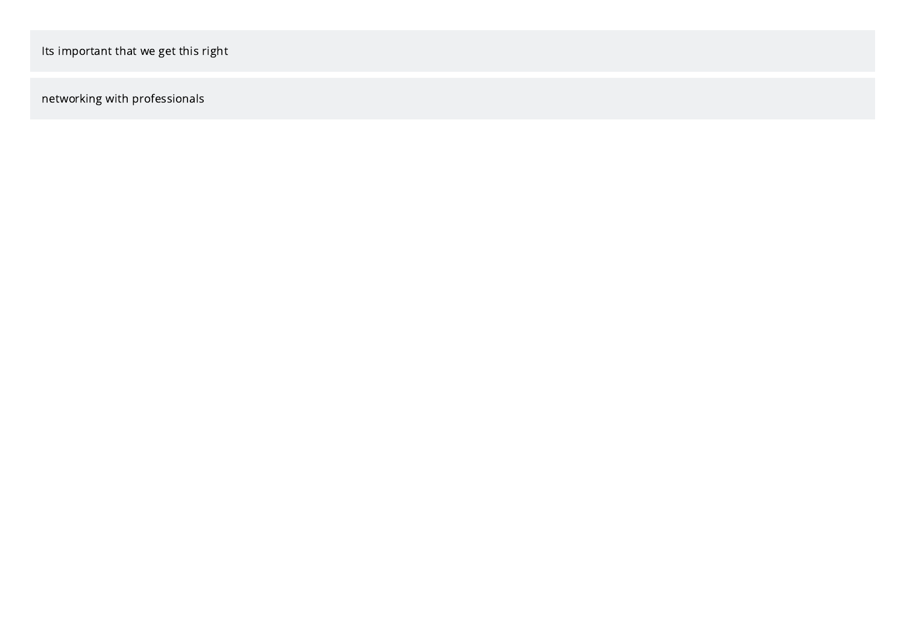Its important that we get this right

networking with professionals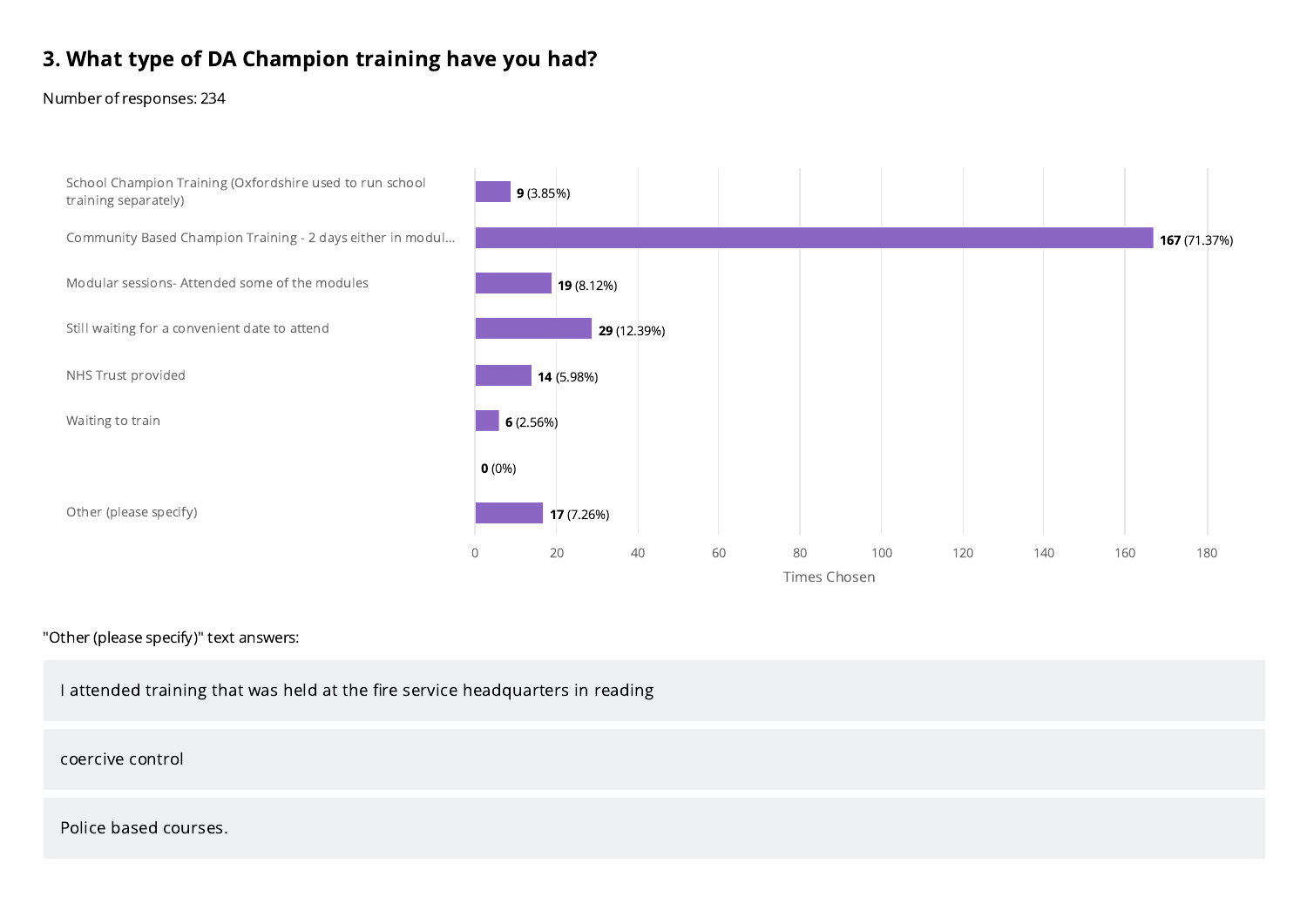## 3. What type of DA Champion training have you had?

Number of responses: 234

| Option | Times Chosen | Percentage |
|---|---|---|
| School Champion Training (Oxfordshire used to run school training separately) | 9 | 3.85% |
| Community Based Champion Training - 2 days either in modul... | 167 | 71.37% |
| Modular sessions- Attended some of the modules | 19 | 8.12% |
| Still waiting for a convenient date to attend | 29 | 12.39% |
| NHS Trust provided | 14 | 5.98% |
| Waiting to train | 6 | 2.56% |
| | 0 | 0% |
| Other (please specify) | 17 | 7.26% |

"Other (please specify)" text answers:

- I attended training that was held at the fire service headquarters in reading
- coercive control
- Police based courses.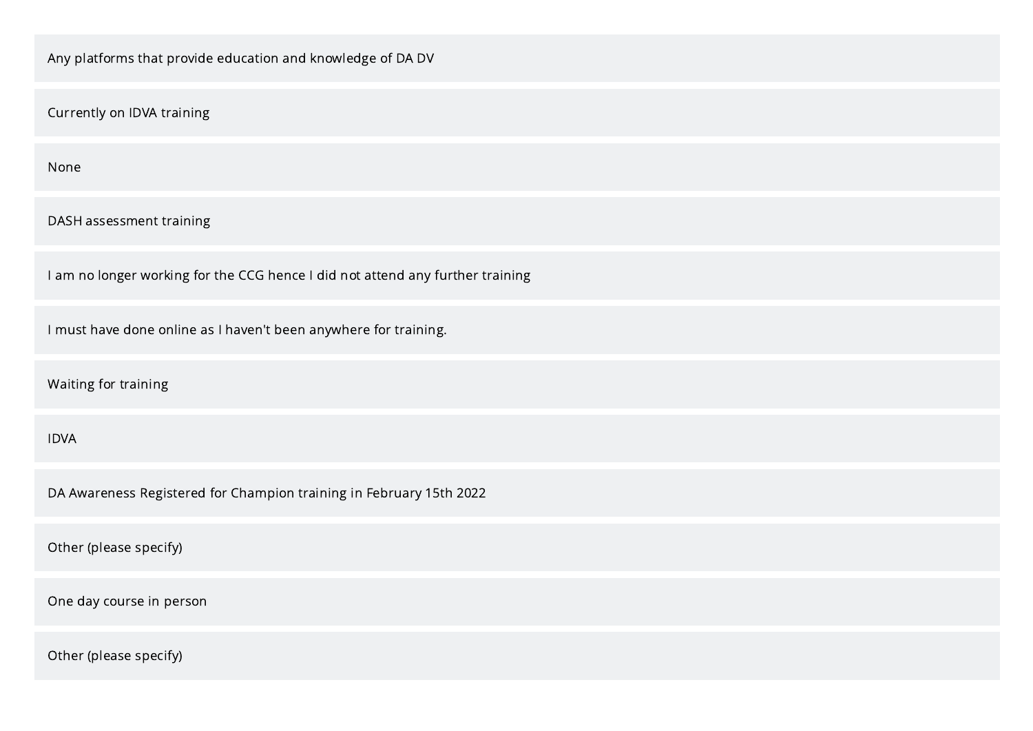Any platforms that provide education and knowledge of DA DV

Currently on IDVA training

None

DASH assessment training

I am no longer working for the CCG hence I did not attend any further training

I must have done online as I haven't been anywhere for training.

Waiting for training

IDVA

DA Awareness Registered for Champion training in February 15th 2022

Other (please specify)

One day course in person

Other (please specify)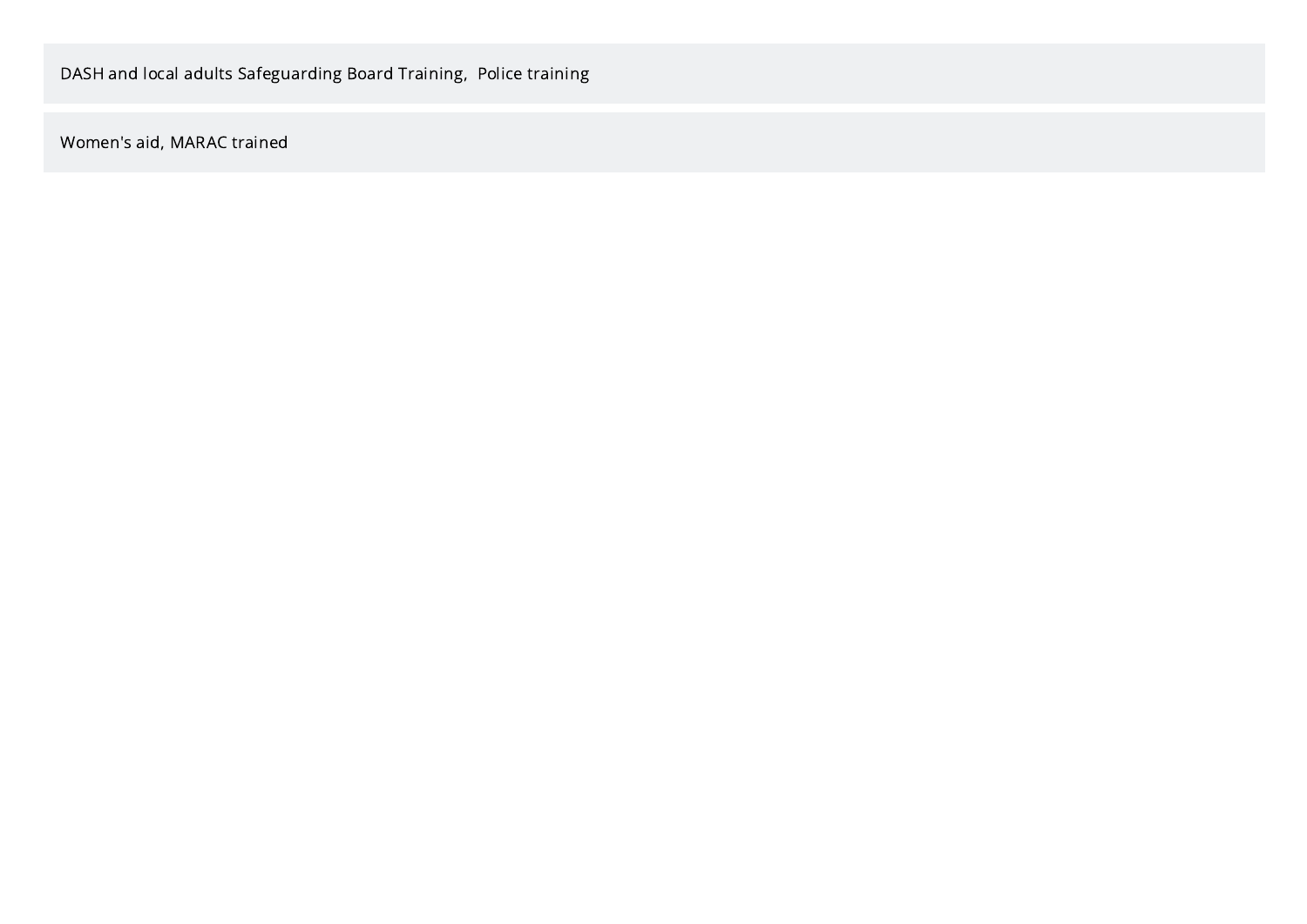DASH and local adults Safeguarding Board Training,  Police training

Women's aid, MARAC trained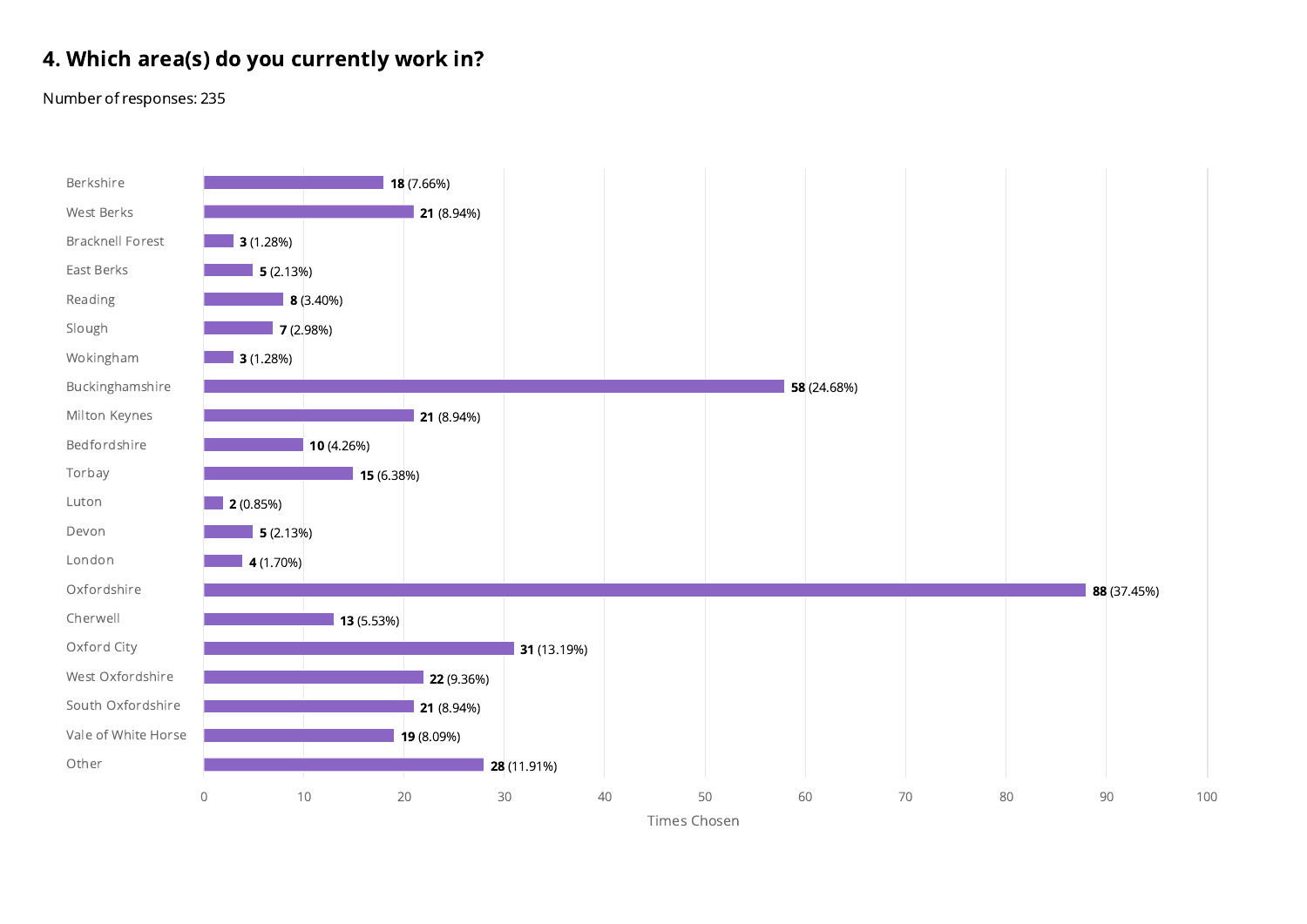## 4. Which area(s) do you currently work in?

Number of responses: 235

| Area | Times Chosen | Percentage |
| --- | --- | --- |
| Berkshire | 18 | 7.66% |
| West Berks | 21 | 8.94% |
| Bracknell Forest | 3 | 1.28% |
| East Berks | 5 | 2.13% |
| Reading | 8 | 3.40% |
| Slough | 7 | 2.98% |
| Wokingham | 3 | 1.28% |
| Buckinghamshire | 58 | 24.68% |
| Milton Keynes | 21 | 8.94% |
| Bedfordshire | 10 | 4.26% |
| Torbay | 15 | 6.38% |
| Luton | 2 | 0.85% |
| Devon | 5 | 2.13% |
| London | 4 | 1.70% |
| Oxfordshire | 88 | 37.45% |
| Cherwell | 13 | 5.53% |
| Oxford City | 31 | 13.19% |
| West Oxfordshire | 22 | 9.36% |
| South Oxfordshire | 21 | 8.94% |
| Vale of White Horse | 19 | 8.09% |
| Other | 28 | 11.91% |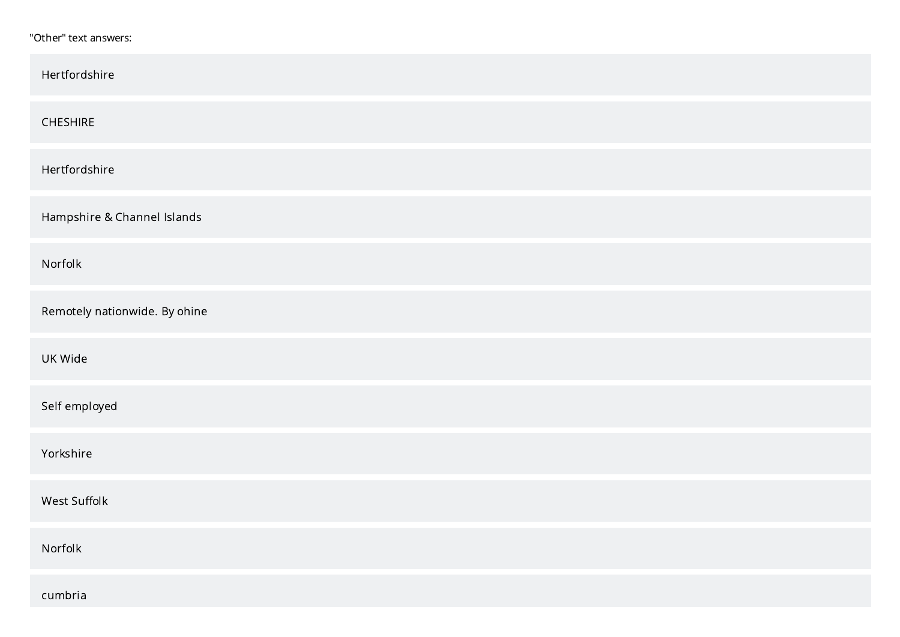"Other" text answers:

Hertfordshire

CHESHIRE

Hertfordshire

Hampshire & Channel Islands

Norfolk

Remotely nationwide. By ohine

UK Wide

Self employed

Yorkshire

West Suffolk

Norfolk

cumbria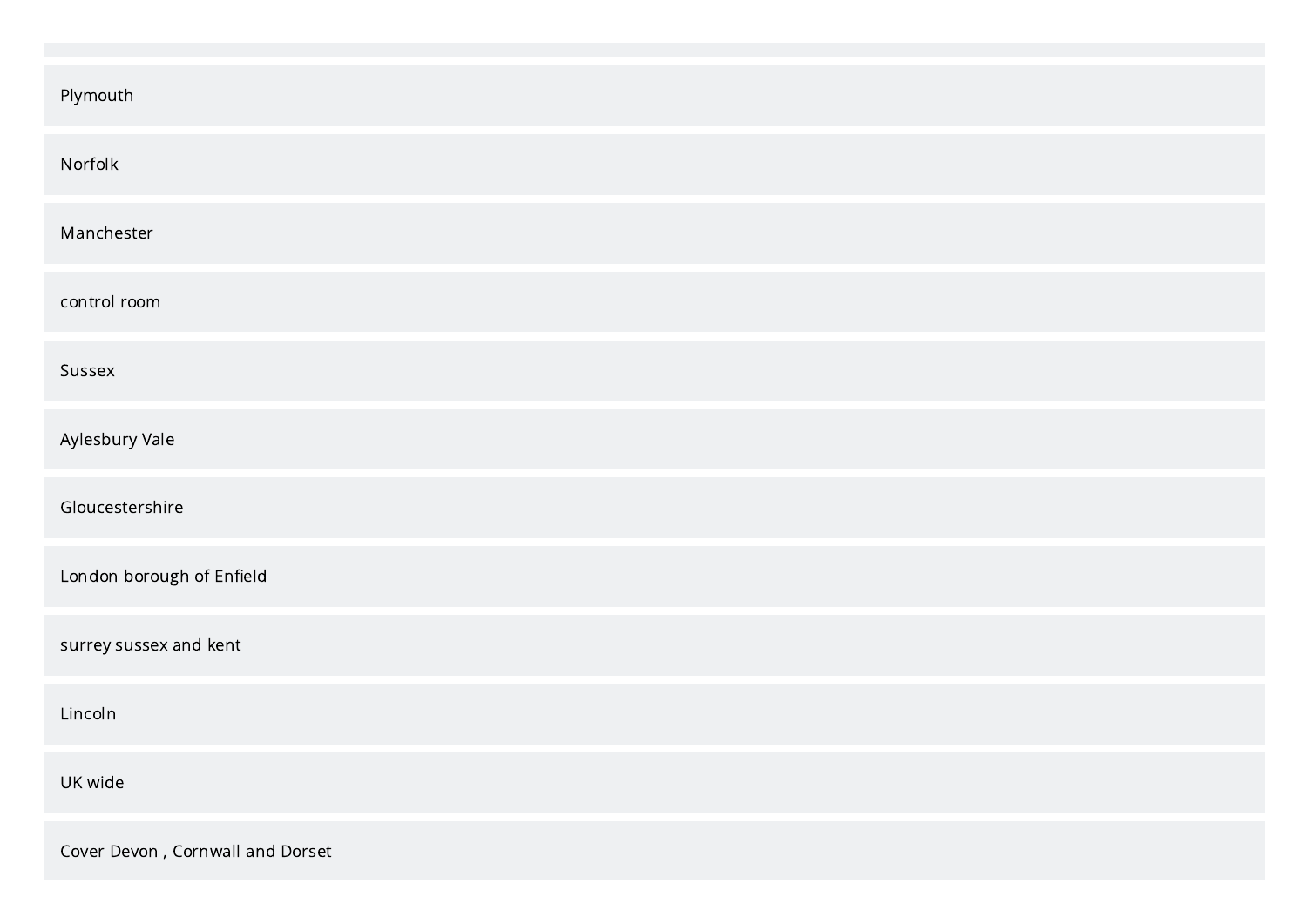Plymouth

Norfolk

Manchester

control room

Sussex

Aylesbury Vale

Gloucestershire

London borough of Enfield

surrey sussex and kent

Lincoln

UK wide

Cover Devon , Cornwall and Dorset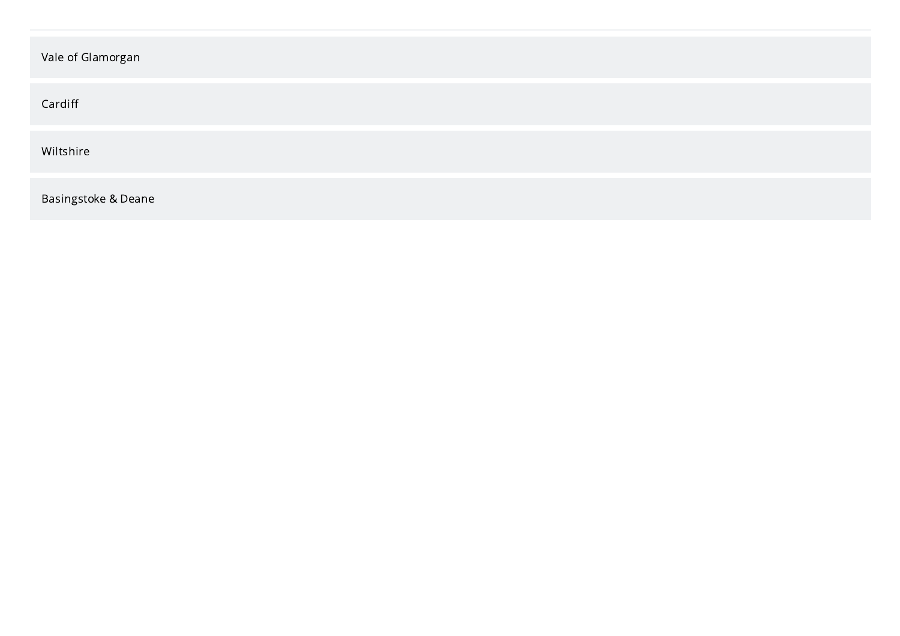Vale of Glamorgan

Cardiff

Wiltshire

Basingstoke & Deane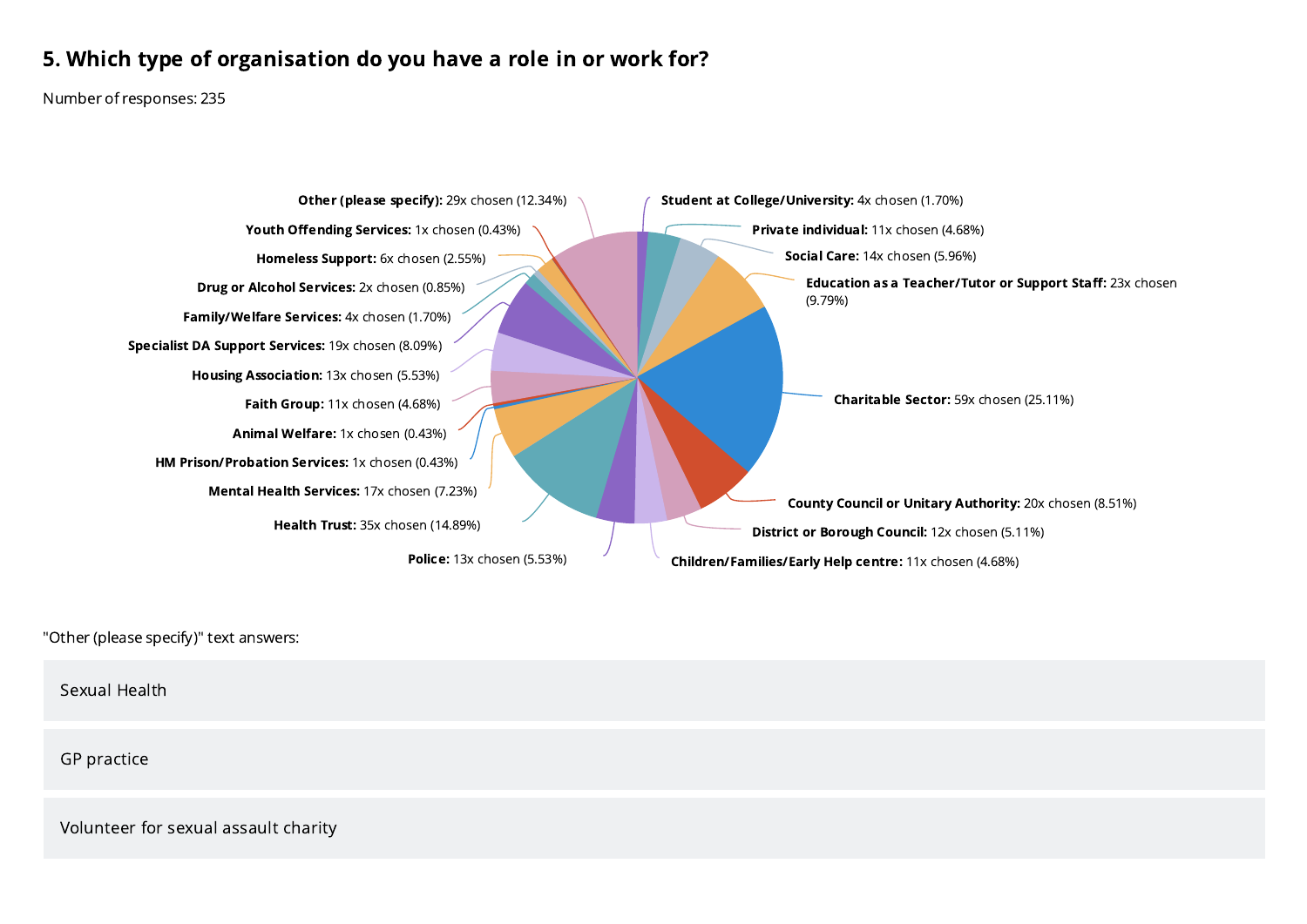## 5. Which type of organisation do you have a role in or work for?

Number of responses: 235

- **Student at College/University:** 4x chosen (1.70%)
- **Private individual:** 11x chosen (4.68%)
- **Social Care:** 14x chosen (5.96%)
- **Education as a Teacher/Tutor or Support Staff:** 23x chosen (9.79%)
- **Charitable Sector:** 59x chosen (25.11%)
- **County Council or Unitary Authority:** 20x chosen (8.51%)
- **District or Borough Council:** 12x chosen (5.11%)
- **Children/Families/Early Help centre:** 11x chosen (4.68%)
- **Police:** 13x chosen (5.53%)
- **Health Trust:** 35x chosen (14.89%)
- **Mental Health Services:** 17x chosen (7.23%)
- **HM Prison/Probation Services:** 1x chosen (0.43%)
- **Animal Welfare:** 1x chosen (0.43%)
- **Faith Group:** 11x chosen (4.68%)
- **Housing Association:** 13x chosen (5.53%)
- **Specialist DA Support Services:** 19x chosen (8.09%)
- **Family/Welfare Services:** 4x chosen (1.70%)
- **Drug or Alcohol Services:** 2x chosen (0.85%)
- **Homeless Support:** 6x chosen (2.55%)
- **Youth Offending Services:** 1x chosen (0.43%)
- **Other (please specify):** 29x chosen (12.34%)

"Other (please specify)" text answers:

Sexual Health

GP practice

Volunteer for sexual assault charity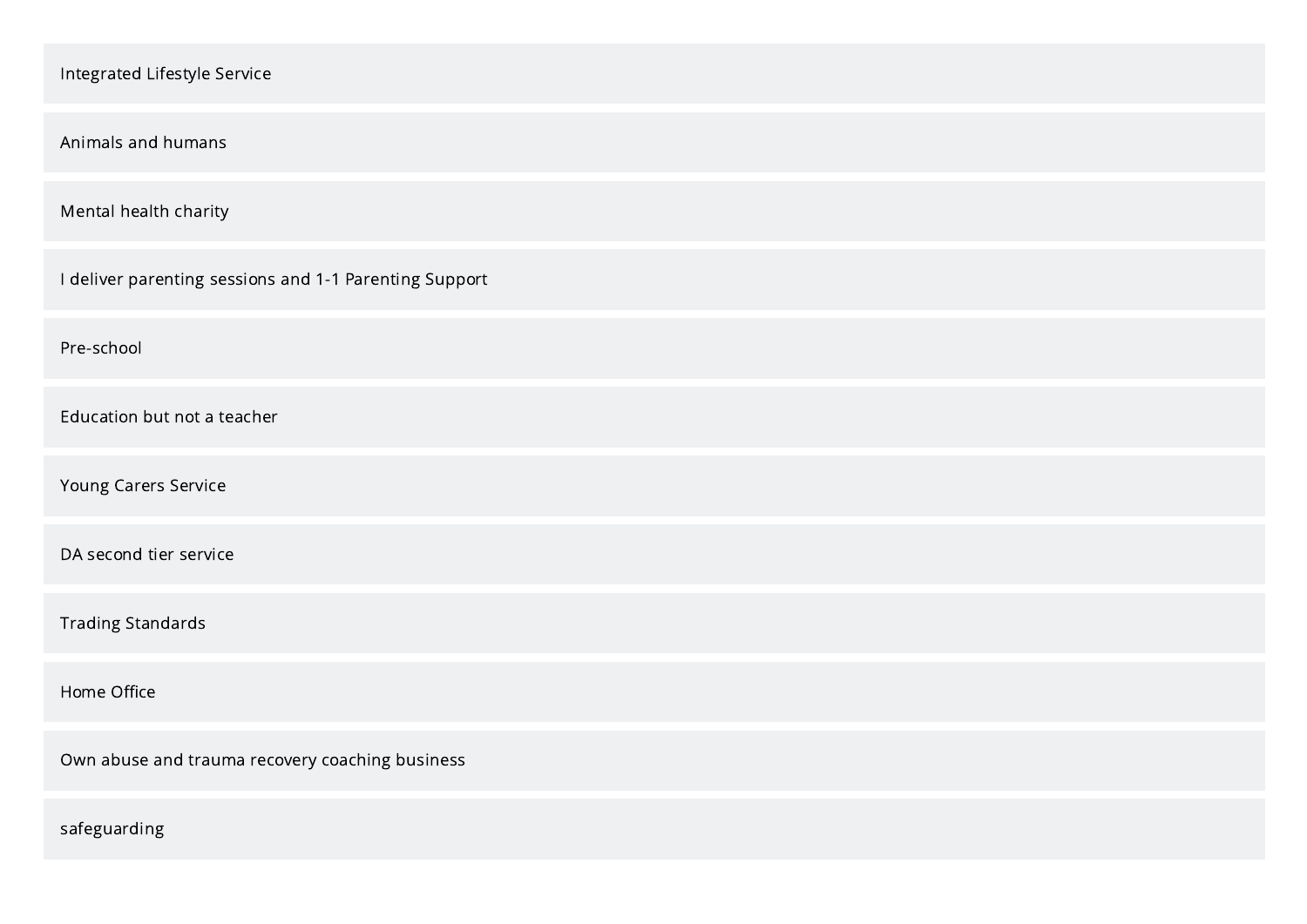Integrated Lifestyle Service

Animals and humans

Mental health charity

I deliver parenting sessions and 1-1 Parenting Support

Pre-school

Education but not a teacher

Young Carers Service

DA second tier service

Trading Standards

Home Office

Own abuse and trauma recovery coaching business

safeguarding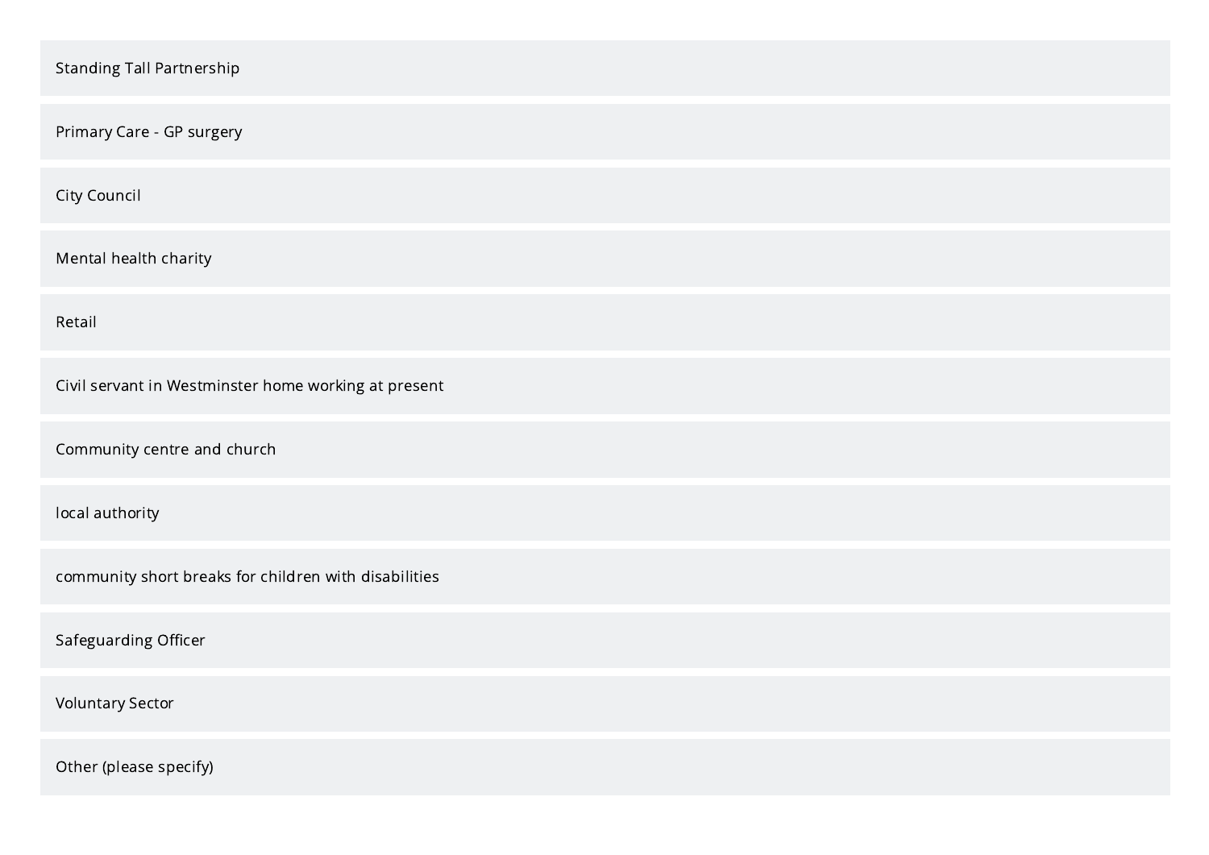Standing Tall Partnership

Primary Care - GP surgery

City Council

Mental health charity

Retail

Civil servant in Westminster home working at present

Community centre and church

local authority

community short breaks for children with disabilities

Safeguarding Officer

Voluntary Sector

Other (please specify)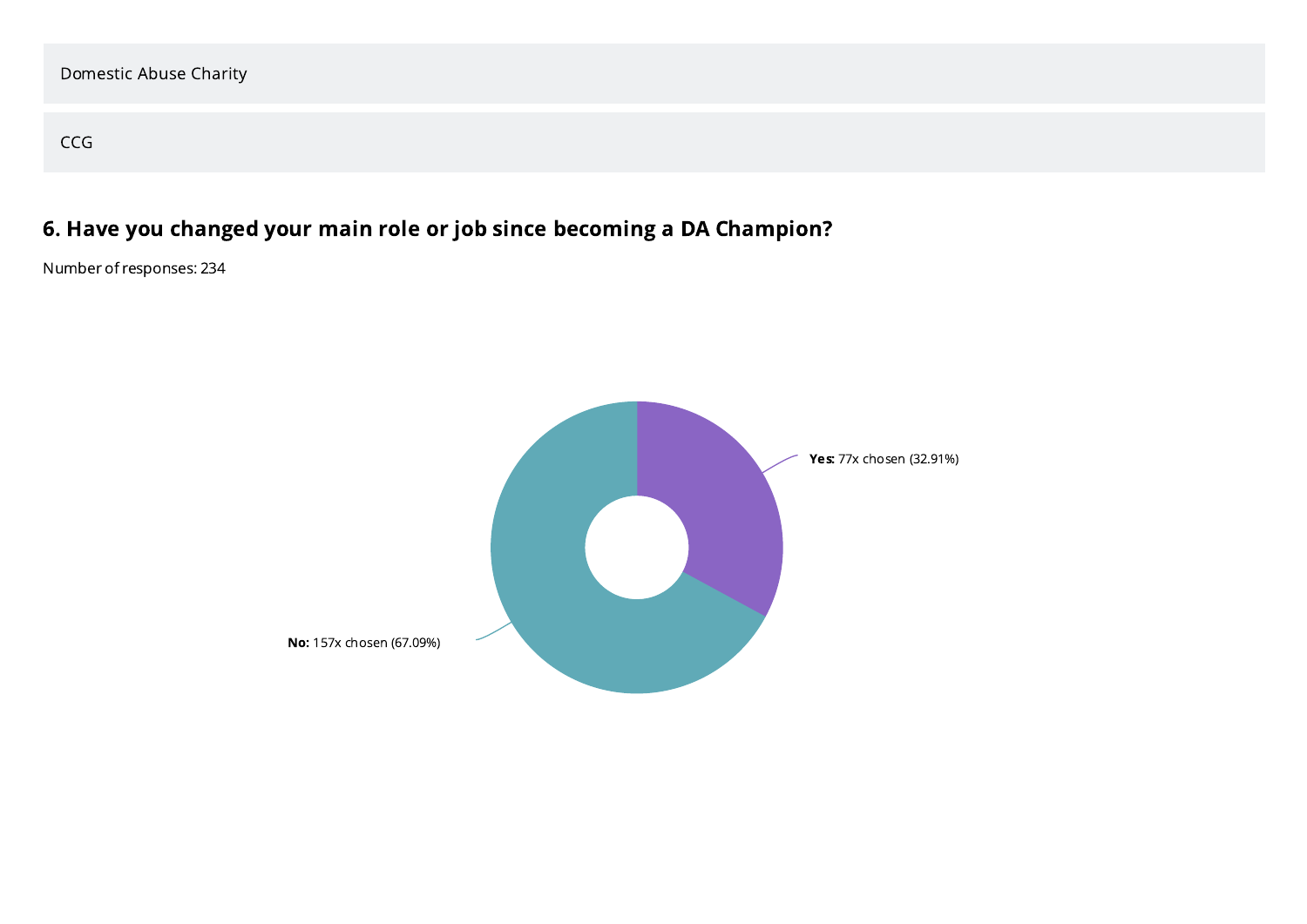Domestic Abuse Charity

CCG

## 6. Have you changed your main role or job since becoming a DA Champion?

Number of responses: 234

**Yes:** 77x chosen (32.91%)

**No:** 157x chosen (67.09%)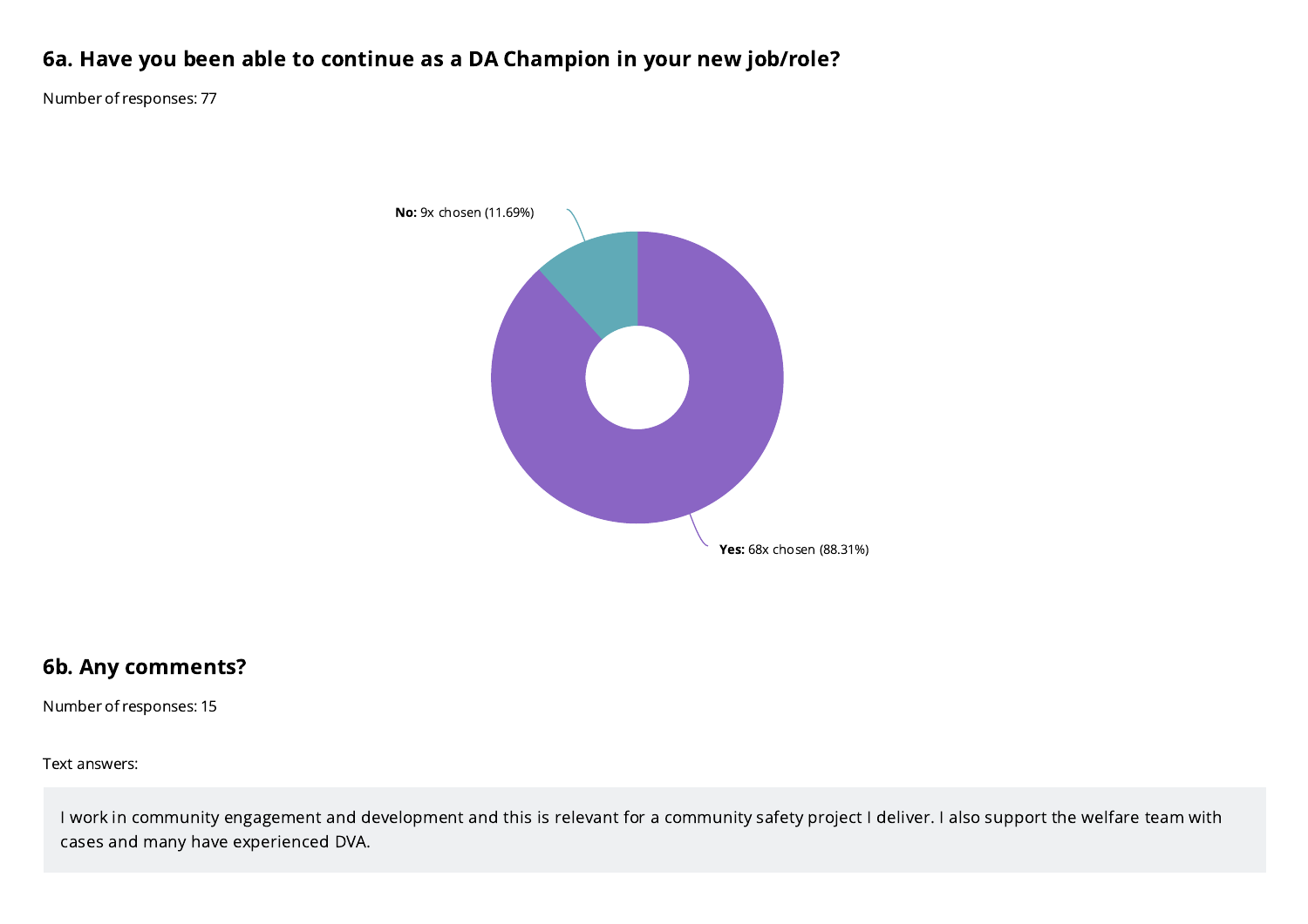## 6a. Have you been able to continue as a DA Champion in your new job/role?

Number of responses: 77

**No:** 9x chosen (11.69%)

**Yes:** 68x chosen (88.31%)

## 6b. Any comments?

Number of responses: 15

Text answers:

I work in community engagement and development and this is relevant for a community safety project I deliver. I also support the welfare team with cases and many have experienced DVA.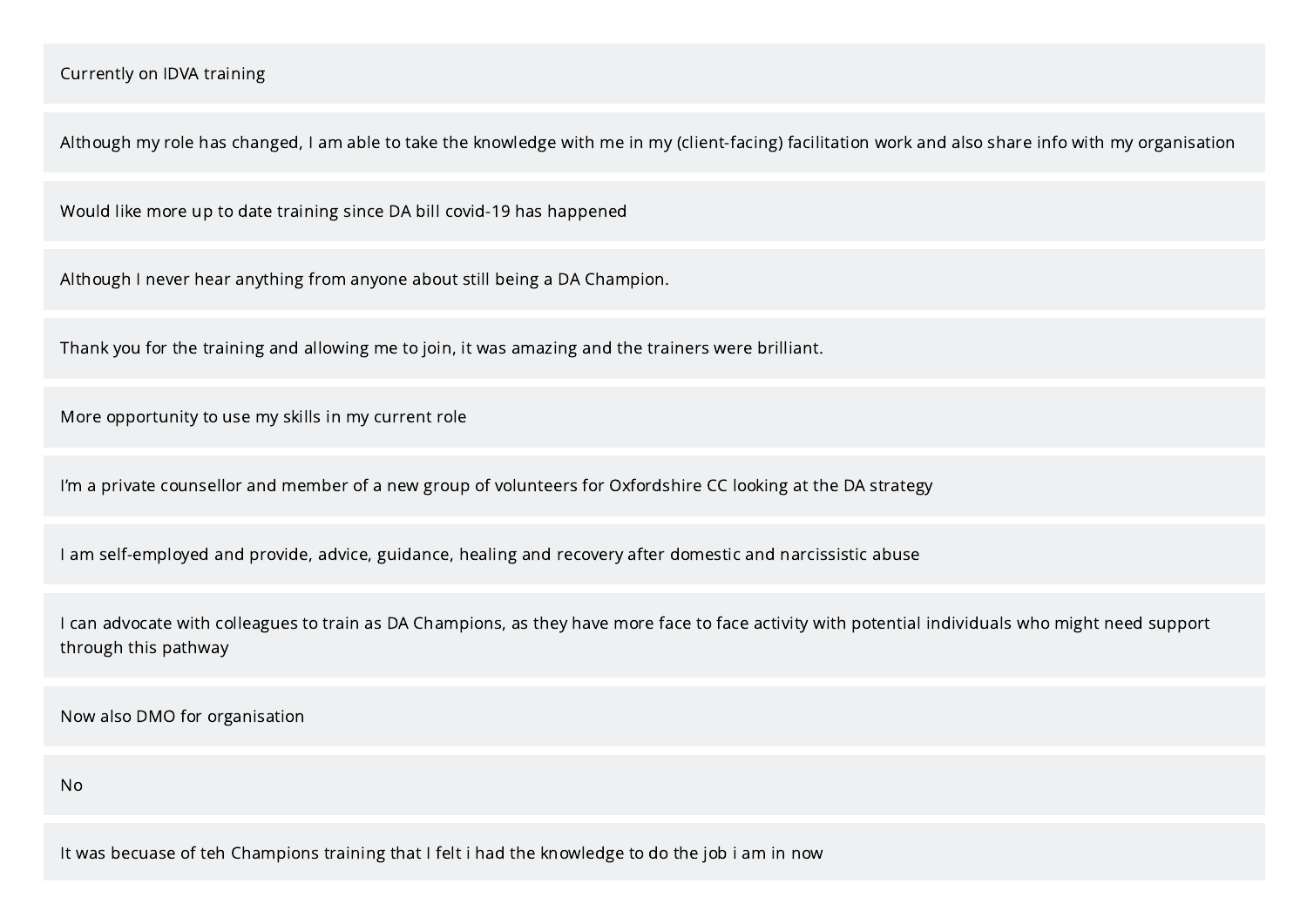Currently on IDVA training

Although my role has changed, I am able to take the knowledge with me in my (client-facing) facilitation work and also share info with my organisation

Would like more up to date training since DA bill covid-19 has happened

Although I never hear anything from anyone about still being a DA Champion.

Thank you for the training and allowing me to join, it was amazing and the trainers were brilliant.

More opportunity to use my skills in my current role

I'm a private counsellor and member of a new group of volunteers for Oxfordshire CC looking at the DA strategy

I am self-employed and provide, advice, guidance, healing and recovery after domestic and narcissistic abuse

I can advocate with colleagues to train as DA Champions, as they have more face to face activity with potential individuals who might need support through this pathway

Now also DMO for organisation

No

It was becuase of teh Champions training that I felt i had the knowledge to do the job i am in now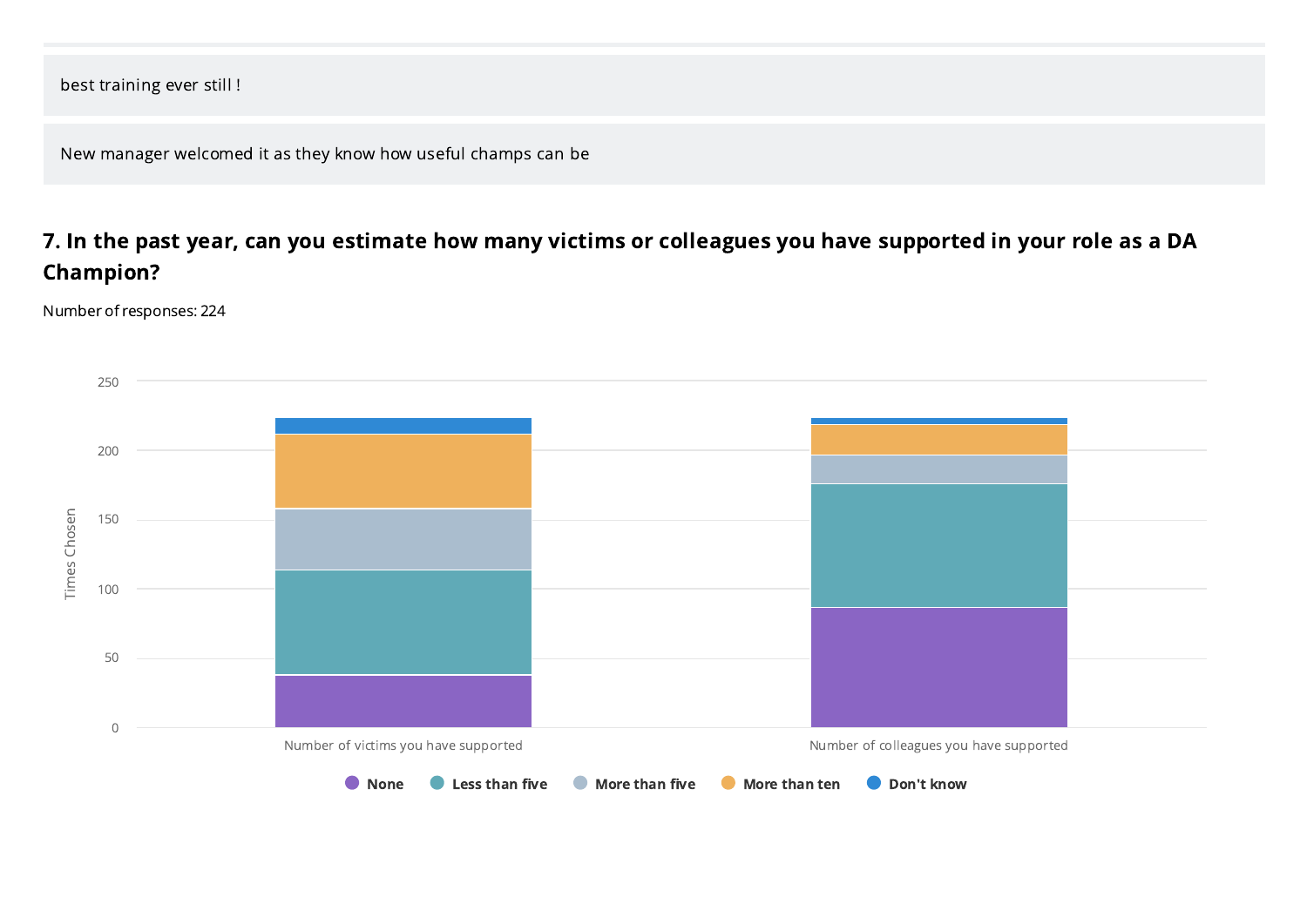best training ever still !

New manager welcomed it as they know how useful champs can be

### 7. In the past year, can you estimate how many victims or colleagues you have supported in your role as a DA Champion?

Number of responses: 224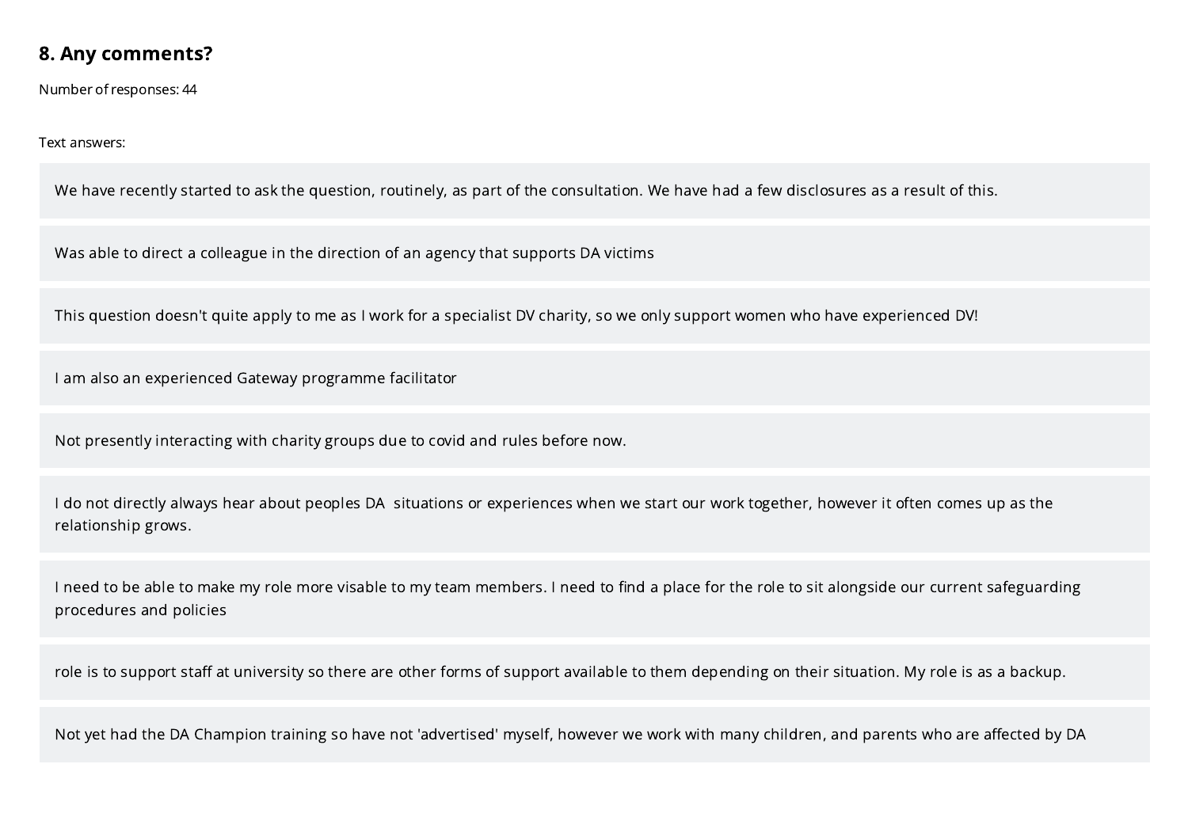## 8. Any comments?

Number of responses: 44

Text answers:

We have recently started to ask the question, routinely, as part of the consultation. We have had a few disclosures as a result of this.

Was able to direct a colleague in the direction of an agency that supports DA victims

This question doesn't quite apply to me as I work for a specialist DV charity, so we only support women who have experienced DV!

I am also an experienced Gateway programme facilitator

Not presently interacting with charity groups due to covid and rules before now.

I do not directly always hear about peoples DA  situations or experiences when we start our work together, however it often comes up as the relationship grows.

I need to be able to make my role more visable to my team members. I need to find a place for the role to sit alongside our current safeguarding procedures and policies

role is to support staff at university so there are other forms of support available to them depending on their situation. My role is as a backup.

Not yet had the DA Champion training so have not 'advertised' myself, however we work with many children, and parents who are affected by DA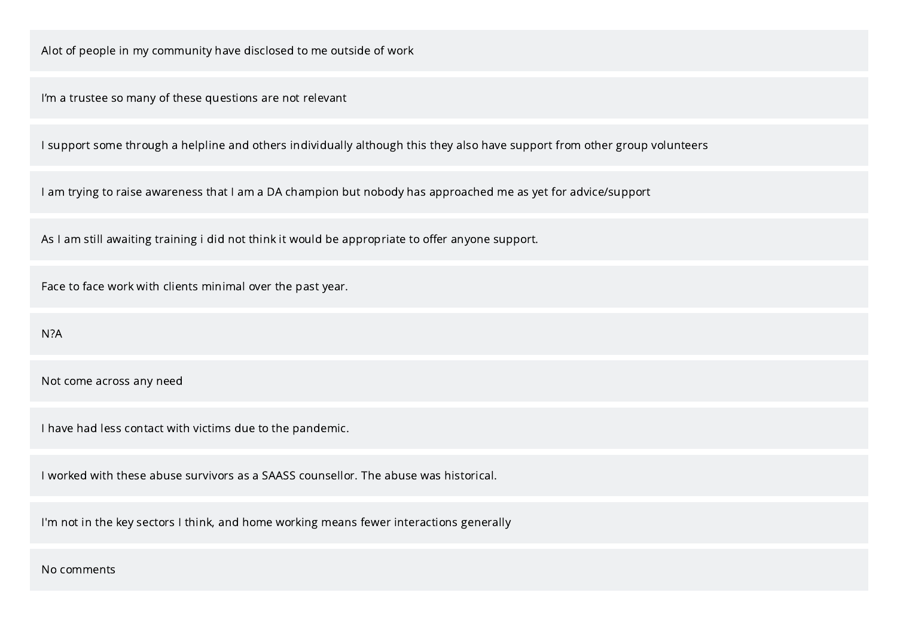Alot of people in my community have disclosed to me outside of work

I'm a trustee so many of these questions are not relevant

I support some through a helpline and others individually although this they also have support from other group volunteers

I am trying to raise awareness that I am a DA champion but nobody has approached me as yet for advice/support

As I am still awaiting training i did not think it would be appropriate to offer anyone support.

Face to face work with clients minimal over the past year.

N?A

Not come across any need

I have had less contact with victims due to the pandemic.

I worked with these abuse survivors as a SAASS counsellor. The abuse was historical.

I'm not in the key sectors I think, and home working means fewer interactions generally

No comments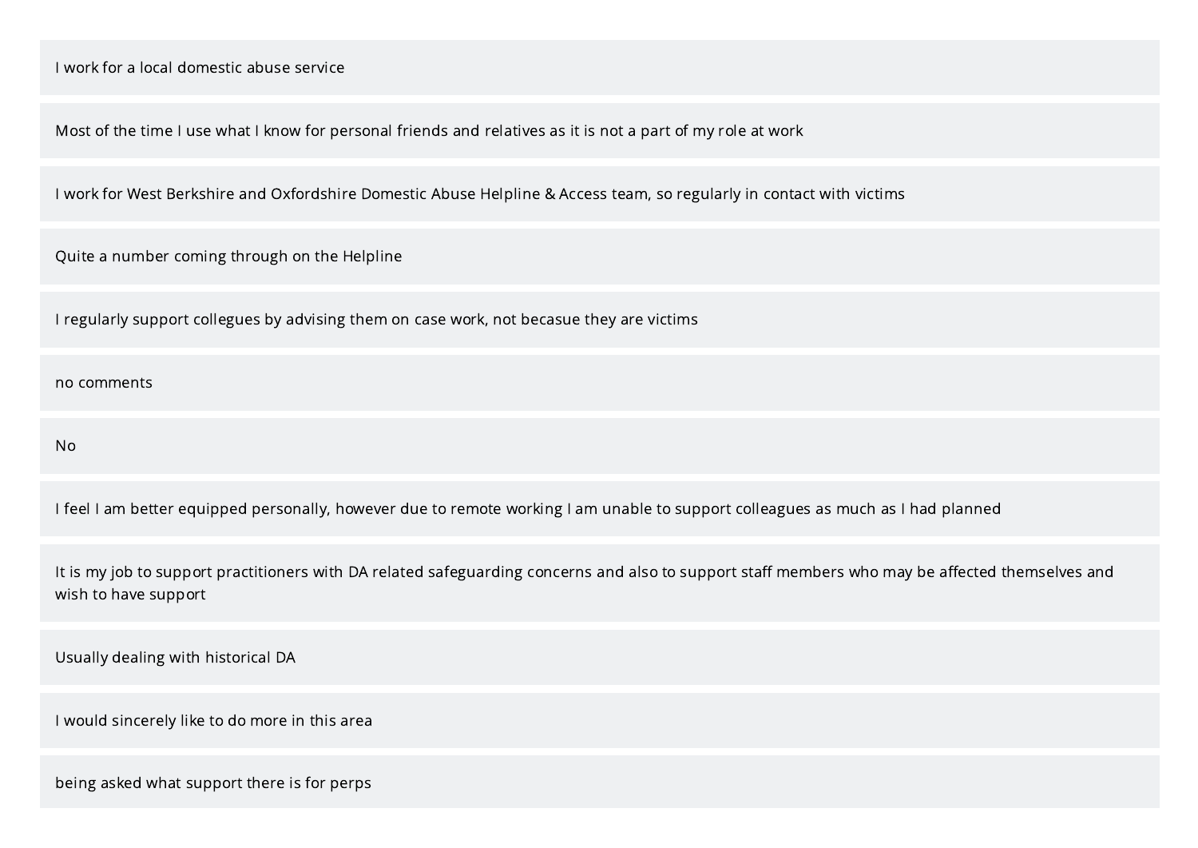I work for a local domestic abuse service

Most of the time I use what I know for personal friends and relatives as it is not a part of my role at work

I work for West Berkshire and Oxfordshire Domestic Abuse Helpline & Access team, so regularly in contact with victims

Quite a number coming through on the Helpline

I regularly support collegues by advising them on case work, not becasue they are victims

no comments

No

I feel I am better equipped personally, however due to remote working I am unable to support colleagues as much as I had planned

It is my job to support practitioners with DA related safeguarding concerns and also to support staff members who may be affected themselves and wish to have support

Usually dealing with historical DA

I would sincerely like to do more in this area

being asked what support there is for perps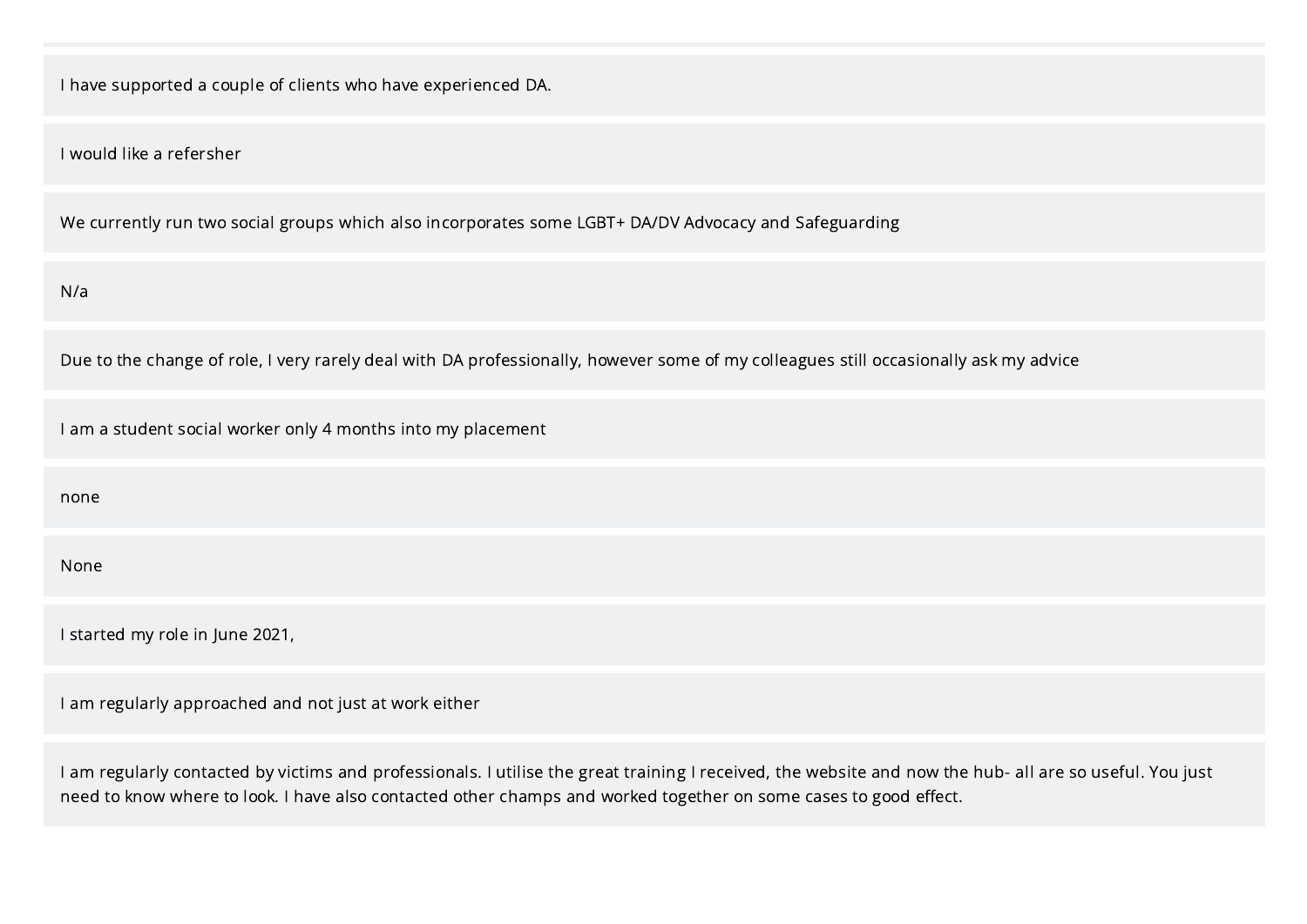I have supported a couple of clients who have experienced DA.

I would like a refersher

We currently run two social groups which also incorporates some LGBT+ DA/DV Advocacy and Safeguarding

N/a

Due to the change of role, I very rarely deal with DA professionally, however some of my colleagues still occasionally ask my advice

I am a student social worker only 4 months into my placement

none

None

I started my role in June 2021,

I am regularly approached and not just at work either

I am regularly contacted by victims and professionals. I utilise the great training I received, the website and now the hub- all are so useful. You just need to know where to look. I have also contacted other champs and worked together on some cases to good effect.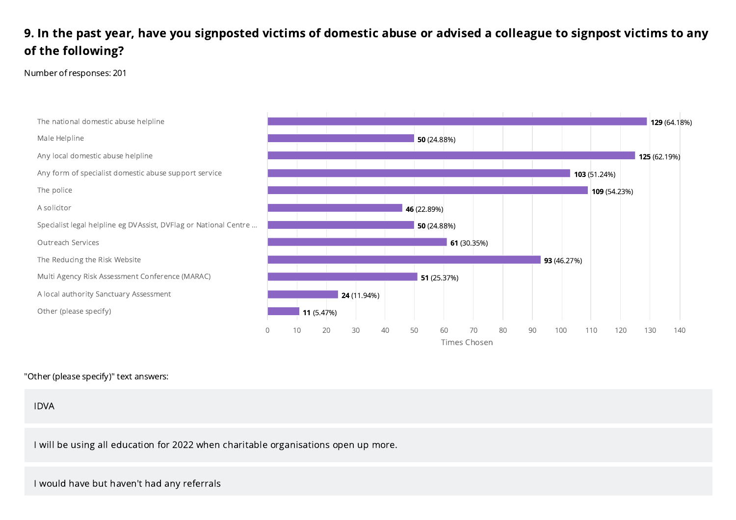## 9. In the past year, have you signposted victims of domestic abuse or advised a colleague to signpost victims to any of the following?

Number of responses: 201

| Option | Times Chosen |
| --- | --- |
| The national domestic abuse helpline | 129 (64.18%) |
| Male Helpline | 50 (24.88%) |
| Any local domestic abuse helpline | 125 (62.19%) |
| Any form of specialist domestic abuse support service | 103 (51.24%) |
| The police | 109 (54.23%) |
| A solicitor | 46 (22.89%) |
| Specialist legal helpline eg DVAssist, DVFlag or National Centre ... | 50 (24.88%) |
| Outreach Services | 61 (30.35%) |
| The Reducing the Risk Website | 93 (46.27%) |
| Multi Agency Risk Assessment Conference (MARAC) | 51 (25.37%) |
| A local authority Sanctuary Assessment | 24 (11.94%) |
| Other (please specify) | 11 (5.47%) |

"Other (please specify)" text answers:

IDVA

I will be using all education for 2022 when charitable organisations open up more.

I would have but haven't had any referrals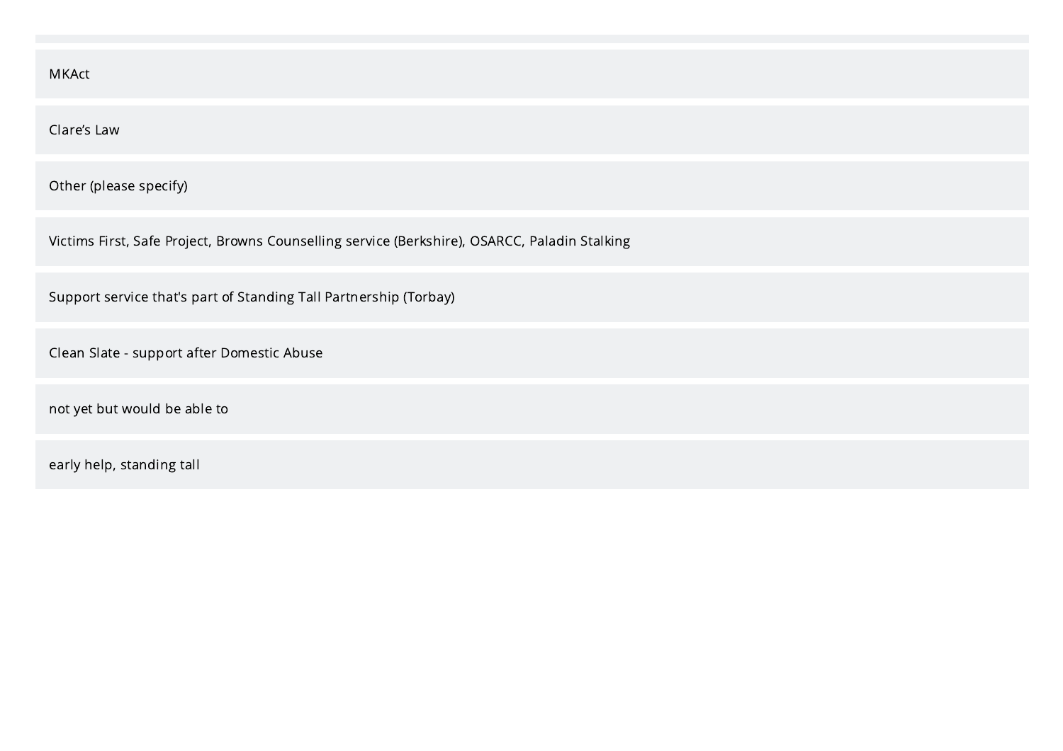MKAct

Clare’s Law

Other (please specify)

Victims First, Safe Project, Browns Counselling service (Berkshire), OSARCC, Paladin Stalking

Support service that's part of Standing Tall Partnership (Torbay)

Clean Slate - support after Domestic Abuse

not yet but would be able to

early help, standing tall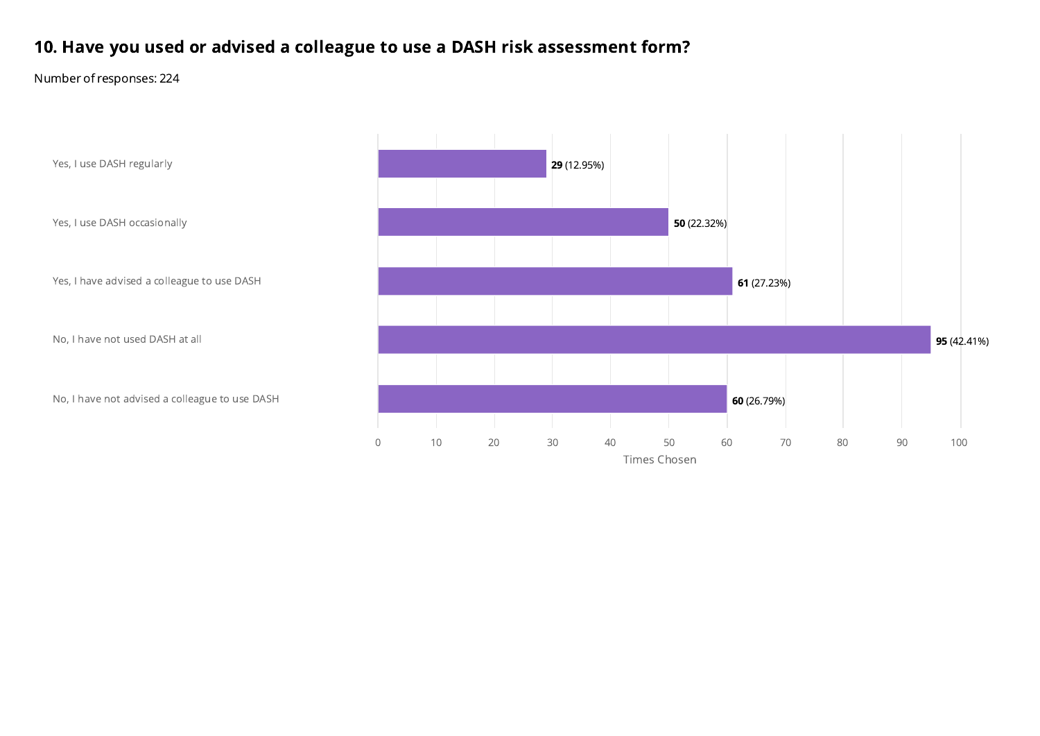## 10. Have you used or advised a colleague to use a DASH risk assessment form?

Number of responses: 224

| Response | Times Chosen |
| --- | --- |
| Yes, I use DASH regularly | **29** (12.95%) |
| Yes, I use DASH occasionally | **50** (22.32%) |
| Yes, I have advised a colleague to use DASH | **61** (27.23%) |
| No, I have not used DASH at all | **95** (42.41%) |
| No, I have not advised a colleague to use DASH | **60** (26.79%) |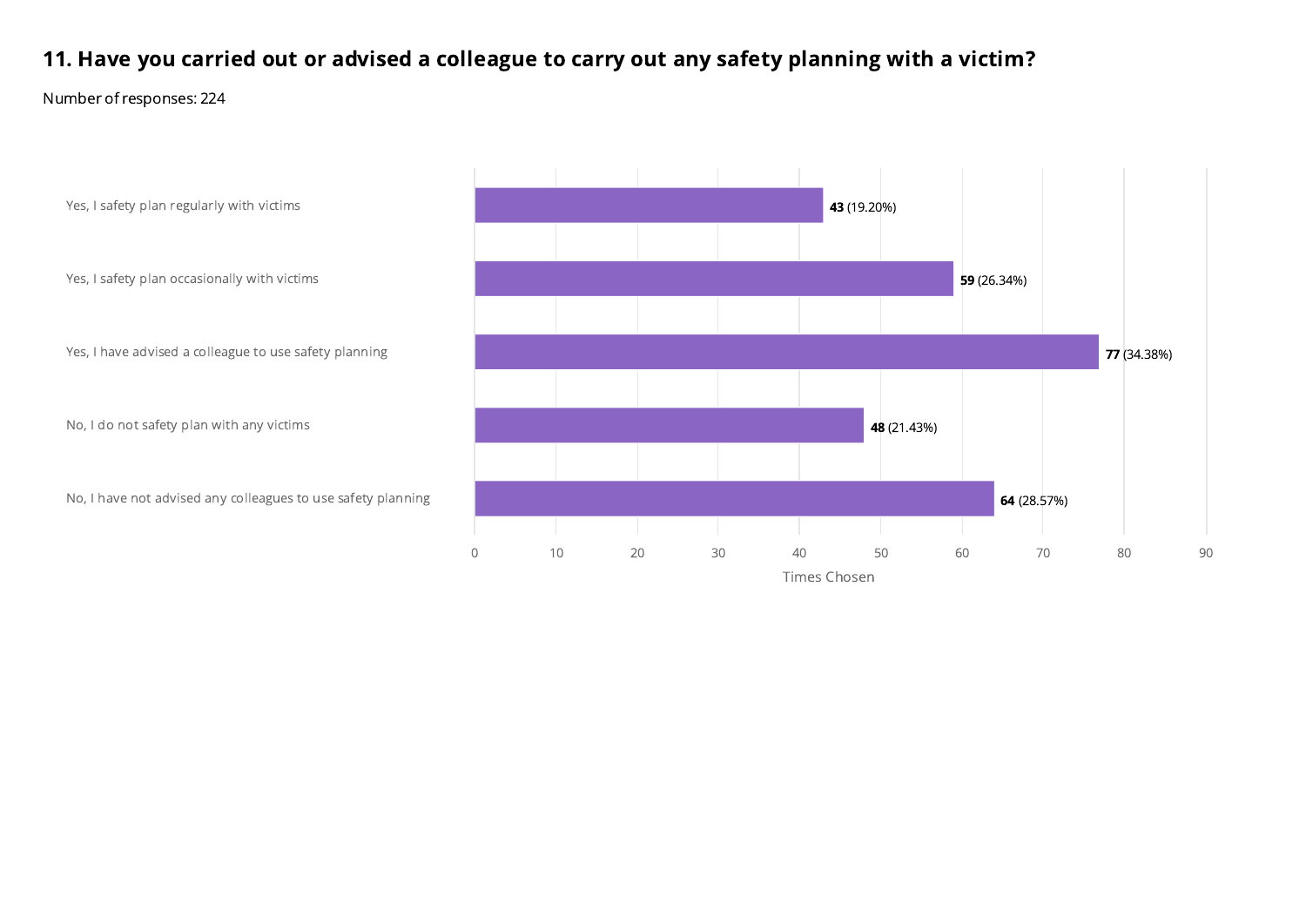## 11. Have you carried out or advised a colleague to carry out any safety planning with a victim?

Number of responses: 224

| Response | Times Chosen |
| --- | --- |
| Yes, I safety plan regularly with victims | **43** (19.20%) |
| Yes, I safety plan occasionally with victims | **59** (26.34%) |
| Yes, I have advised a colleague to use safety planning | **77** (34.38%) |
| No, I do not safety plan with any victims | **48** (21.43%) |
| No, I have not advised any colleagues to use safety planning | **64** (28.57%) |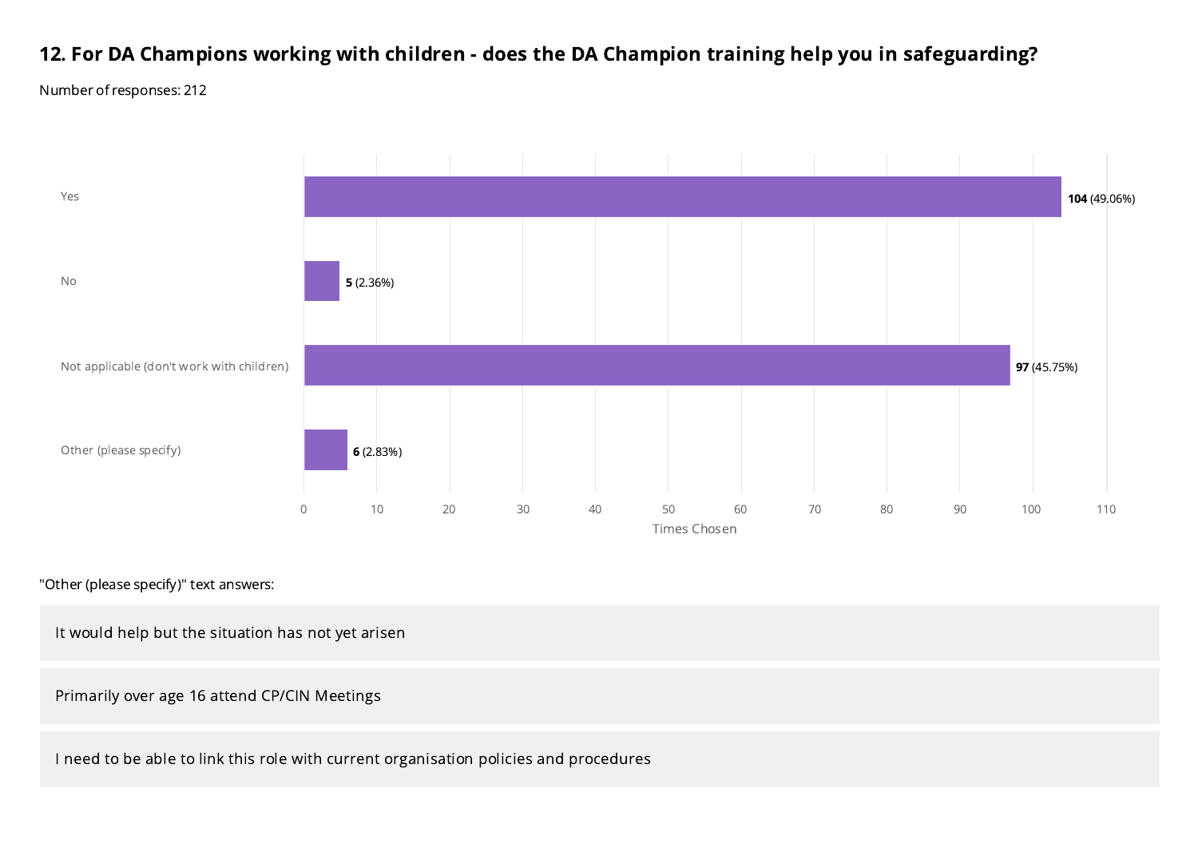## 12. For DA Champions working with children - does the DA Champion training help you in safeguarding?

Number of responses: 212

| Response | Times Chosen | Percentage |
| --- | --- | --- |
| Yes | 104 | 49.06% |
| No | 5 | 2.36% |
| Not applicable (don't work with children) | 97 | 45.75% |
| Other (please specify) | 6 | 2.83% |

"Other (please specify)" text answers:

- It would help but the situation has not yet arisen
- Primarily over age 16 attend CP/CIN Meetings
- I need to be able to link this role with current organisation policies and procedures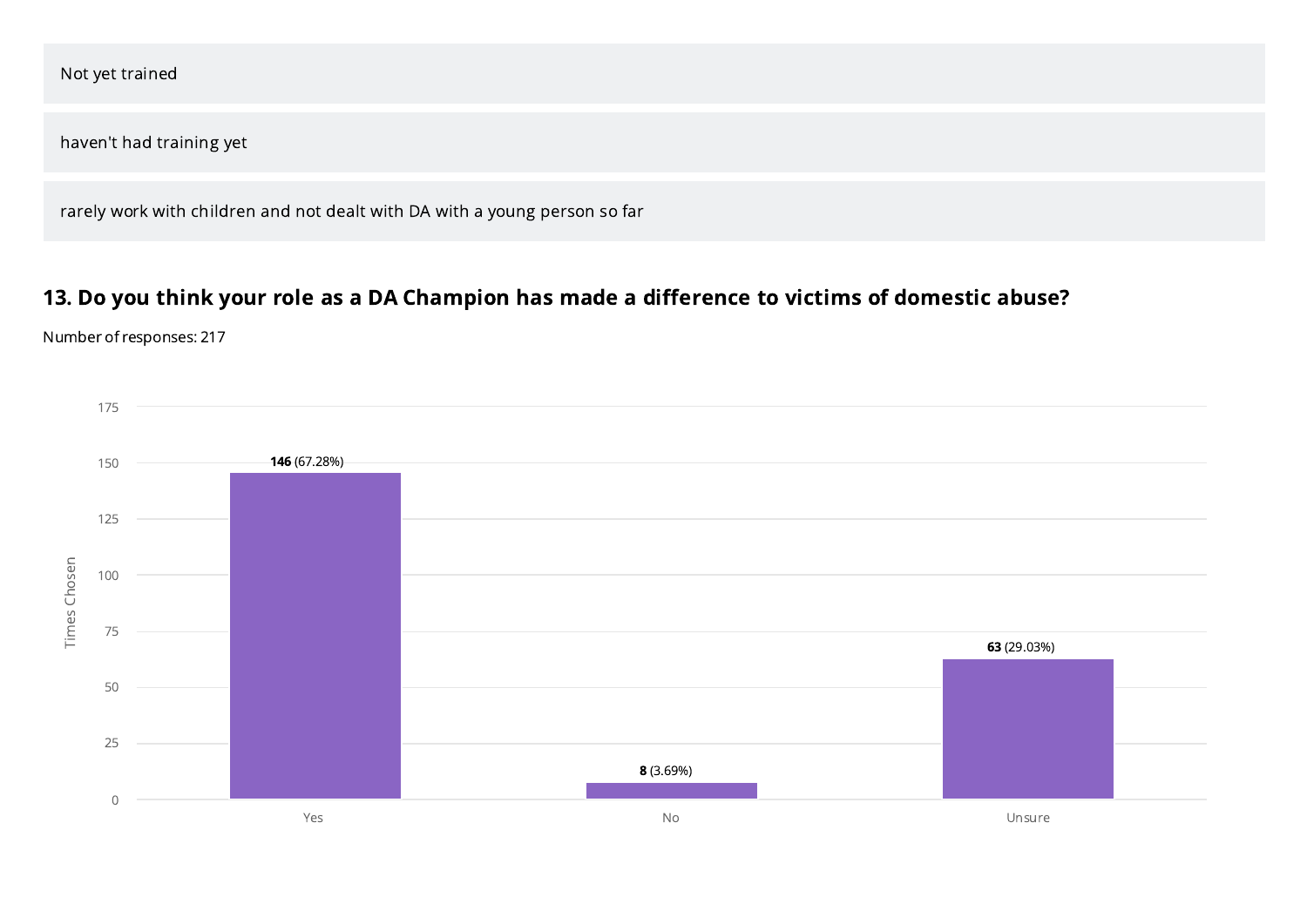Not yet trained

haven't had training yet

rarely work with children and not dealt with DA with a young person so far

## 13. Do you think your role as a DA Champion has made a difference to victims of domestic abuse?

Number of responses: 217

| Response | Times Chosen |
| --- | --- |
| Yes | **146** (67.28%) |
| No | **8** (3.69%) |
| Unsure | **63** (29.03%) |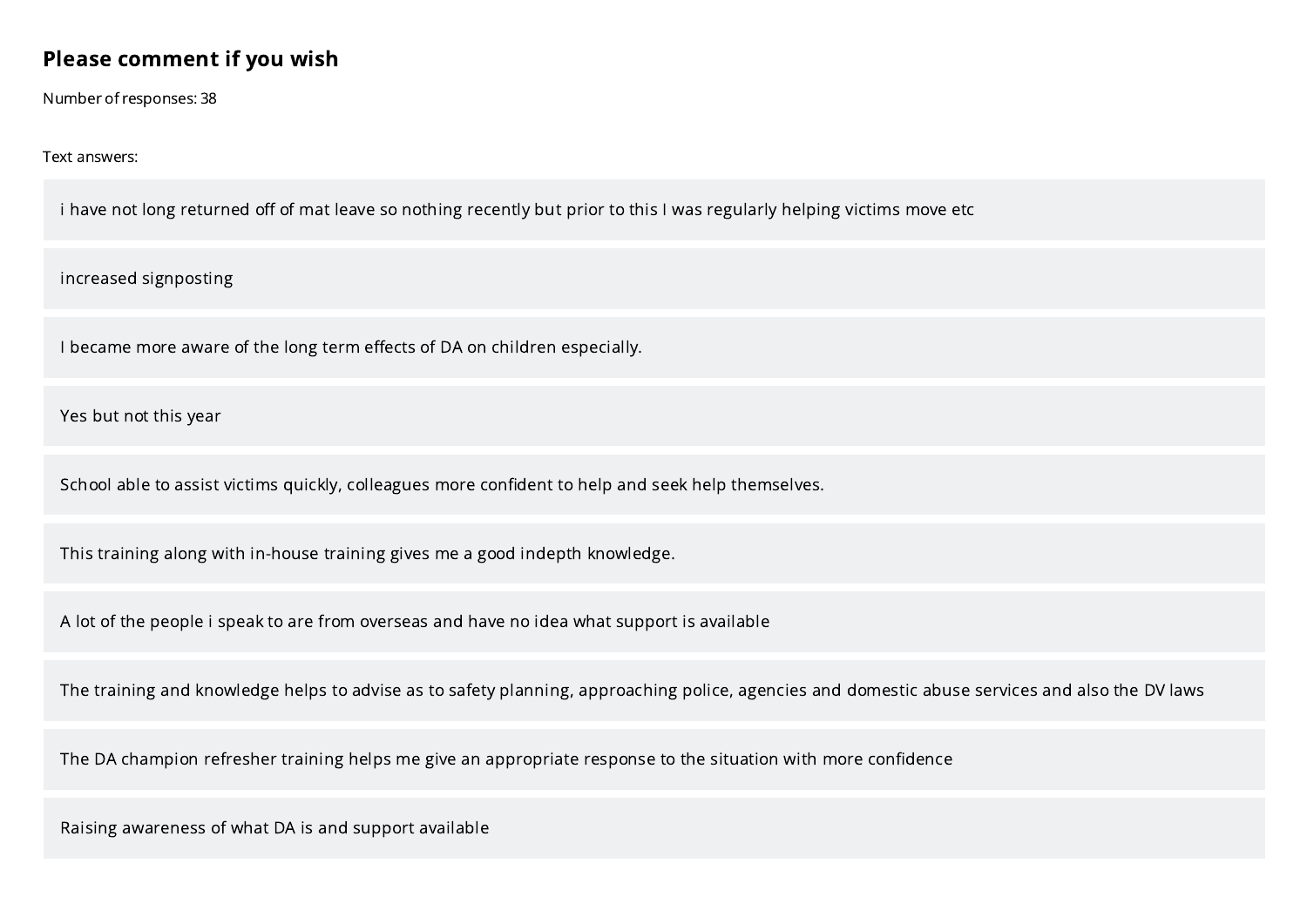## Please comment if you wish

Number of responses: 38

Text answers:

- i have not long returned off of mat leave so nothing recently but prior to this I was regularly helping victims move etc
- increased signposting
- I became more aware of the long term effects of DA on children especially.
- Yes but not this year
- School able to assist victims quickly, colleagues more confident to help and seek help themselves.
- This training along with in-house training gives me a good indepth knowledge.
- A lot of the people i speak to are from overseas and have no idea what support is available
- The training and knowledge helps to advise as to safety planning, approaching police, agencies and domestic abuse services and also the DV laws
- The DA champion refresher training helps me give an appropriate response to the situation with more confidence
- Raising awareness of what DA is and support available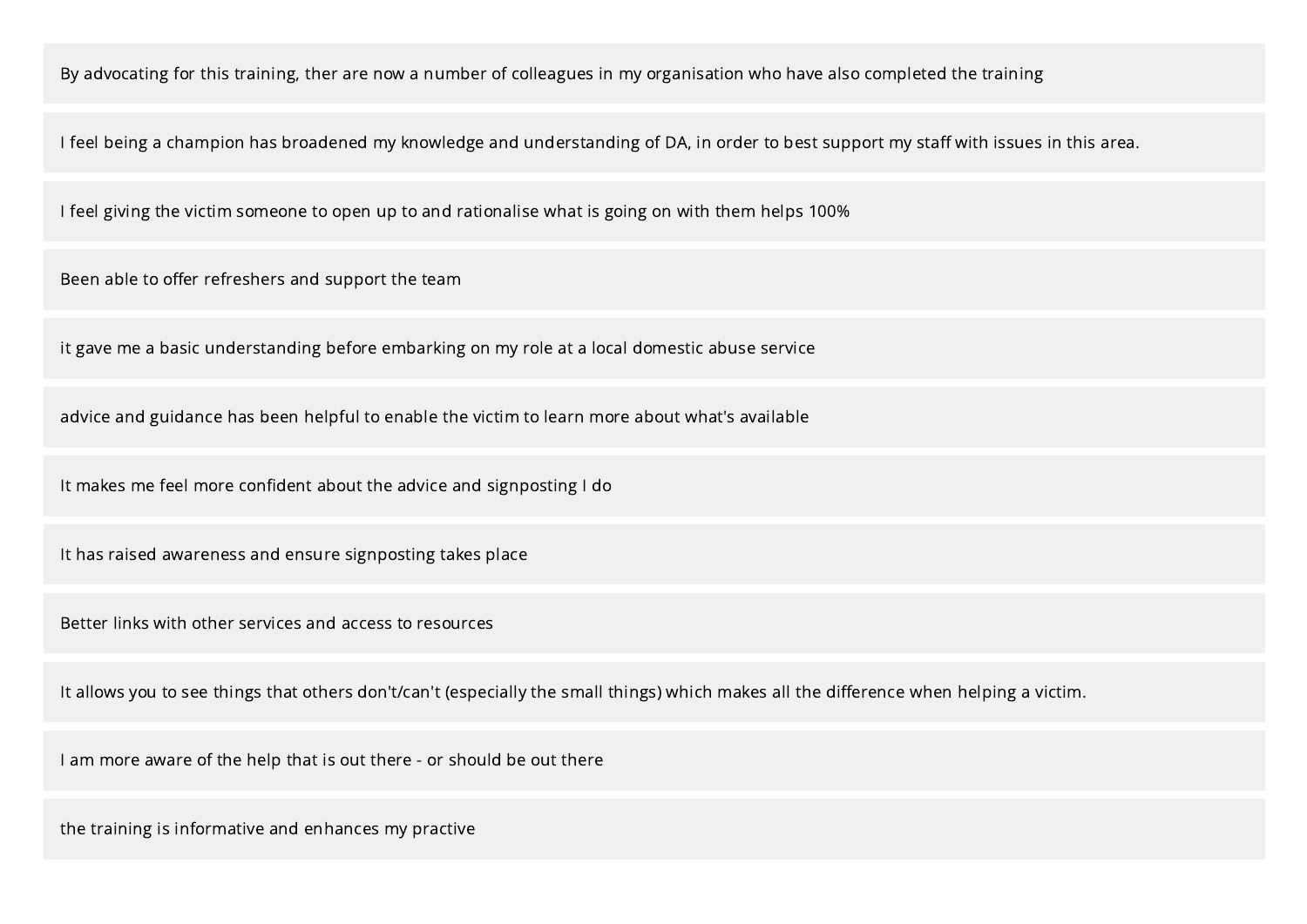By advocating for this training, ther are now a number of colleagues in my organisation who have also completed the training

I feel being a champion has broadened my knowledge and understanding of DA, in order to best support my staff with issues in this area.

I feel giving the victim someone to open up to and rationalise what is going on with them helps 100%

Been able to offer refreshers and support the team

it gave me a basic understanding before embarking on my role at a local domestic abuse service

advice and guidance has been helpful to enable the victim to learn more about what's available

It makes me feel more confident about the advice and signposting I do

It has raised awareness and ensure signposting takes place

Better links with other services and access to resources

It allows you to see things that others don't/can't (especially the small things) which makes all the difference when helping a victim.

I am more aware of the help that is out there - or should be out there

the training is informative and enhances my practive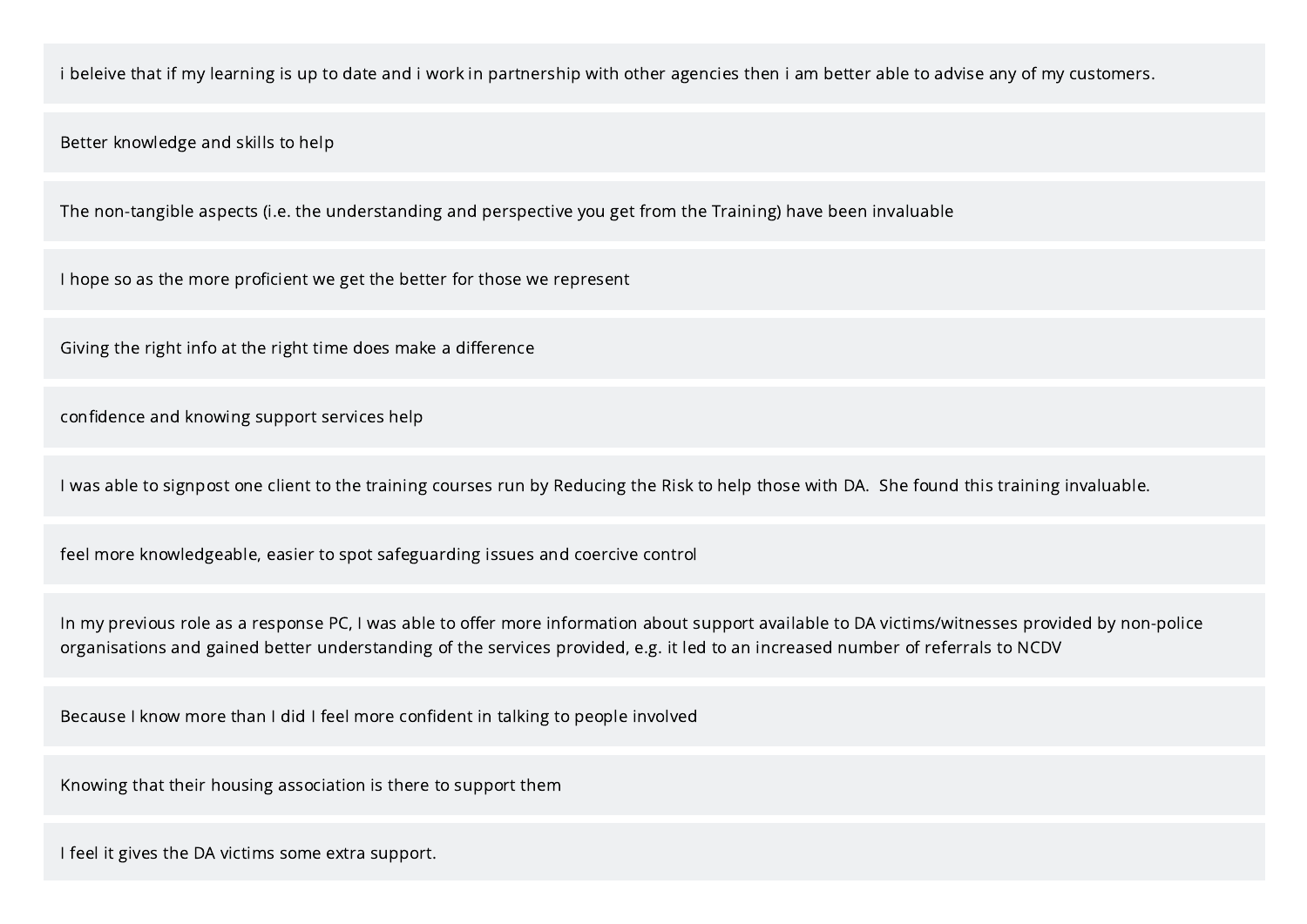i beleive that if my learning is up to date and i work in partnership with other agencies then i am better able to advise any of my customers.

Better knowledge and skills to help

The non-tangible aspects (i.e. the understanding and perspective you get from the Training) have been invaluable

I hope so as the more proficient we get the better for those we represent

Giving the right info at the right time does make a difference

confidence and knowing support services help

I was able to signpost one client to the training courses run by Reducing the Risk to help those with DA.  She found this training invaluable.

feel more knowledgeable, easier to spot safeguarding issues and coercive control

In my previous role as a response PC, I was able to offer more information about support available to DA victims/witnesses provided by non-police organisations and gained better understanding of the services provided, e.g. it led to an increased number of referrals to NCDV

Because I know more than I did I feel more confident in talking to people involved

Knowing that their housing association is there to support them

I feel it gives the DA victims some extra support.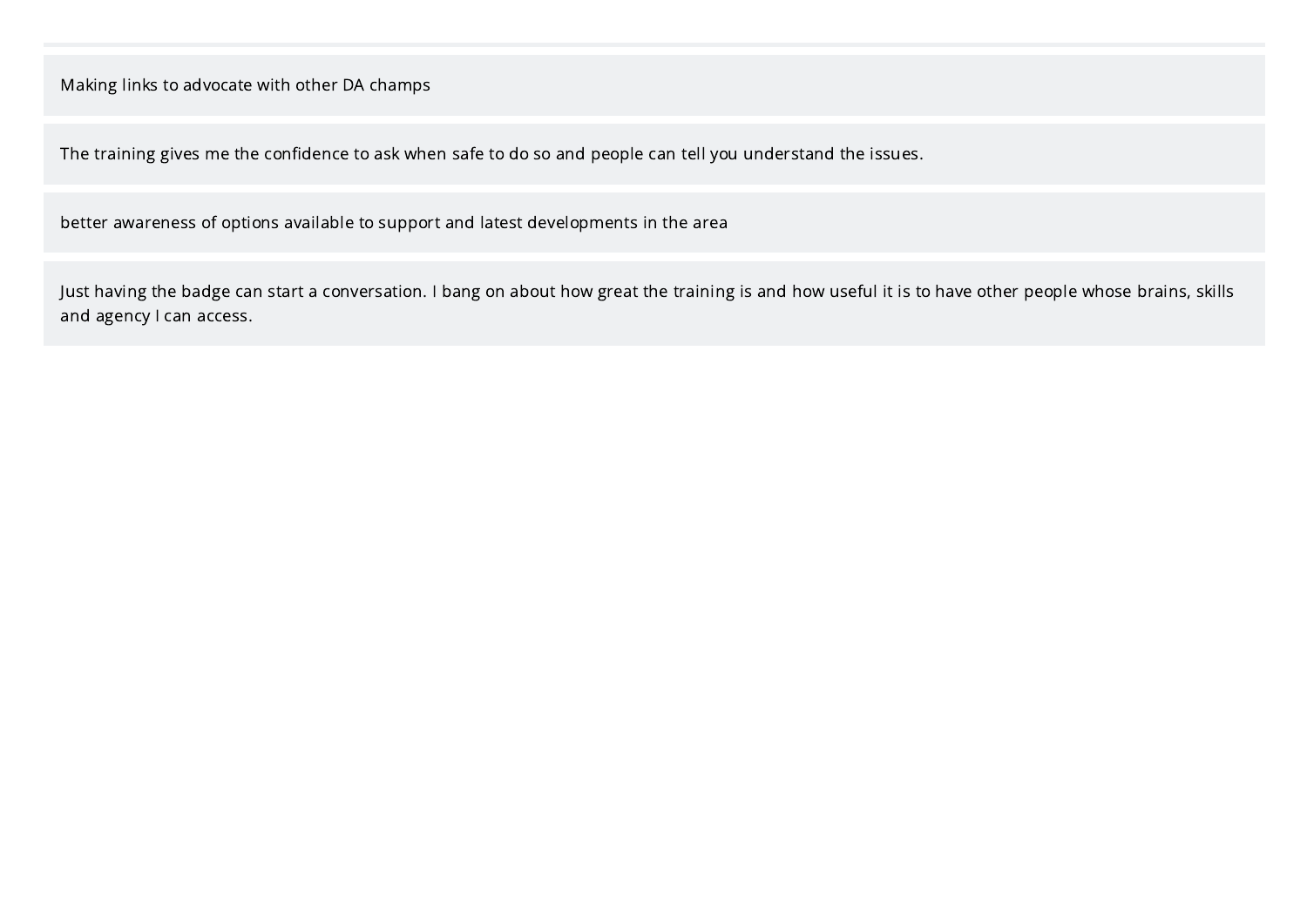Making links to advocate with other DA champs

The training gives me the confidence to ask when safe to do so and people can tell you understand the issues.

better awareness of options available to support and latest developments in the area

Just having the badge can start a conversation. I bang on about how great the training is and how useful it is to have other people whose brains, skills and agency I can access.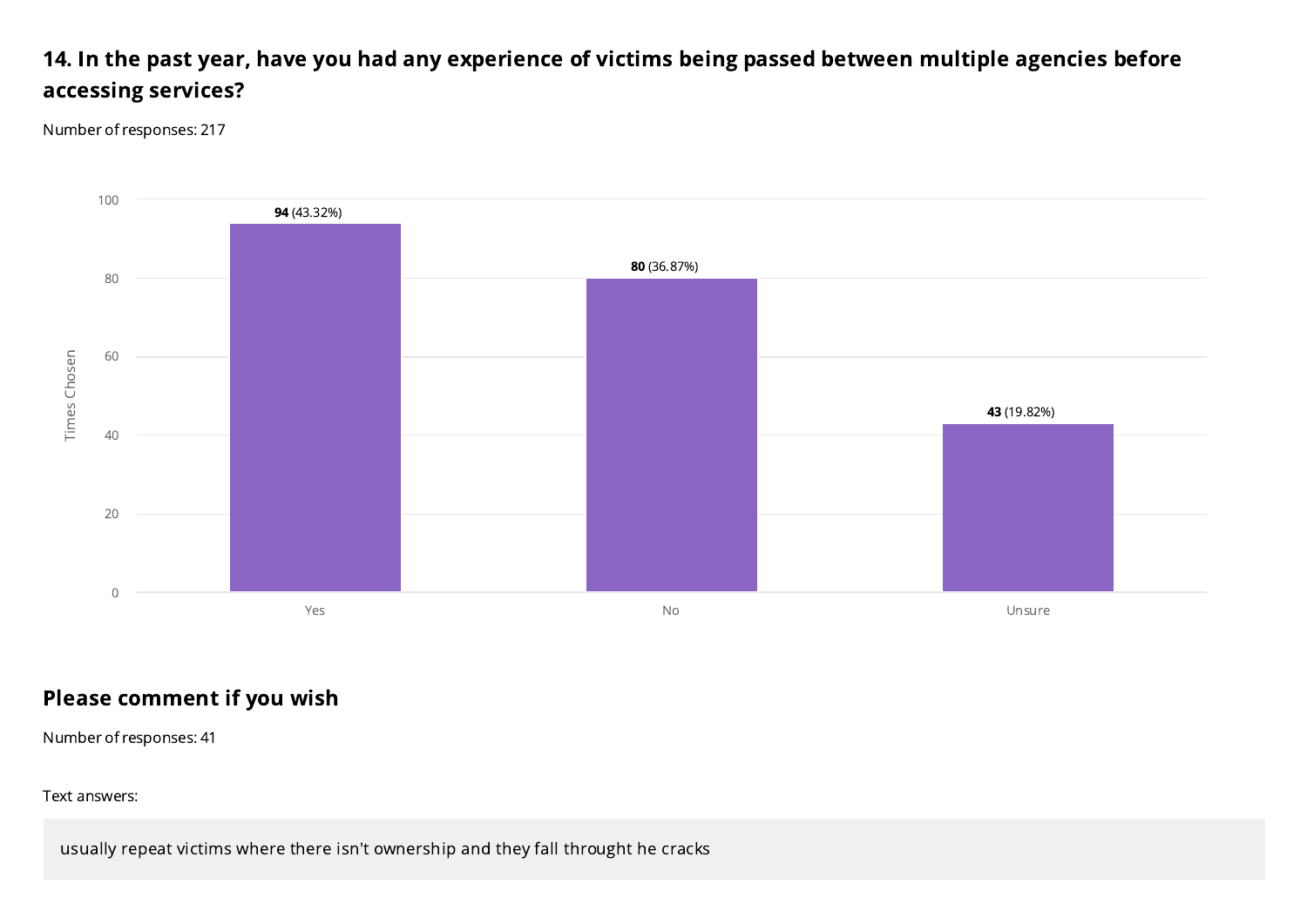## 14. In the past year, have you had any experience of victims being passed between multiple agencies before accessing services?

Number of responses: 217

| Response | Times Chosen | Percentage |
| --- | --- | --- |
| Yes | 94 | 43.32% |
| No | 80 | 36.87% |
| Unsure | 43 | 19.82% |

## Please comment if you wish

Number of responses: 41

Text answers:

usually repeat victims where there isn't ownership and they fall throught he cracks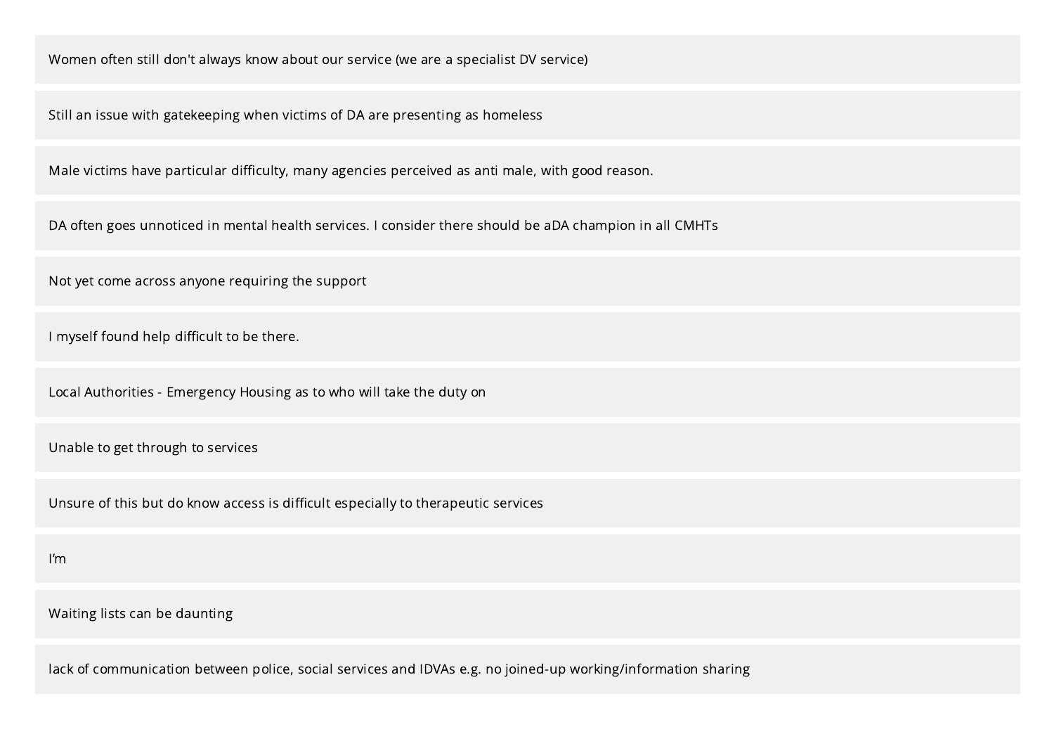Women often still don't always know about our service (we are a specialist DV service)

Still an issue with gatekeeping when victims of DA are presenting as homeless

Male victims have particular difficulty, many agencies perceived as anti male, with good reason.

DA often goes unnoticed in mental health services. I consider there should be aDA champion in all CMHTs

Not yet come across anyone requiring the support

I myself found help difficult to be there.

Local Authorities - Emergency Housing as to who will take the duty on

Unable to get through to services

Unsure of this but do know access is difficult especially to therapeutic services

I’m

Waiting lists can be daunting

lack of communication between police, social services and IDVAs e.g. no joined-up working/information sharing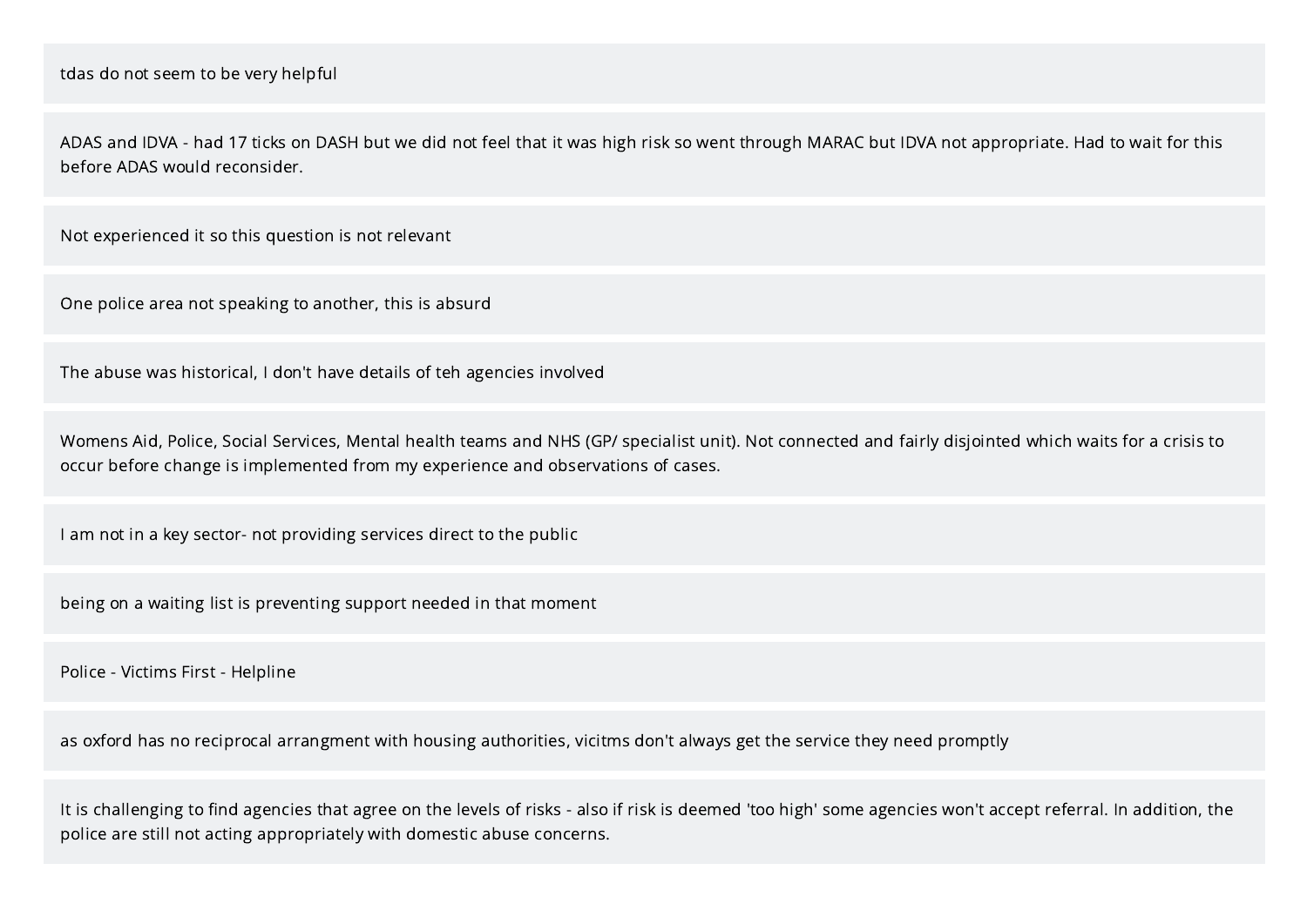tdas do not seem to be very helpful

ADAS and IDVA - had 17 ticks on DASH but we did not feel that it was high risk so went through MARAC but IDVA not appropriate. Had to wait for this before ADAS would reconsider.

Not experienced it so this question is not relevant

One police area not speaking to another, this is absurd

The abuse was historical, I don't have details of teh agencies involved

Womens Aid, Police, Social Services, Mental health teams and NHS (GP/ specialist unit). Not connected and fairly disjointed which waits for a crisis to occur before change is implemented from my experience and observations of cases.

I am not in a key sector- not providing services direct to the public

being on a waiting list is preventing support needed in that moment

Police - Victims First - Helpline

as oxford has no reciprocal arrangment with housing authorities, vicitms don't always get the service they need promptly

It is challenging to find agencies that agree on the levels of risks - also if risk is deemed 'too high' some agencies won't accept referral. In addition, the police are still not acting appropriately with domestic abuse concerns.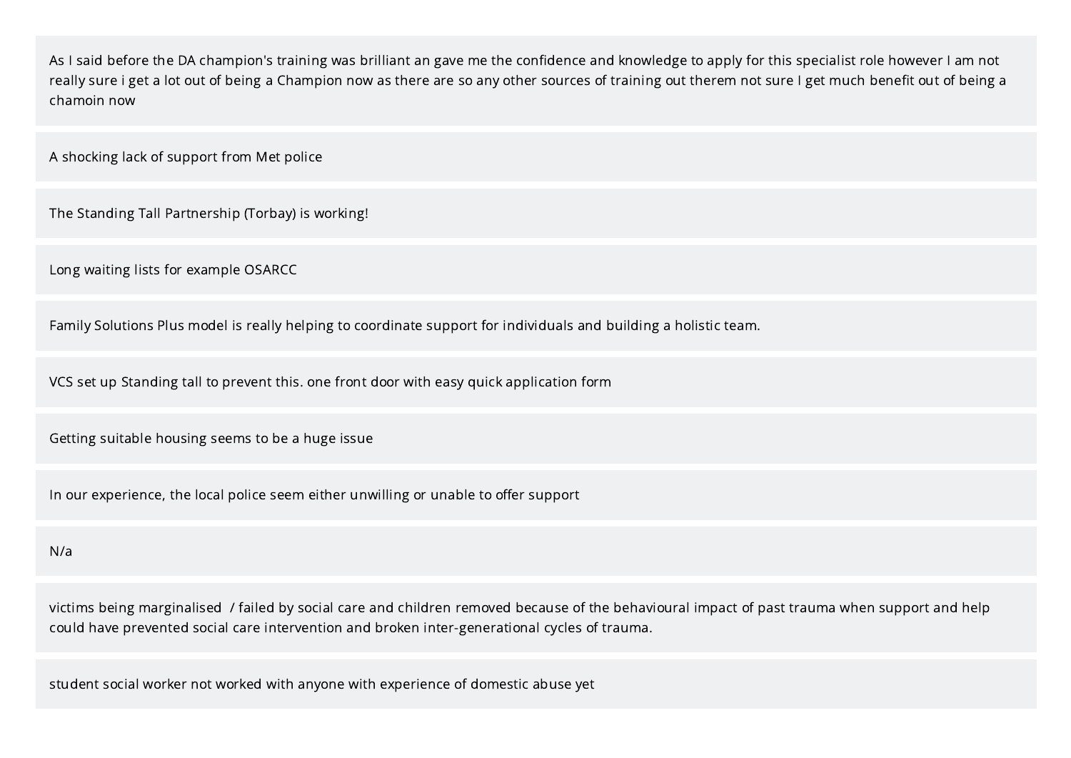As I said before the DA champion's training was brilliant an gave me the confidence and knowledge to apply for this specialist role however I am not really sure i get a lot out of being a Champion now as there are so any other sources of training out therem not sure I get much benefit out of being a chamoin now

A shocking lack of support from Met police

The Standing Tall Partnership (Torbay) is working!

Long waiting lists for example OSARCC

Family Solutions Plus model is really helping to coordinate support for individuals and building a holistic team.

VCS set up Standing tall to prevent this. one front door with easy quick application form

Getting suitable housing seems to be a huge issue

In our experience, the local police seem either unwilling or unable to offer support

N/a

victims being marginalised / failed by social care and children removed because of the behavioural impact of past trauma when support and help could have prevented social care intervention and broken inter-generational cycles of trauma.

student social worker not worked with anyone with experience of domestic abuse yet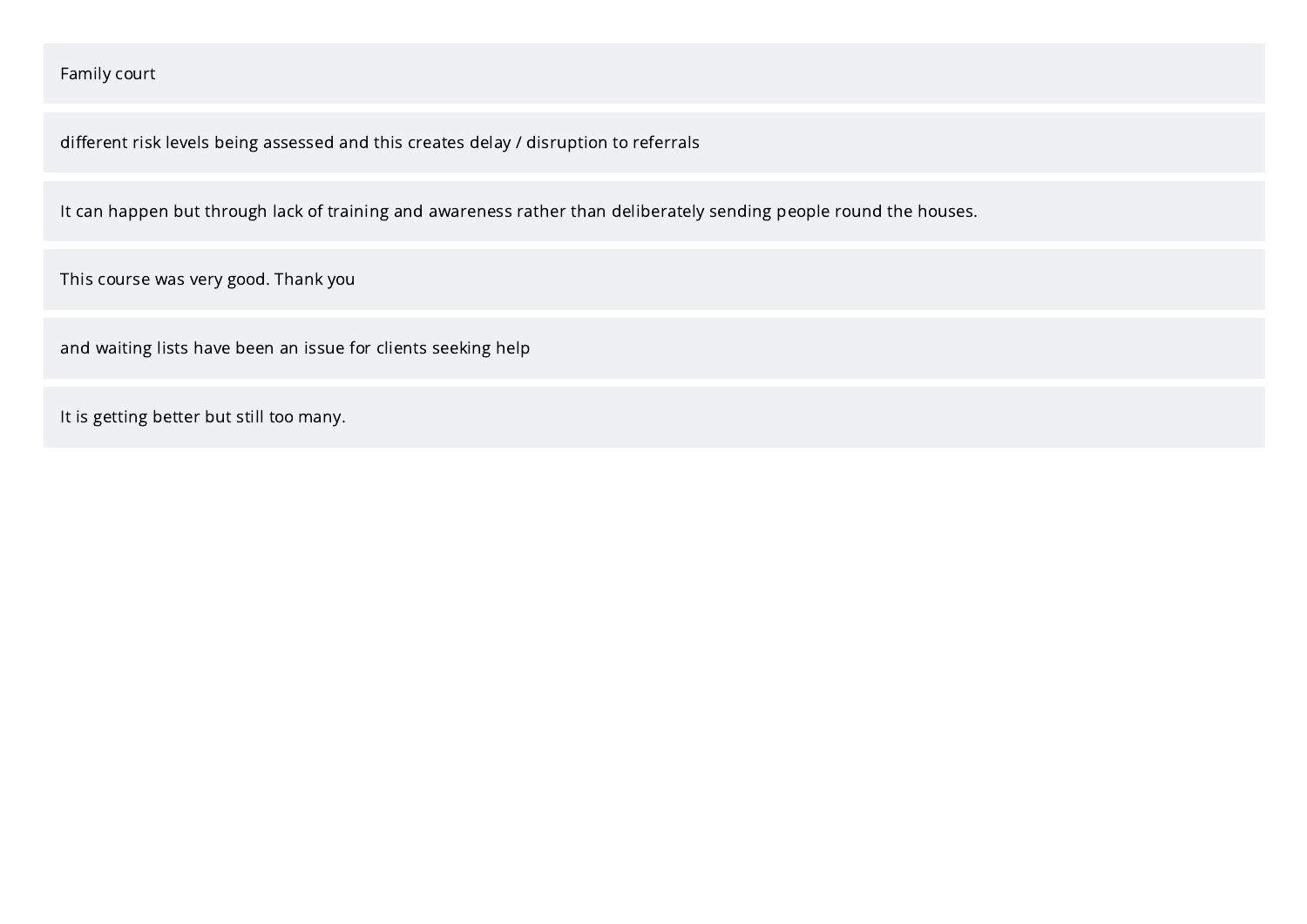Family court

different risk levels being assessed and this creates delay / disruption to referrals

It can happen but through lack of training and awareness rather than deliberately sending people round the houses.

This course was very good. Thank you

and waiting lists have been an issue for clients seeking help

It is getting better but still too many.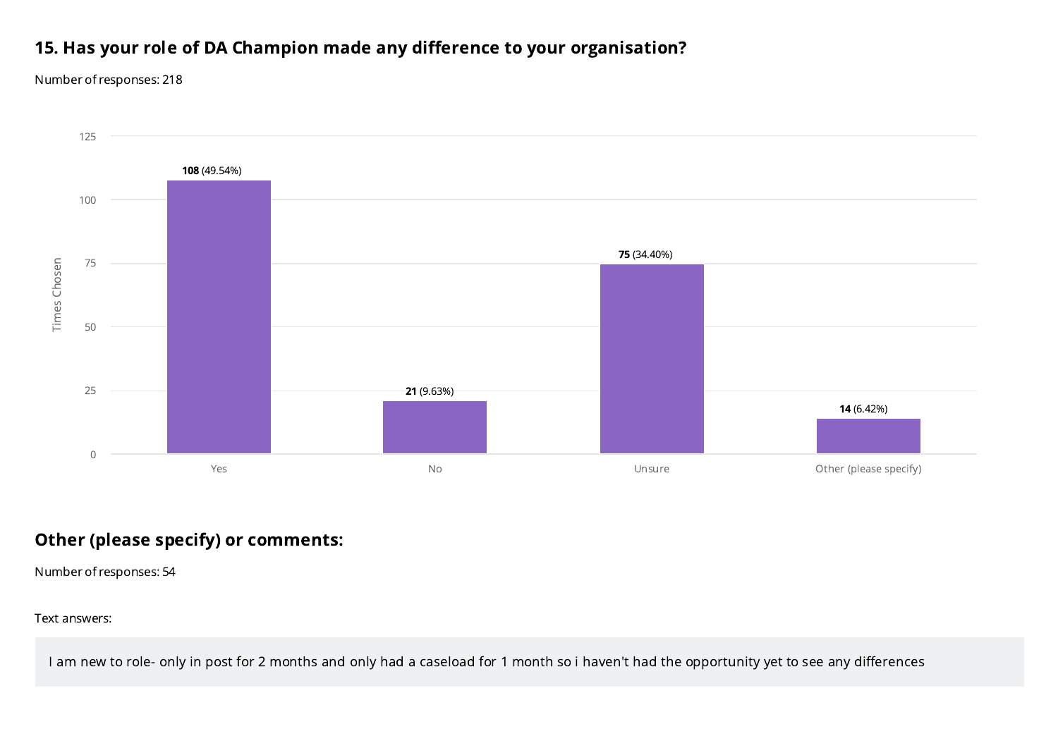## 15. Has your role of DA Champion made any difference to your organisation?

Number of responses: 218

| Option | Times Chosen | Percentage |
| --- | --- | --- |
| Yes | 108 | 49.54% |
| No | 21 | 9.63% |
| Unsure | 75 | 34.40% |
| Other (please specify) | 14 | 6.42% |

## Other (please specify) or comments:

Number of responses: 54

Text answers:

I am new to role- only in post for 2 months and only had a caseload for 1 month so i haven't had the opportunity yet to see any differences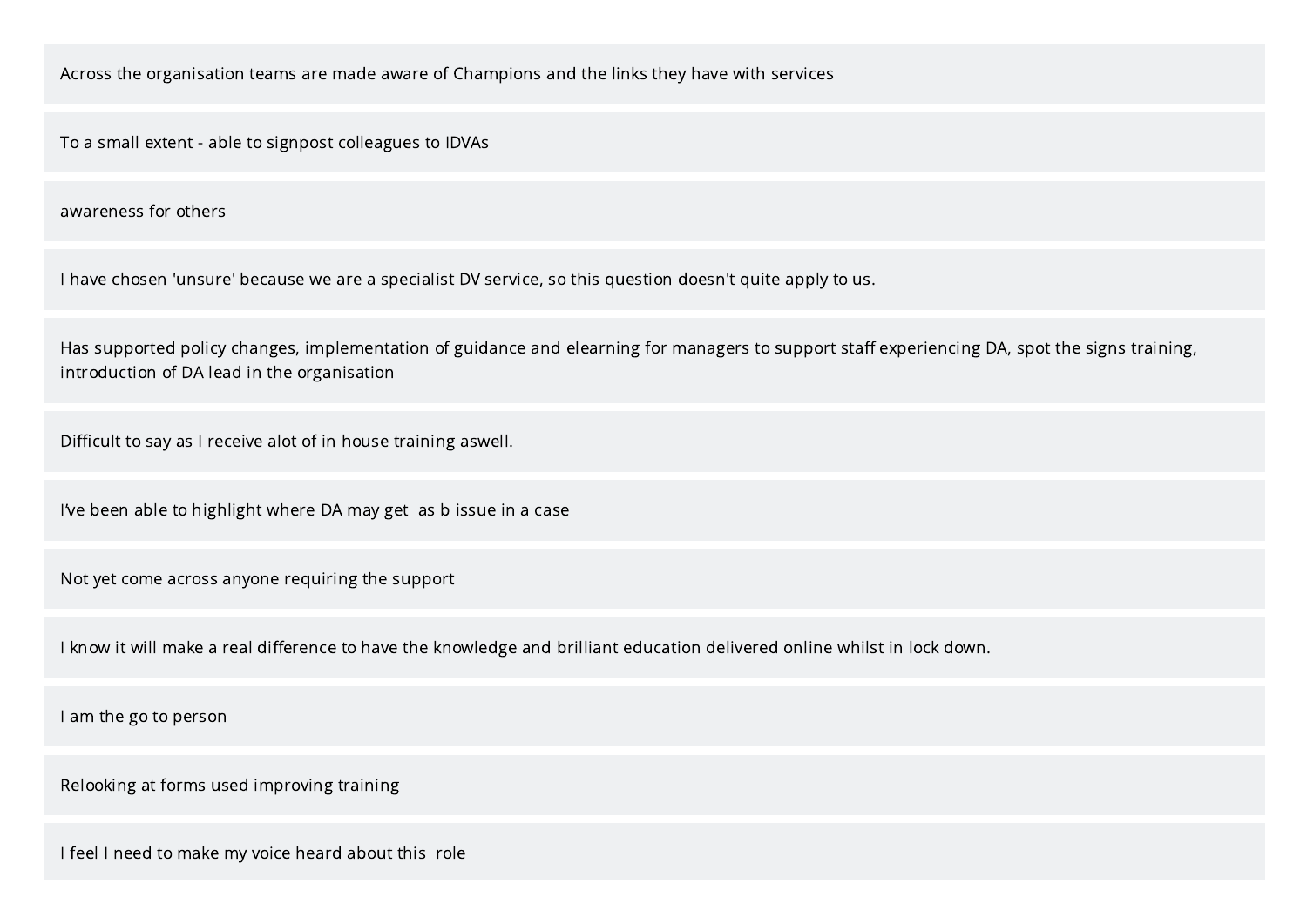Across the organisation teams are made aware of Champions and the links they have with services

To a small extent - able to signpost colleagues to IDVAs

awareness for others

I have chosen 'unsure' because we are a specialist DV service, so this question doesn't quite apply to us.

Has supported policy changes, implementation of guidance and elearning for managers to support staff experiencing DA, spot the signs training, introduction of DA lead in the organisation

Difficult to say as I receive alot of in house training aswell.

I've been able to highlight where DA may get  as b issue in a case

Not yet come across anyone requiring the support

I know it will make a real difference to have the knowledge and brilliant education delivered online whilst in lock down.

I am the go to person

Relooking at forms used improving training

I feel I need to make my voice heard about this  role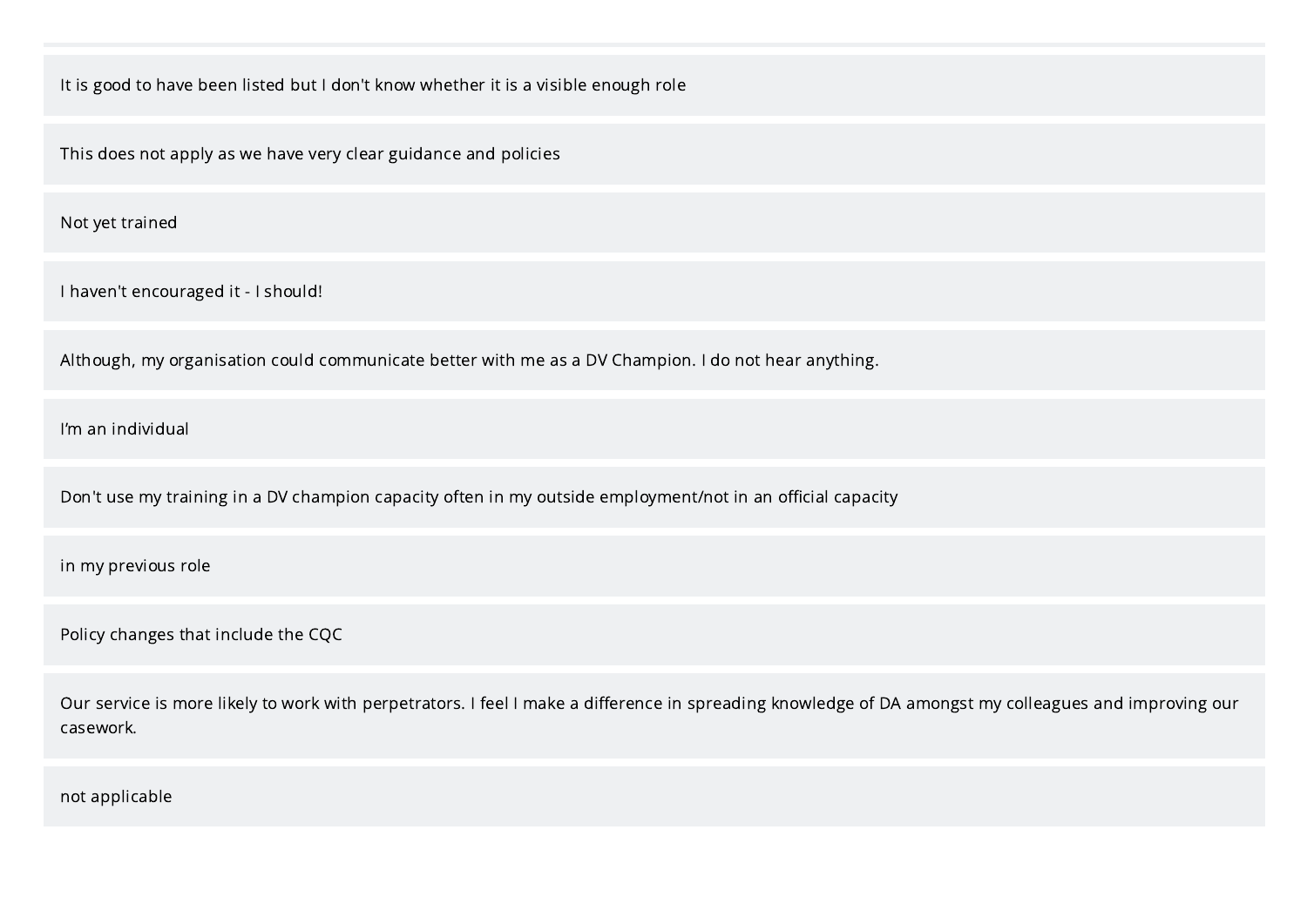It is good to have been listed but I don't know whether it is a visible enough role

This does not apply as we have very clear guidance and policies

Not yet trained

I haven't encouraged it - I should!

Although, my organisation could communicate better with me as a DV Champion. I do not hear anything.

I'm an individual

Don't use my training in a DV champion capacity often in my outside employment/not in an official capacity

in my previous role

Policy changes that include the CQC

Our service is more likely to work with perpetrators. I feel I make a difference in spreading knowledge of DA amongst my colleagues and improving our casework.

not applicable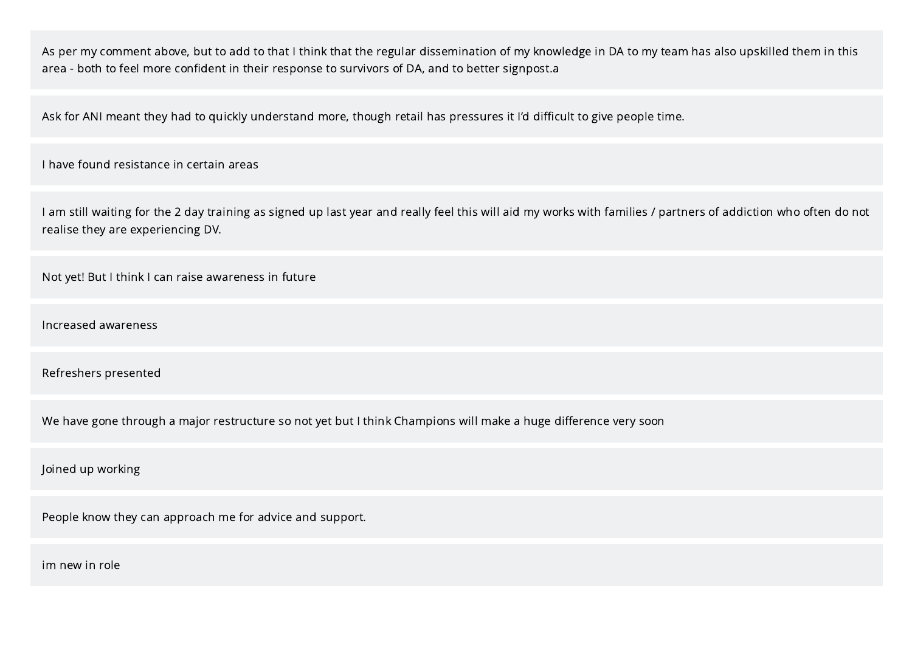As per my comment above, but to add to that I think that the regular dissemination of my knowledge in DA to my team has also upskilled them in this area - both to feel more confident in their response to survivors of DA, and to better signpost.a

Ask for ANI meant they had to quickly understand more, though retail has pressures it I'd difficult to give people time.

I have found resistance in certain areas

I am still waiting for the 2 day training as signed up last year and really feel this will aid my works with families / partners of addiction who often do not realise they are experiencing DV.

Not yet! But I think I can raise awareness in future

Increased awareness

Refreshers presented

We have gone through a major restructure so not yet but I think Champions will make a huge difference very soon

Joined up working

People know they can approach me for advice and support.

im new in role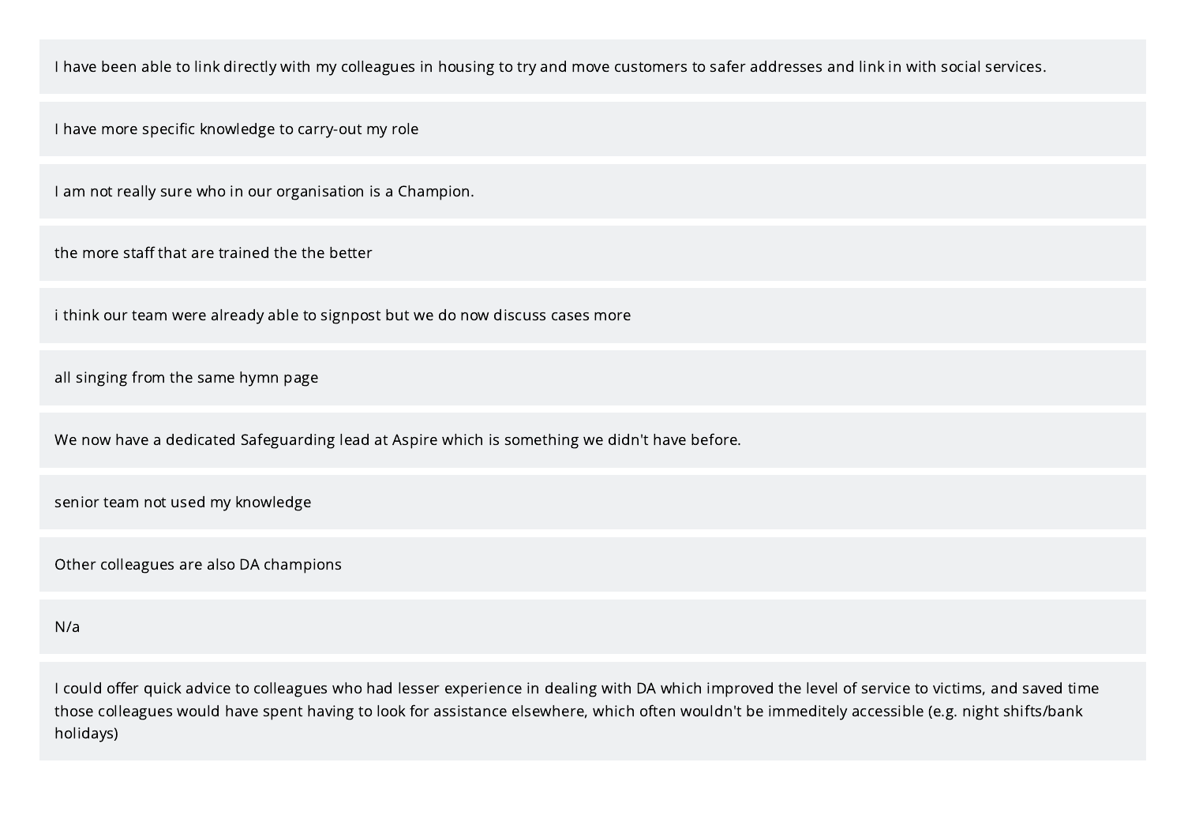I have been able to link directly with my colleagues in housing to try and move customers to safer addresses and link in with social services.

I have more specific knowledge to carry-out my role

I am not really sure who in our organisation is a Champion.

the more staff that are trained the the better

i think our team were already able to signpost but we do now discuss cases more

all singing from the same hymn page

We now have a dedicated Safeguarding lead at Aspire which is something we didn't have before.

senior team not used my knowledge

Other colleagues are also DA champions

N/a

I could offer quick advice to colleagues who had lesser experience in dealing with DA which improved the level of service to victims, and saved time those colleagues would have spent having to look for assistance elsewhere, which often wouldn't be immeditely accessible (e.g. night shifts/bank holidays)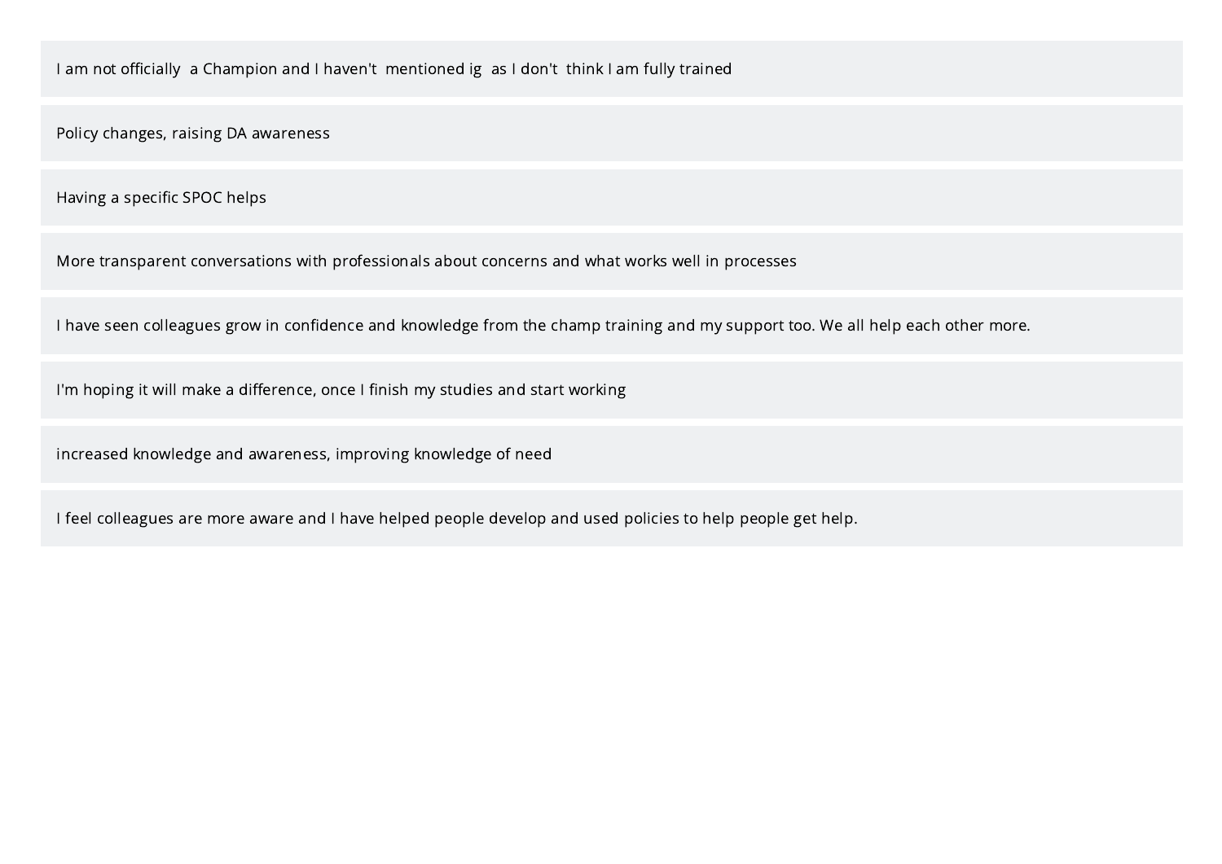I am not officially  a Champion and I haven't  mentioned ig  as I don't  think I am fully trained

Policy changes, raising DA awareness

Having a specific SPOC helps

More transparent conversations with professionals about concerns and what works well in processes

I have seen colleagues grow in confidence and knowledge from the champ training and my support too. We all help each other more.

I'm hoping it will make a difference, once I finish my studies and start working

increased knowledge and awareness, improving knowledge of need

I feel colleagues are more aware and I have helped people develop and used policies to help people get help.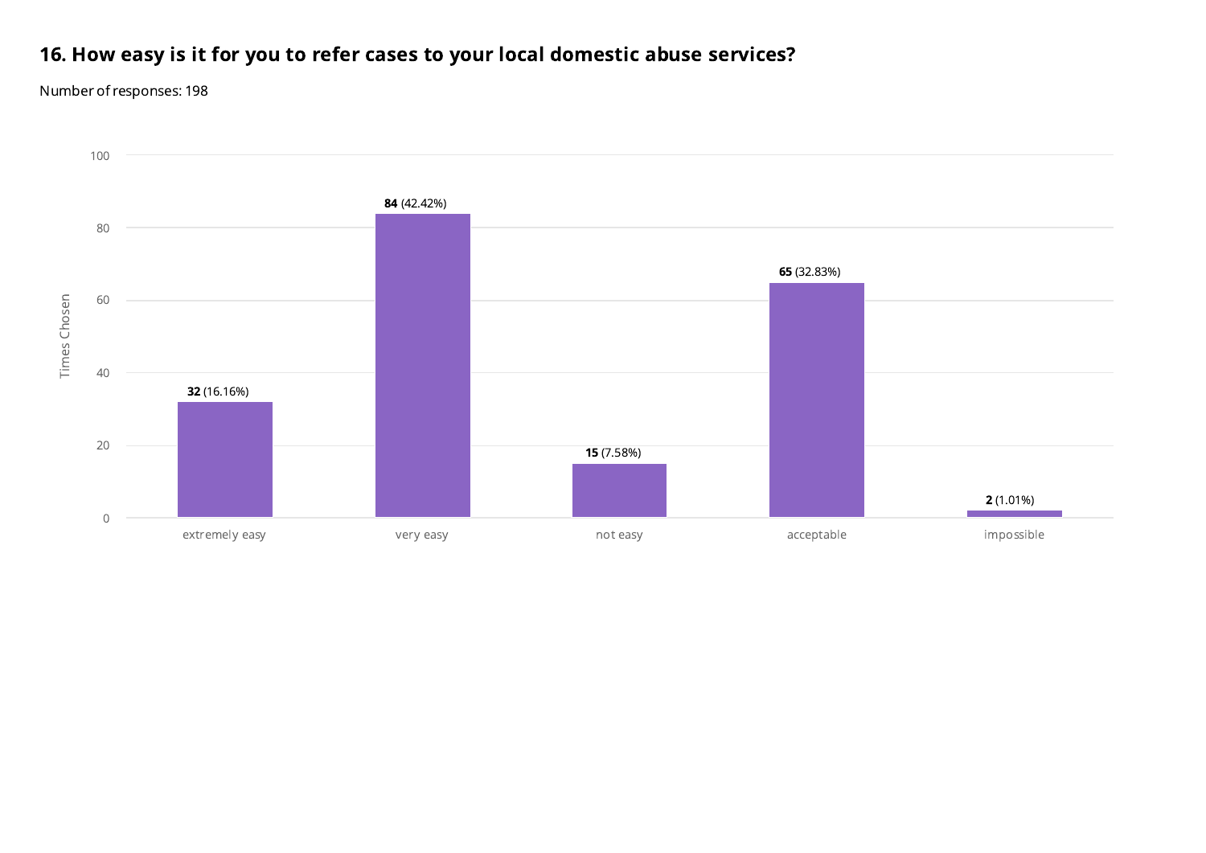## 16. How easy is it for you to refer cases to your local domestic abuse services?

Number of responses: 198

| Response | Times Chosen | Percentage |
|---|---|---|
| extremely easy | 32 | 16.16% |
| very easy | 84 | 42.42% |
| not easy | 15 | 7.58% |
| acceptable | 65 | 32.83% |
| impossible | 2 | 1.01% |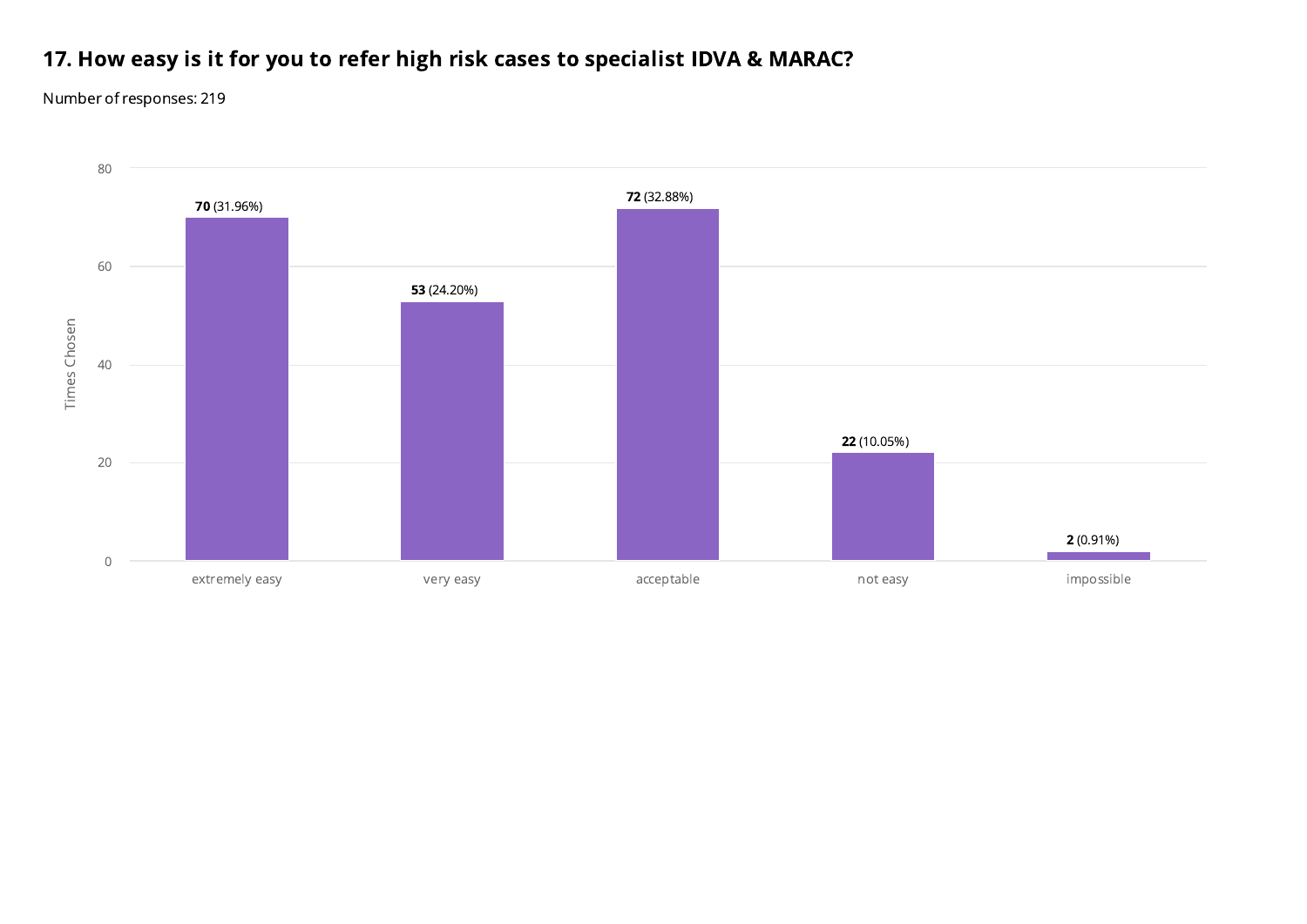## 17. How easy is it for you to refer high risk cases to specialist IDVA & MARAC?

Number of responses: 219

| Response | Times Chosen | Percentage |
|---|---|---|
| extremely easy | 70 | 31.96% |
| very easy | 53 | 24.20% |
| acceptable | 72 | 32.88% |
| not easy | 22 | 10.05% |
| impossible | 2 | 0.91% |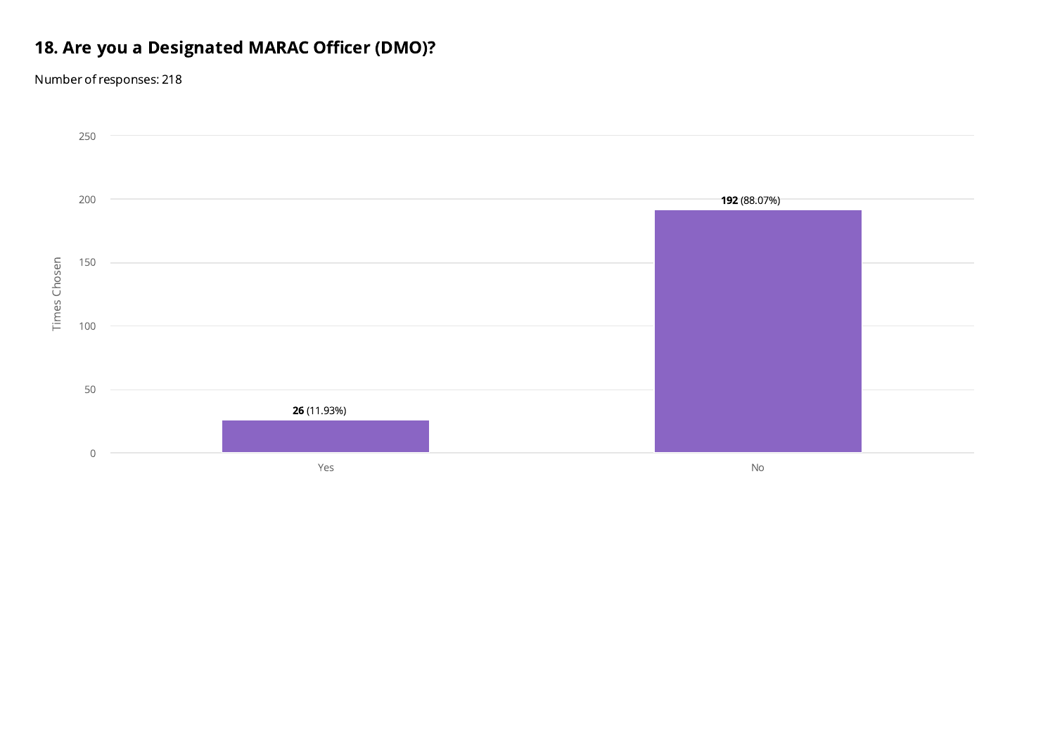## 18. Are you a Designated MARAC Officer (DMO)?

Number of responses: 218

| Answer | Times Chosen |
| --- | --- |
| Yes | **26** (11.93%) |
| No | **192** (88.07%) |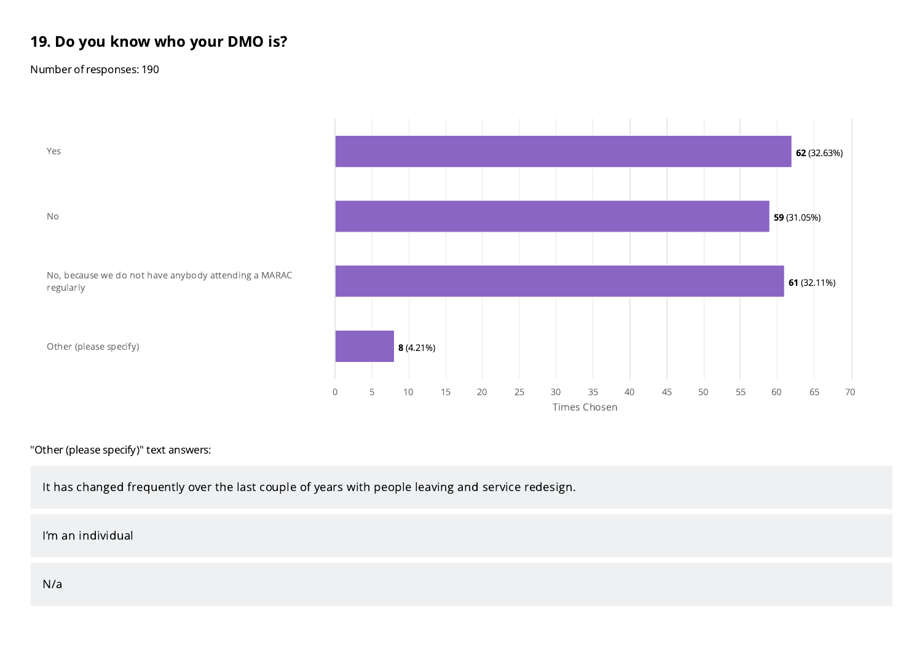## 19. Do you know who your DMO is?

Number of responses: 190

| Response | Times Chosen | Percentage |
|---|---|---|
| Yes | 62 | 32.63% |
| No | 59 | 31.05% |
| No, because we do not have anybody attending a MARAC regularly | 61 | 32.11% |
| Other (please specify) | 8 | 4.21% |

"Other (please specify)" text answers:

It has changed frequently over the last couple of years with people leaving and service redesign.

I'm an individual

N/a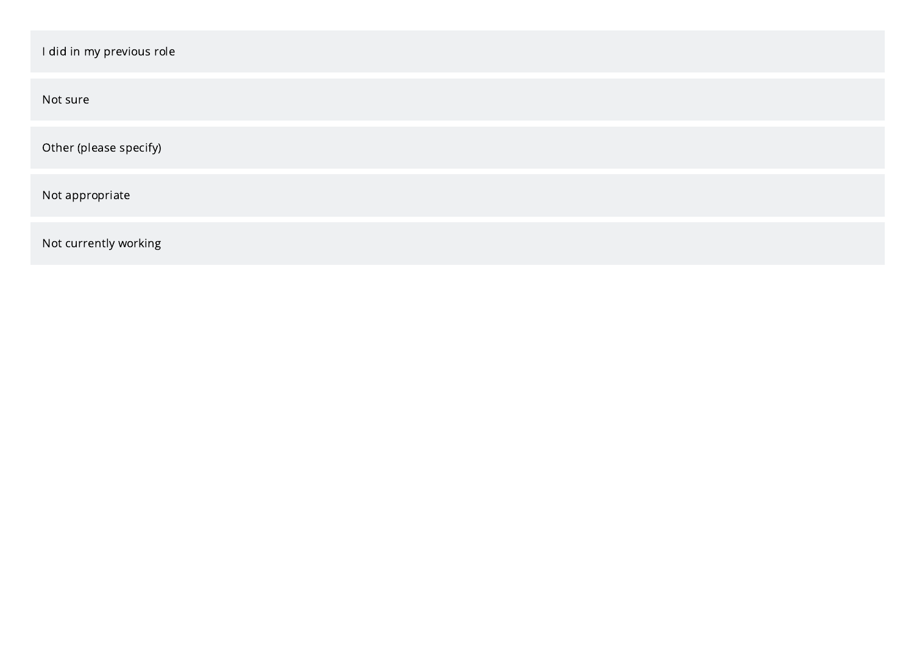- I did in my previous role
- Not sure
- Other (please specify)
- Not appropriate
- Not currently working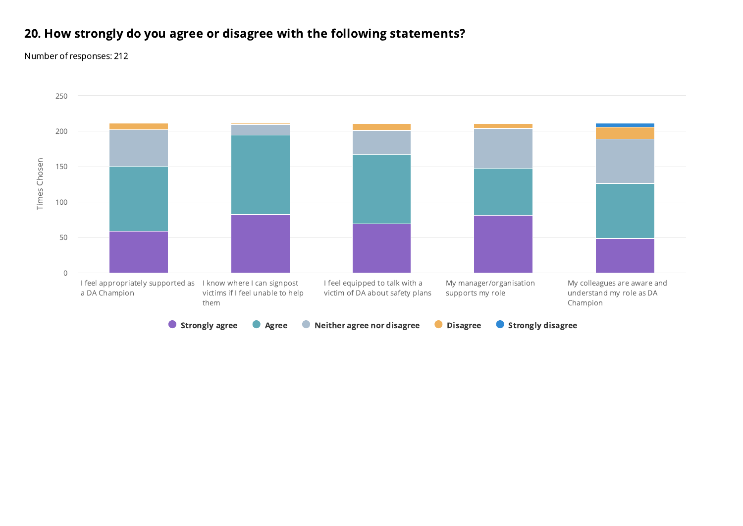## 20. How strongly do you agree or disagree with the following statements?

Number of responses: 212

Times Chosen

250

200

150

100

50

0

I feel appropriately supported as a DA Champion

I know where I can signpost victims if I feel unable to help them

I feel equipped to talk with a victim of DA about safety plans

My manager/organisation supports my role

My colleagues are aware and understand my role as DA Champion

**Strongly agree** **Agree** **Neither agree nor disagree** **Disagree** **Strongly disagree**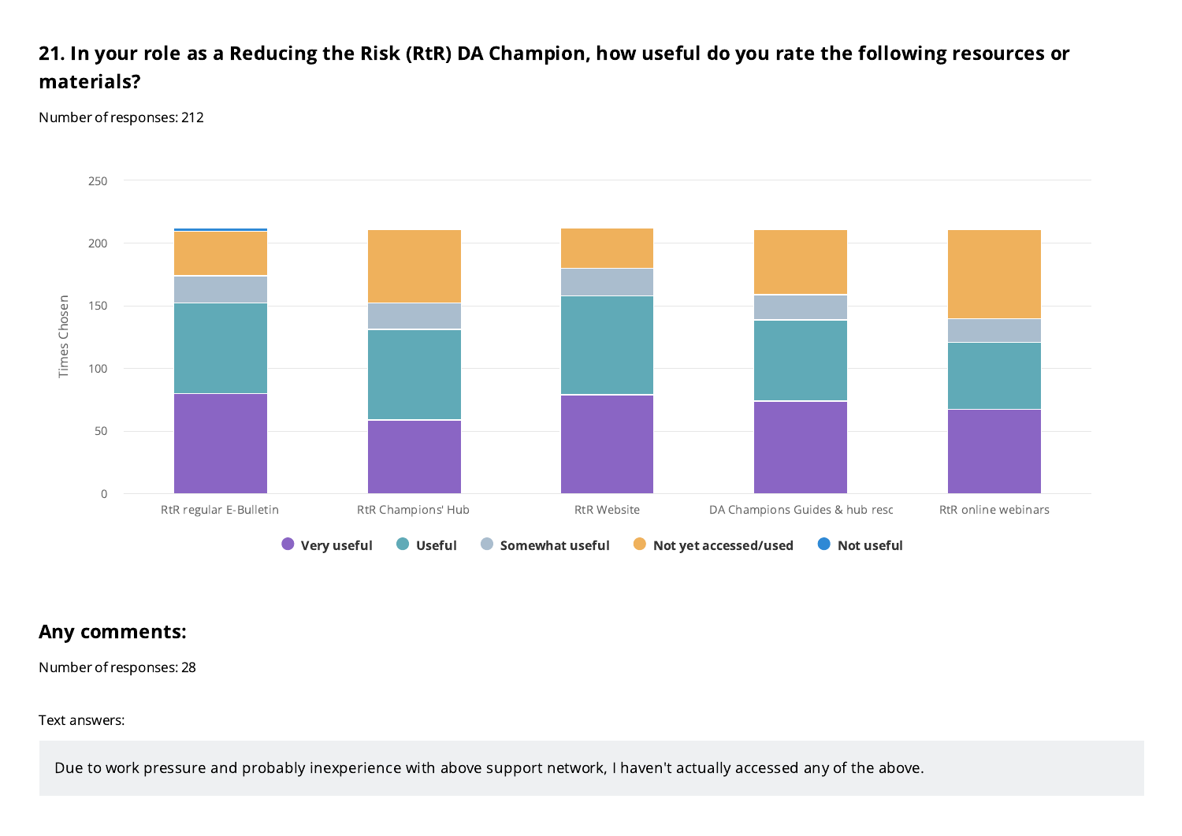## 21. In your role as a Reducing the Risk (RtR) DA Champion, how useful do you rate the following resources or materials?

Number of responses: 212

## Any comments:

Number of responses: 28

Text answers:

Due to work pressure and probably inexperience with above support network, I haven't actually accessed any of the above.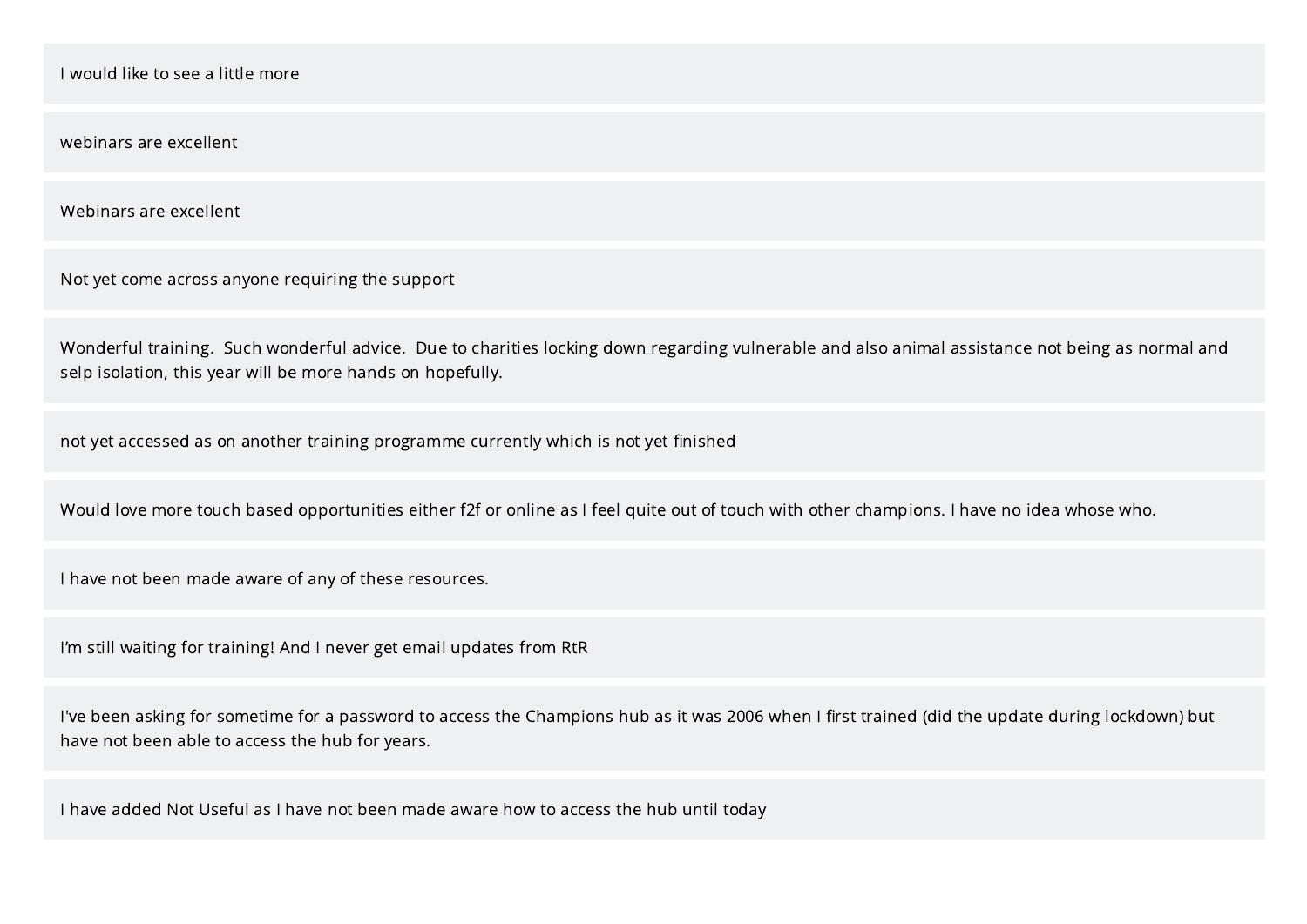I would like to see a little more

webinars are excellent

Webinars are excellent

Not yet come across anyone requiring the support

Wonderful training.  Such wonderful advice.  Due to charities locking down regarding vulnerable and also animal assistance not being as normal and selp isolation, this year will be more hands on hopefully.

not yet accessed as on another training programme currently which is not yet finished

Would love more touch based opportunities either f2f or online as I feel quite out of touch with other champions. I have no idea whose who.

I have not been made aware of any of these resources.

I'm still waiting for training! And I never get email updates from RtR

I've been asking for sometime for a password to access the Champions hub as it was 2006 when I first trained (did the update during lockdown) but have not been able to access the hub for years.

I have added Not Useful as I have not been made aware how to access the hub until today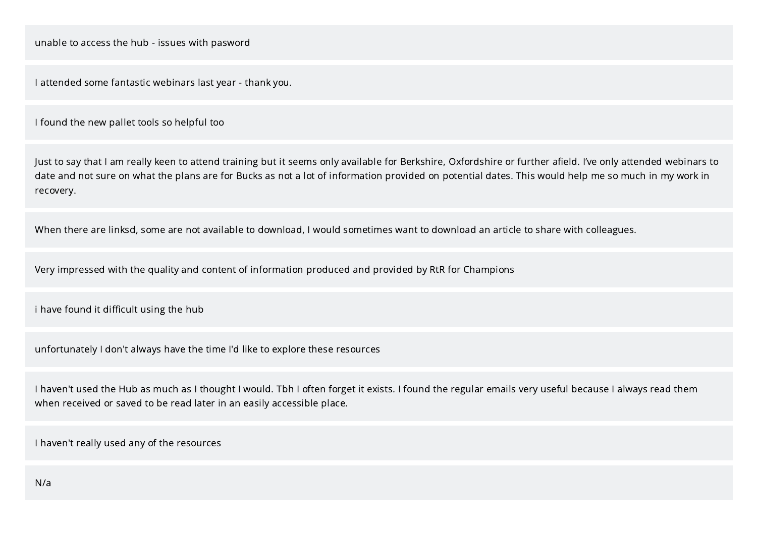unable to access the hub - issues with pasword

I attended some fantastic webinars last year - thank you.

I found the new pallet tools so helpful too

Just to say that I am really keen to attend training but it seems only available for Berkshire, Oxfordshire or further afield. I've only attended webinars to date and not sure on what the plans are for Bucks as not a lot of information provided on potential dates. This would help me so much in my work in recovery.

When there are linksd, some are not available to download, I would sometimes want to download an article to share with colleagues.

Very impressed with the quality and content of information produced and provided by RtR for Champions

i have found it difficult using the hub

unfortunately I don't always have the time I'd like to explore these resources

I haven't used the Hub as much as I thought I would. Tbh I often forget it exists. I found the regular emails very useful because I always read them when received or saved to be read later in an easily accessible place.

I haven't really used any of the resources

N/a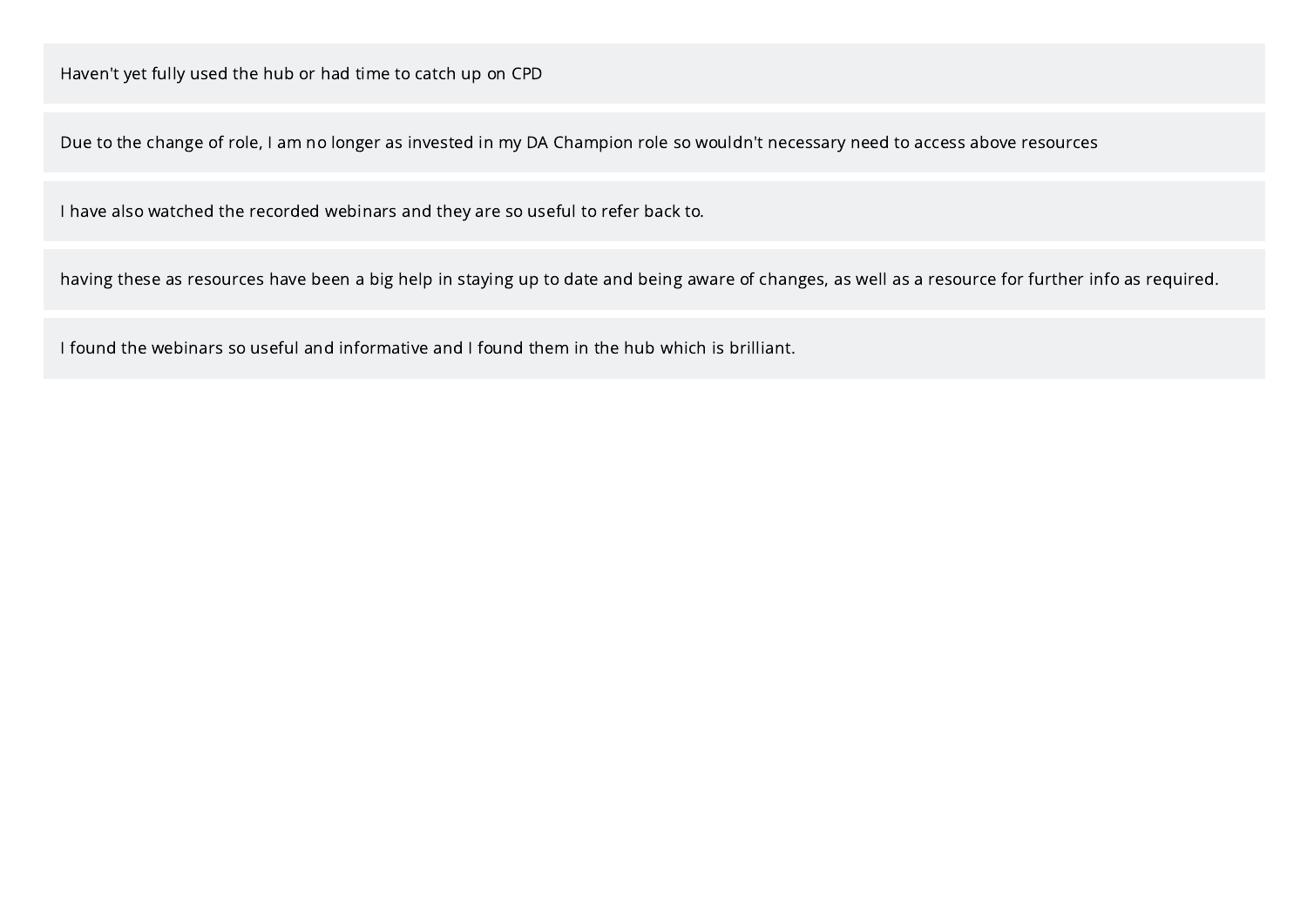Haven't yet fully used the hub or had time to catch up on CPD

Due to the change of role, I am no longer as invested in my DA Champion role so wouldn't necessary need to access above resources

I have also watched the recorded webinars and they are so useful to refer back to.

having these as resources have been a big help in staying up to date and being aware of changes, as well as a resource for further info as required.

I found the webinars so useful and informative and I found them in the hub which is brilliant.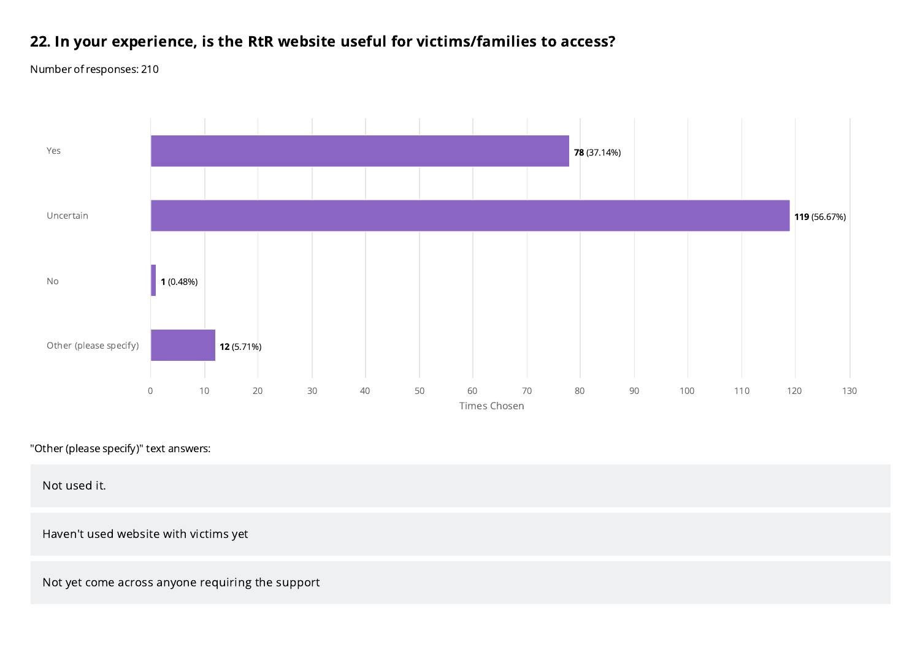## 22. In your experience, is the RtR website useful for victims/families to access?

Number of responses: 210

| Response | Times Chosen | Percentage |
| --- | --- | --- |
| Yes | 78 | 37.14% |
| Uncertain | 119 | 56.67% |
| No | 1 | 0.48% |
| Other (please specify) | 12 | 5.71% |

"Other (please specify)" text answers:

Not used it.

Haven't used website with victims yet

Not yet come across anyone requiring the support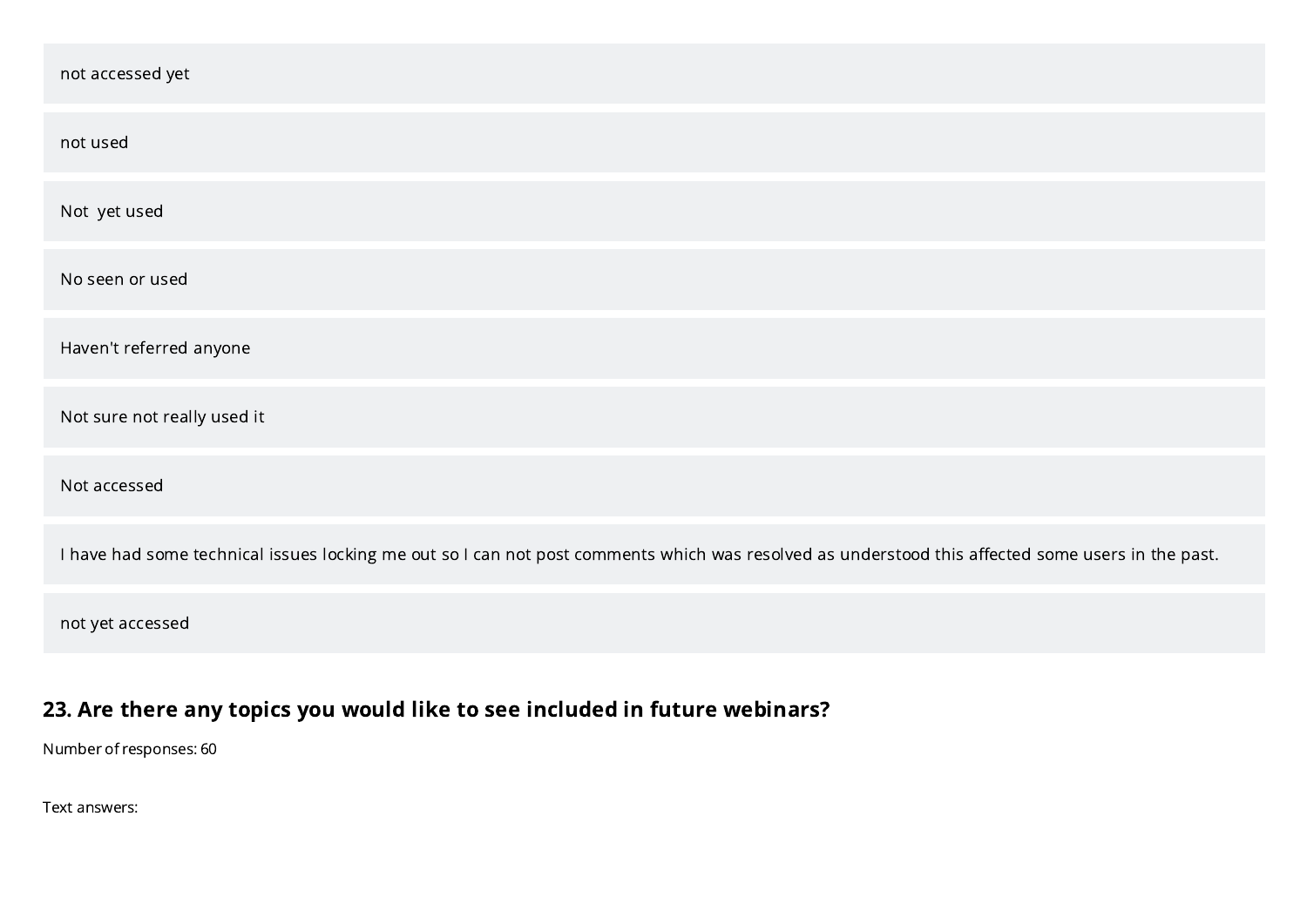not accessed yet

not used

Not  yet used

No seen or used

Haven't referred anyone

Not sure not really used it

Not accessed

I have had some technical issues locking me out so I can not post comments which was resolved as understood this affected some users in the past.

not yet accessed

## 23. Are there any topics you would like to see included in future webinars?

Number of responses: 60

Text answers: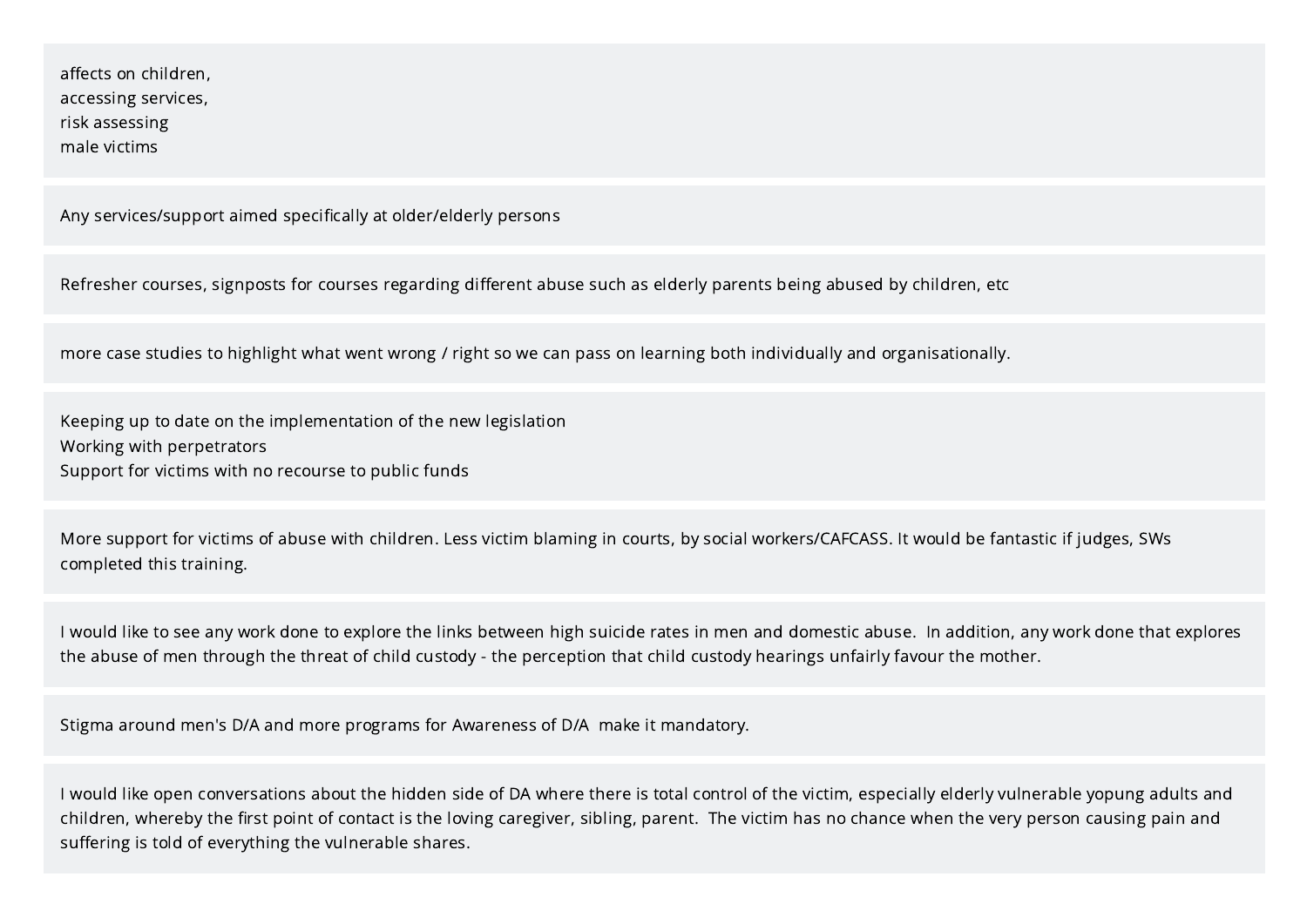affects on children,
accessing services,
risk assessing
male victims

---

Any services/support aimed specifically at older/elderly persons

---

Refresher courses, signposts for courses regarding different abuse such as elderly parents being abused by children, etc

---

more case studies to highlight what went wrong / right so we can pass on learning both individually and organisationally.

---

Keeping up to date on the implementation of the new legislation
Working with perpetrators
Support for victims with no recourse to public funds

---

More support for victims of abuse with children. Less victim blaming in courts, by social workers/CAFCASS. It would be fantastic if judges, SWs completed this training.

---

I would like to see any work done to explore the links between high suicide rates in men and domestic abuse. In addition, any work done that explores the abuse of men through the threat of child custody - the perception that child custody hearings unfairly favour the mother.

---

Stigma around men's D/A and more programs for Awareness of D/A make it mandatory.

---

I would like open conversations about the hidden side of DA where there is total control of the victim, especially elderly vulnerable yopung adults and children, whereby the first point of contact is the loving caregiver, sibling, parent. The victim has no chance when the very person causing pain and suffering is told of everything the vulnerable shares.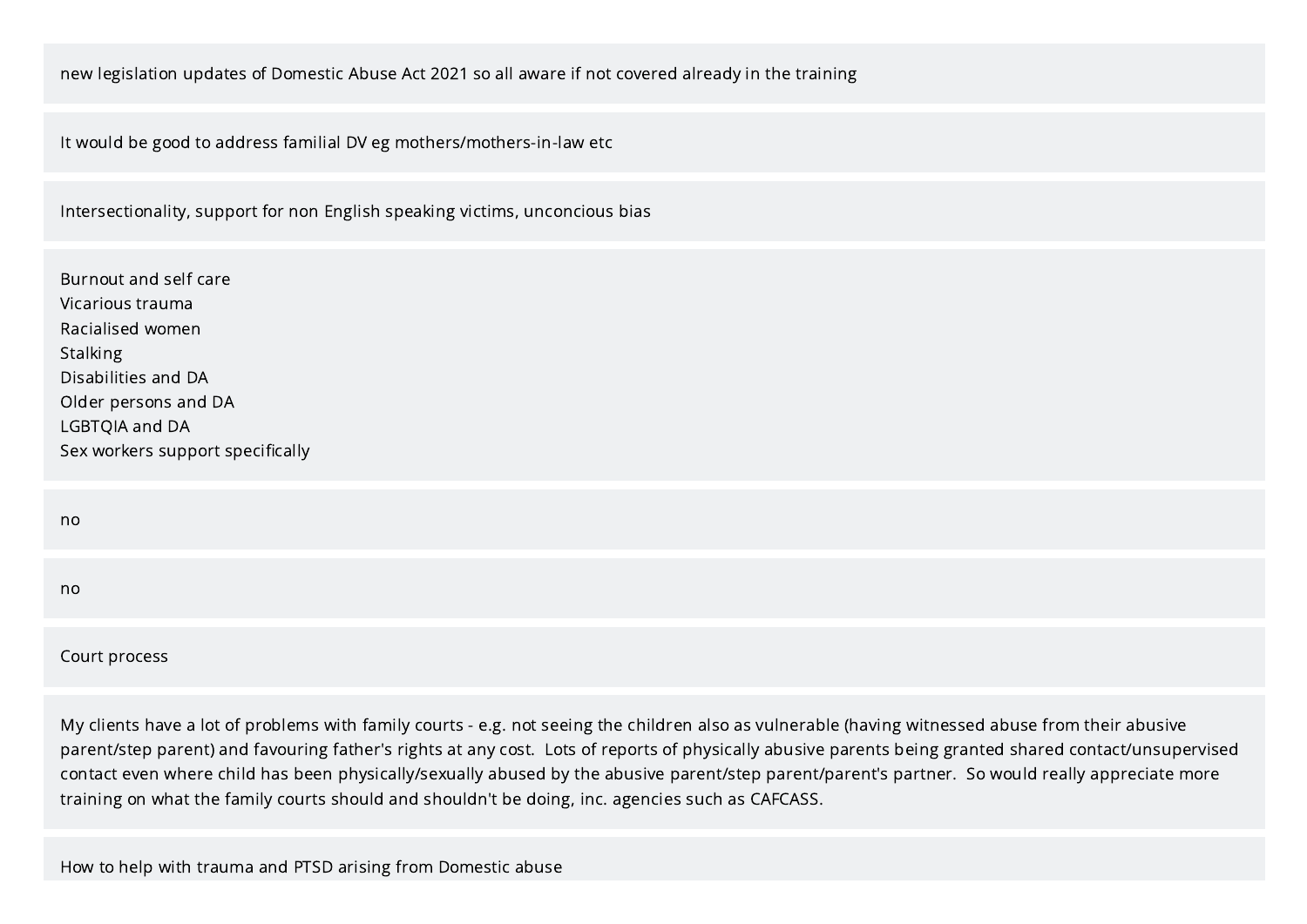new legislation updates of Domestic Abuse Act 2021 so all aware if not covered already in the training

---

It would be good to address familial DV eg mothers/mothers-in-law etc

---

Intersectionality, support for non English speaking victims, unconcious bias

---

Burnout and self care
Vicarious trauma
Racialised women
Stalking
Disabilities and DA
Older persons and DA
LGBTQIA and DA
Sex workers support specifically

---

no

---

no

---

Court process

---

My clients have a lot of problems with family courts - e.g. not seeing the children also as vulnerable (having witnessed abuse from their abusive parent/step parent) and favouring father's rights at any cost. Lots of reports of physically abusive parents being granted shared contact/unsupervised contact even where child has been physically/sexually abused by the abusive parent/step parent/parent's partner. So would really appreciate more training on what the family courts should and shouldn't be doing, inc. agencies such as CAFCASS.

---

How to help with trauma and PTSD arising from Domestic abuse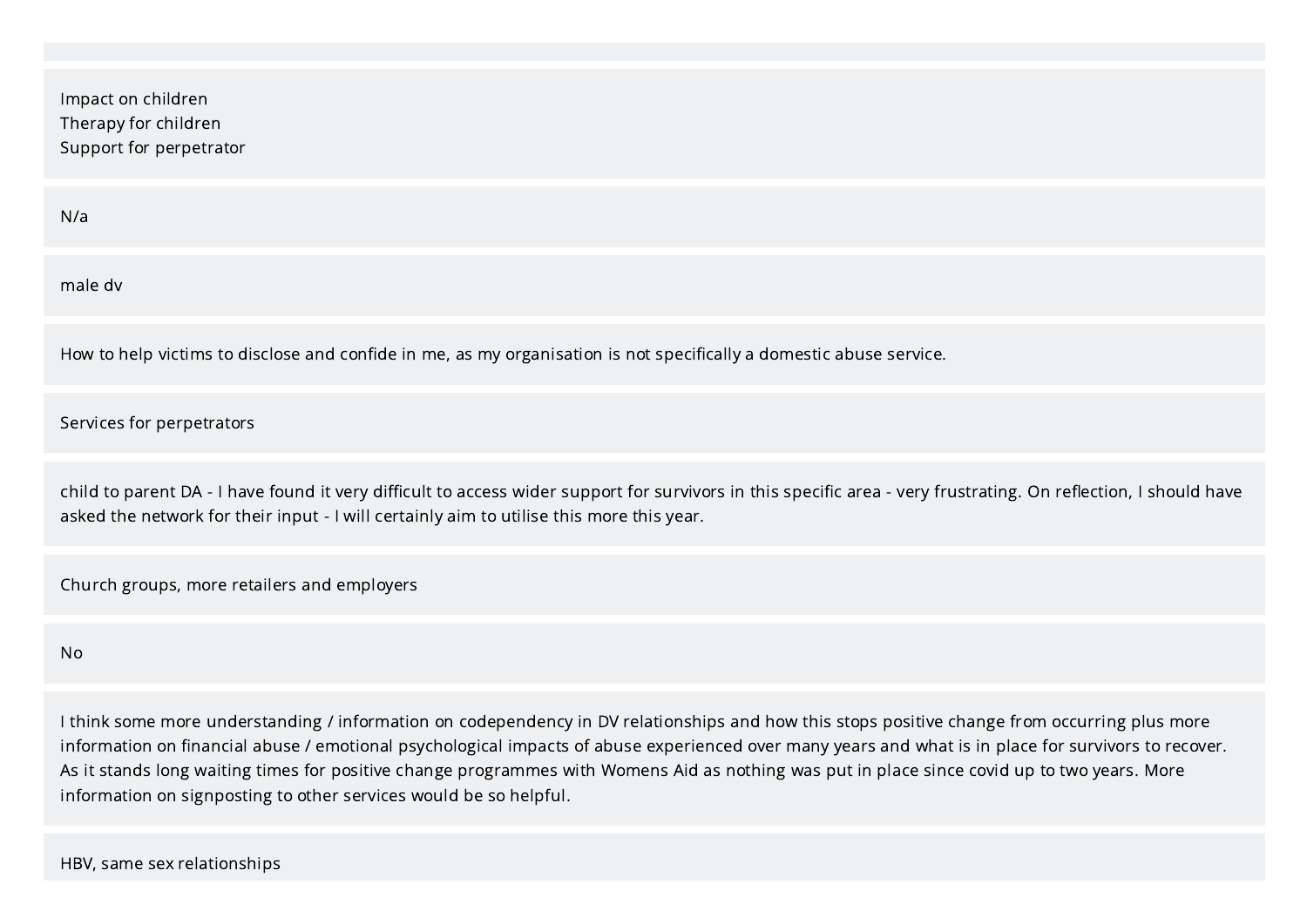Impact on children
Therapy for children
Support for perpetrator

N/a

male dv

How to help victims to disclose and confide in me, as my organisation is not specifically a domestic abuse service.

Services for perpetrators

child to parent DA - I have found it very difficult to access wider support for survivors in this specific area - very frustrating. On reflection, I should have asked the network for their input - I will certainly aim to utilise this more this year.

Church groups, more retailers and employers

No

I think some more understanding / information on codependency in DV relationships and how this stops positive change from occurring plus more information on financial abuse / emotional psychological impacts of abuse experienced over many years and what is in place for survivors to recover. As it stands long waiting times for positive change programmes with Womens Aid as nothing was put in place since covid up to two years. More information on signposting to other services would be so helpful.

HBV, same sex relationships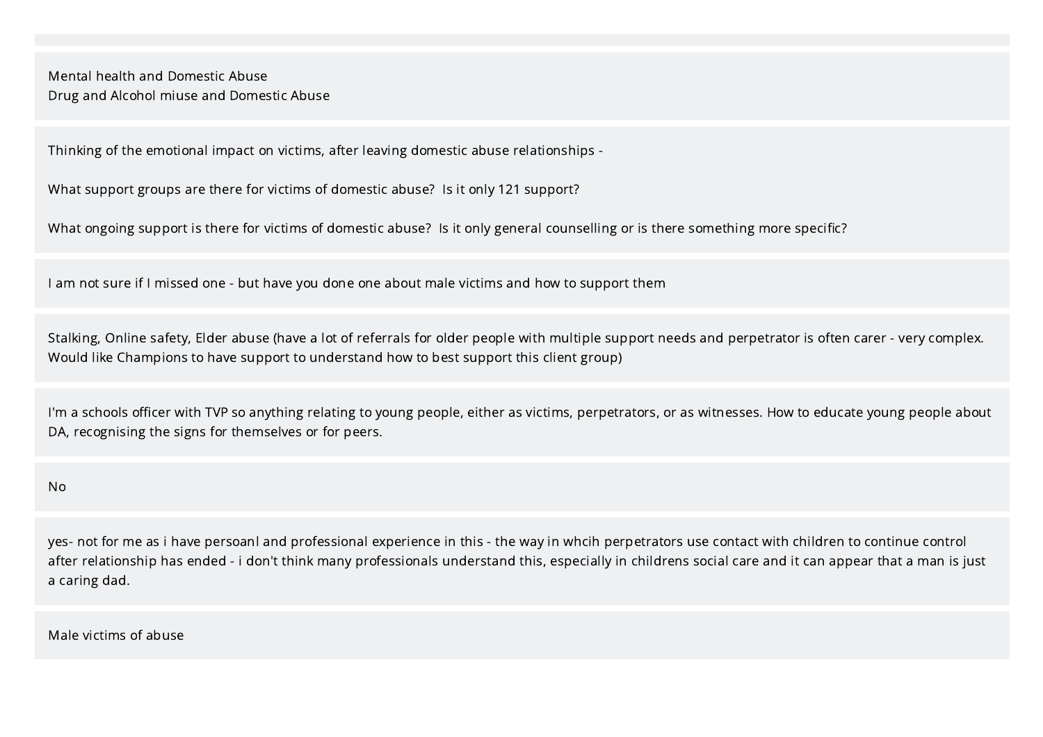Mental health and Domestic Abuse
Drug and Alcohol miuse and Domestic Abuse

---

Thinking of the emotional impact on victims, after leaving domestic abuse relationships -

What support groups are there for victims of domestic abuse? Is it only 121 support?

What ongoing support is there for victims of domestic abuse? Is it only general counselling or is there something more specific?

---

I am not sure if I missed one - but have you done one about male victims and how to support them

---

Stalking, Online safety, Elder abuse (have a lot of referrals for older people with multiple support needs and perpetrator is often carer - very complex. Would like Champions to have support to understand how to best support this client group)

---

I'm a schools officer with TVP so anything relating to young people, either as victims, perpetrators, or as witnesses. How to educate young people about DA, recognising the signs for themselves or for peers.

---

No

---

yes- not for me as i have persoanl and professional experience in this - the way in whcih perpetrators use contact with children to continue control after relationship has ended - i don't think many professionals understand this, especially in childrens social care and it can appear that a man is just a caring dad.

---

Male victims of abuse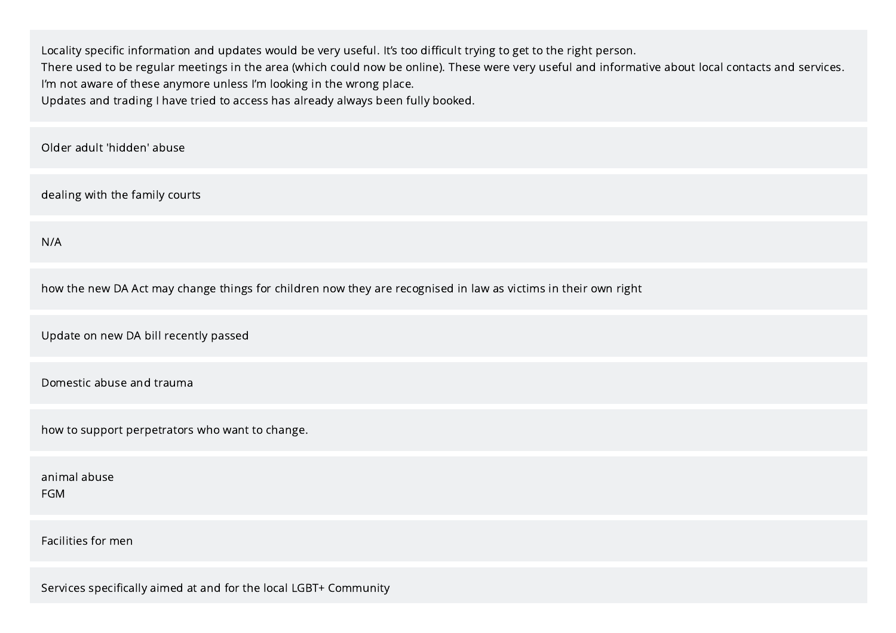Locality specific information and updates would be very useful. It’s too difficult trying to get to the right person.
There used to be regular meetings in the area (which could now be online). These were very useful and informative about local contacts and services.
I’m not aware of these anymore unless I’m looking in the wrong place.
Updates and trading I have tried to access has already always been fully booked.

---

Older adult 'hidden' abuse

---

dealing with the family courts

---

N/A

---

how the new DA Act may change things for children now they are recognised in law as victims in their own right

---

Update on new DA bill recently passed

---

Domestic abuse and trauma

---

how to support perpetrators who want to change.

---

animal abuse
FGM

---

Facilities for men

---

Services specifically aimed at and for the local LGBT+ Community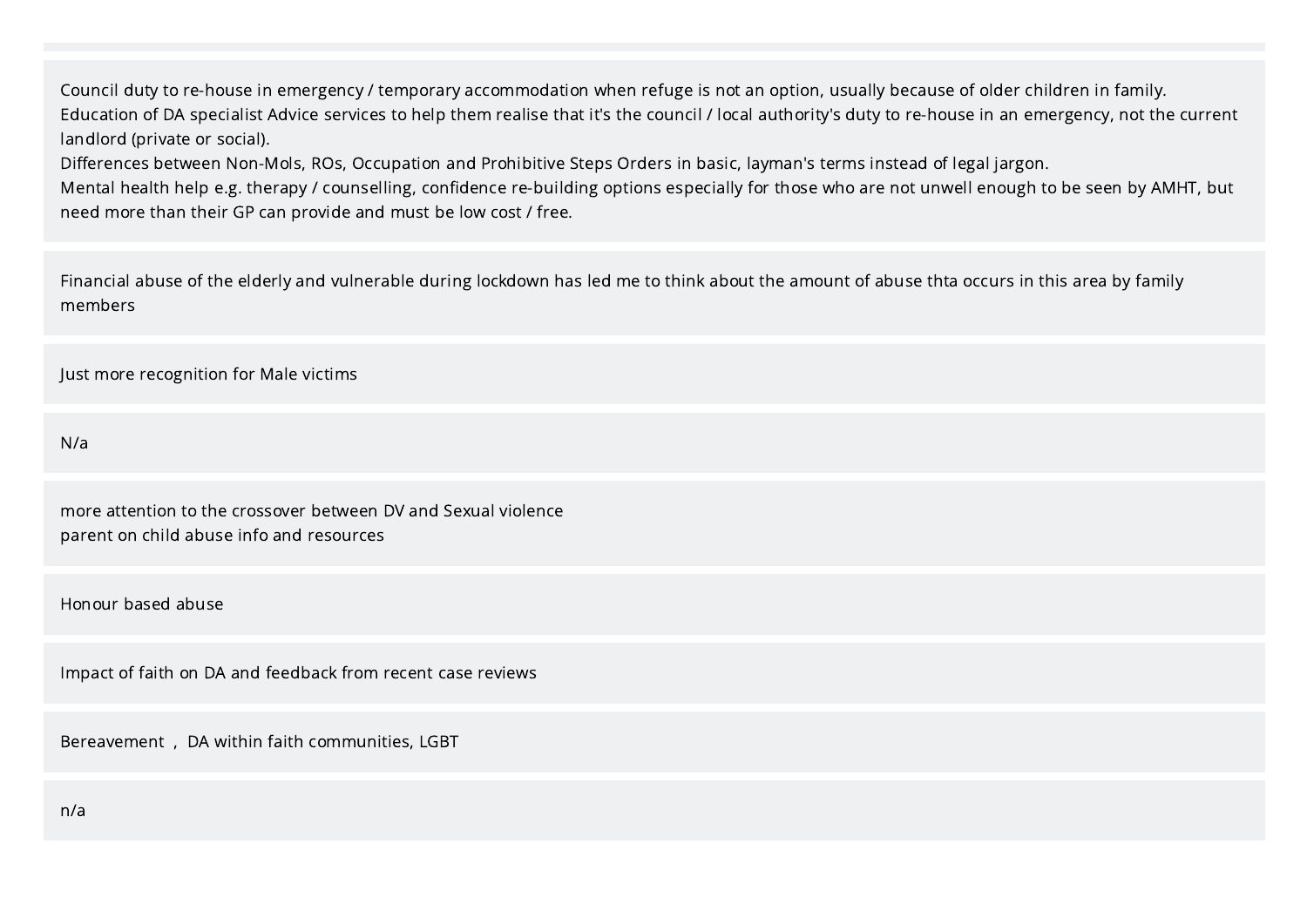Council duty to re-house in emergency / temporary accommodation when refuge is not an option, usually because of older children in family.
Education of DA specialist Advice services to help them realise that it's the council / local authority's duty to re-house in an emergency, not the current landlord (private or social).
Differences between Non-Mols, ROs, Occupation and Prohibitive Steps Orders in basic, layman's terms instead of legal jargon.
Mental health help e.g. therapy / counselling, confidence re-building options especially for those who are not unwell enough to be seen by AMHT, but need more than their GP can provide and must be low cost / free.

---

Financial abuse of the elderly and vulnerable during lockdown has led me to think about the amount of abuse thta occurs in this area by family members

---

Just more recognition for Male victims

---

N/a

---

more attention to the crossover between DV and Sexual violence
parent on child abuse info and resources

---

Honour based abuse

---

Impact of faith on DA and feedback from recent case reviews

---

Bereavement , DA within faith communities, LGBT

---

n/a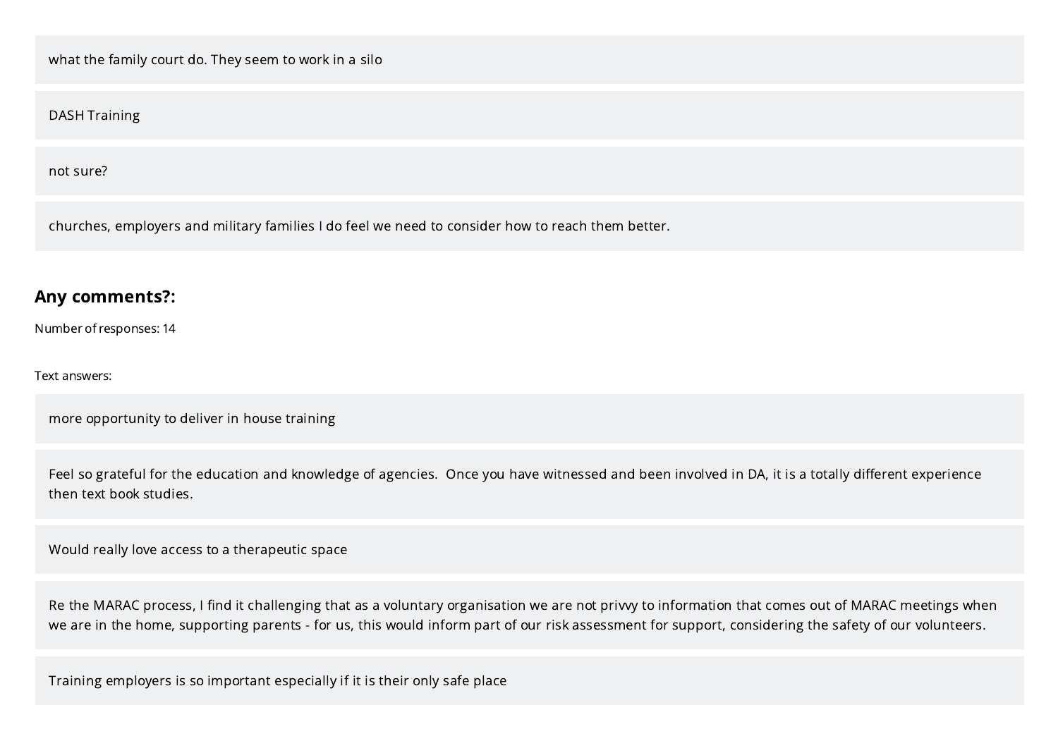what the family court do. They seem to work in a silo

DASH Training

not sure?

churches, employers and military families I do feel we need to consider how to reach them better.

### Any comments?:

Number of responses: 14

Text answers:

more opportunity to deliver in house training

Feel so grateful for the education and knowledge of agencies. Once you have witnessed and been involved in DA, it is a totally different experience then text book studies.

Would really love access to a therapeutic space

Re the MARAC process, I find it challenging that as a voluntary organisation we are not privvy to information that comes out of MARAC meetings when we are in the home, supporting parents - for us, this would inform part of our risk assessment for support, considering the safety of our volunteers.

Training employers is so important especially if it is their only safe place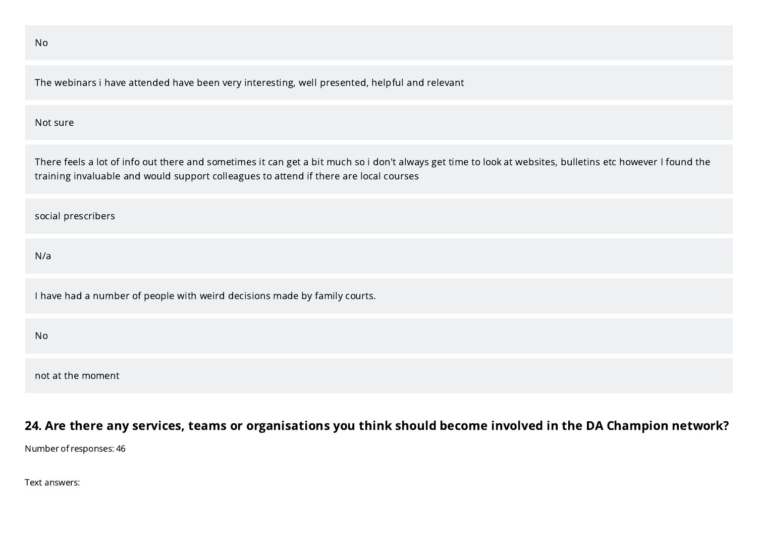No

The webinars i have attended have been very interesting, well presented, helpful and relevant

Not sure

There feels a lot of info out there and sometimes it can get a bit much so i don't always get time to look at websites, bulletins etc however I found the training invaluable and would support colleagues to attend if there are local courses

social prescribers

N/a

I have had a number of people with weird decisions made by family courts.

No

not at the moment

## 24. Are there any services, teams or organisations you think should become involved in the DA Champion network?

Number of responses: 46

Text answers: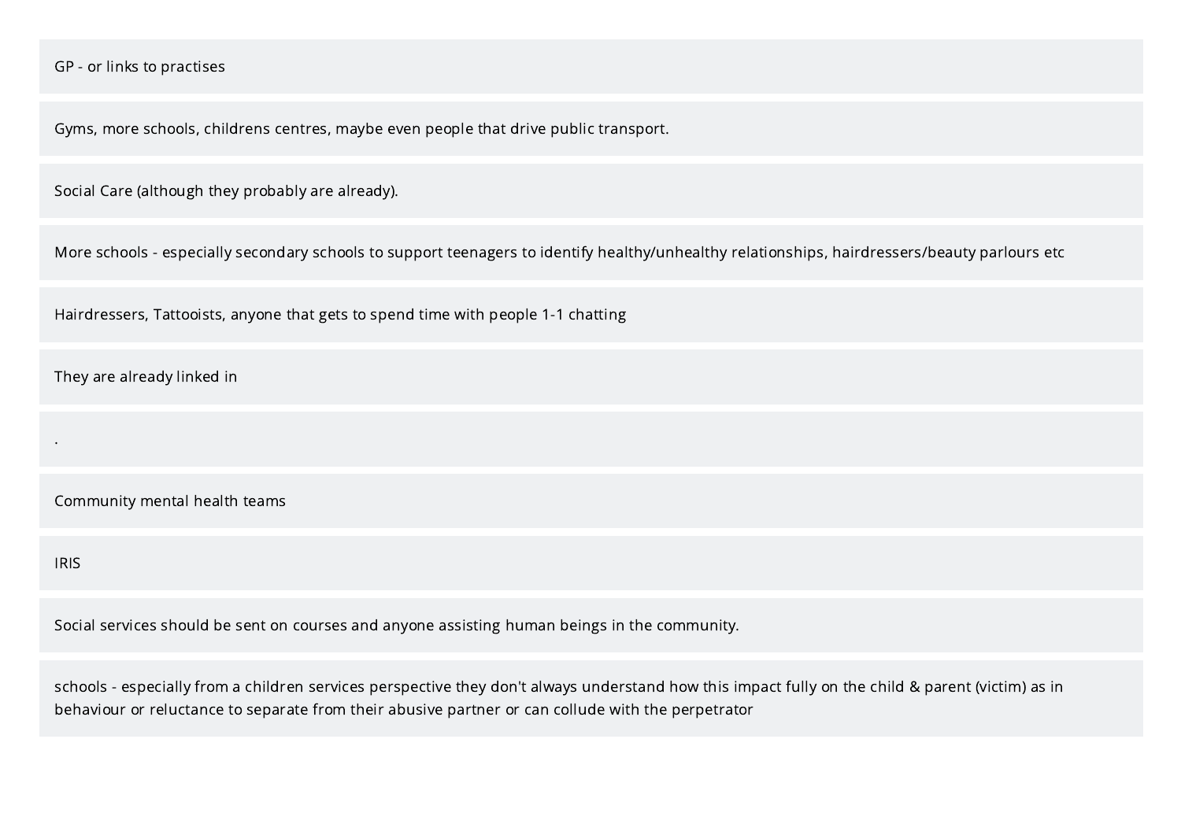GP - or links to practises

Gyms, more schools, childrens centres, maybe even people that drive public transport.

Social Care (although they probably are already).

More schools - especially secondary schools to support teenagers to identify healthy/unhealthy relationships, hairdressers/beauty parlours etc

Hairdressers, Tattooists, anyone that gets to spend time with people 1-1 chatting

They are already linked in

.

Community mental health teams

IRIS

Social services should be sent on courses and anyone assisting human beings in the community.

schools - especially from a children services perspective they don't always understand how this impact fully on the child & parent (victim) as in behaviour or reluctance to separate from their abusive partner or can collude with the perpetrator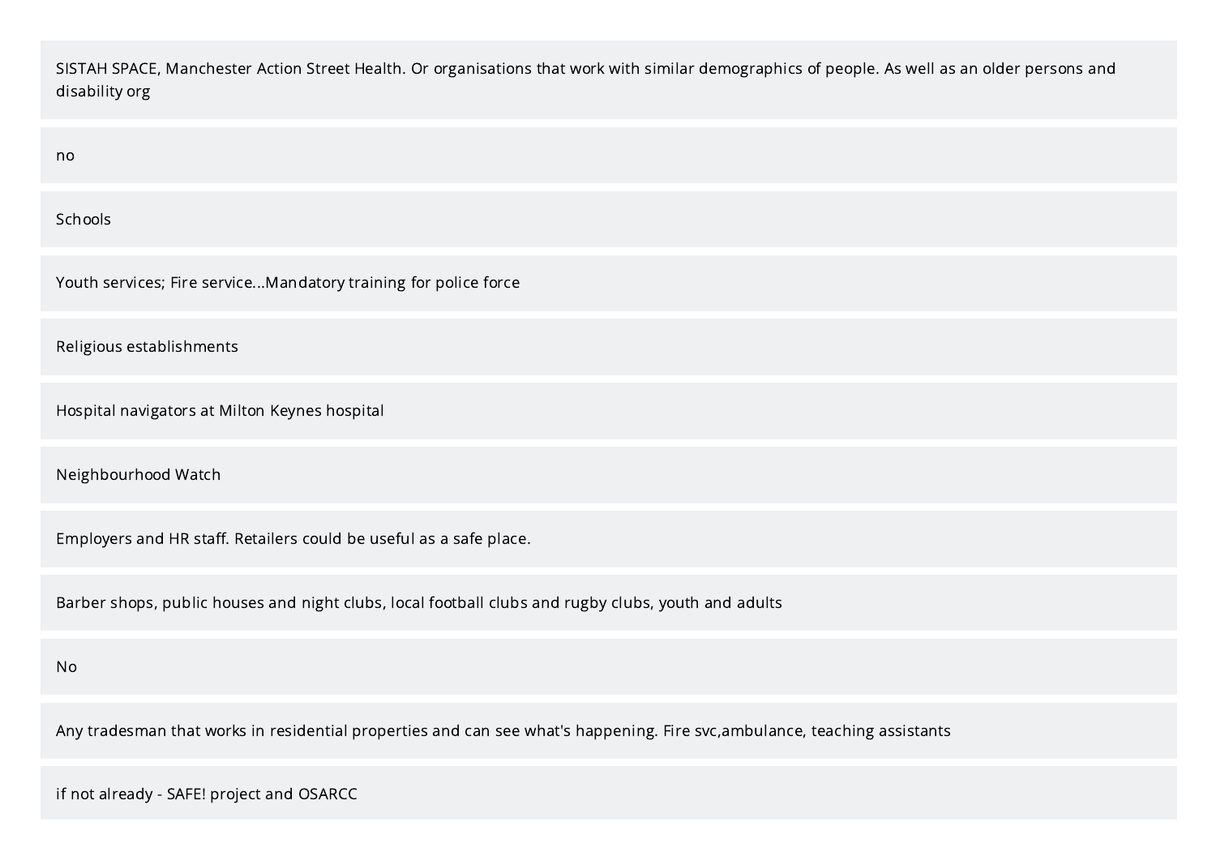SISTAH SPACE, Manchester Action Street Health. Or organisations that work with similar demographics of people. As well as an older persons and disability org

no

Schools

Youth services; Fire service...Mandatory training for police force

Religious establishments

Hospital navigators at Milton Keynes hospital

Neighbourhood Watch

Employers and HR staff. Retailers could be useful as a safe place.

Barber shops, public houses and night clubs, local football clubs and rugby clubs, youth and adults

No

Any tradesman that works in residential properties and can see what's happening. Fire svc,ambulance, teaching assistants

if not already - SAFE! project and OSARCC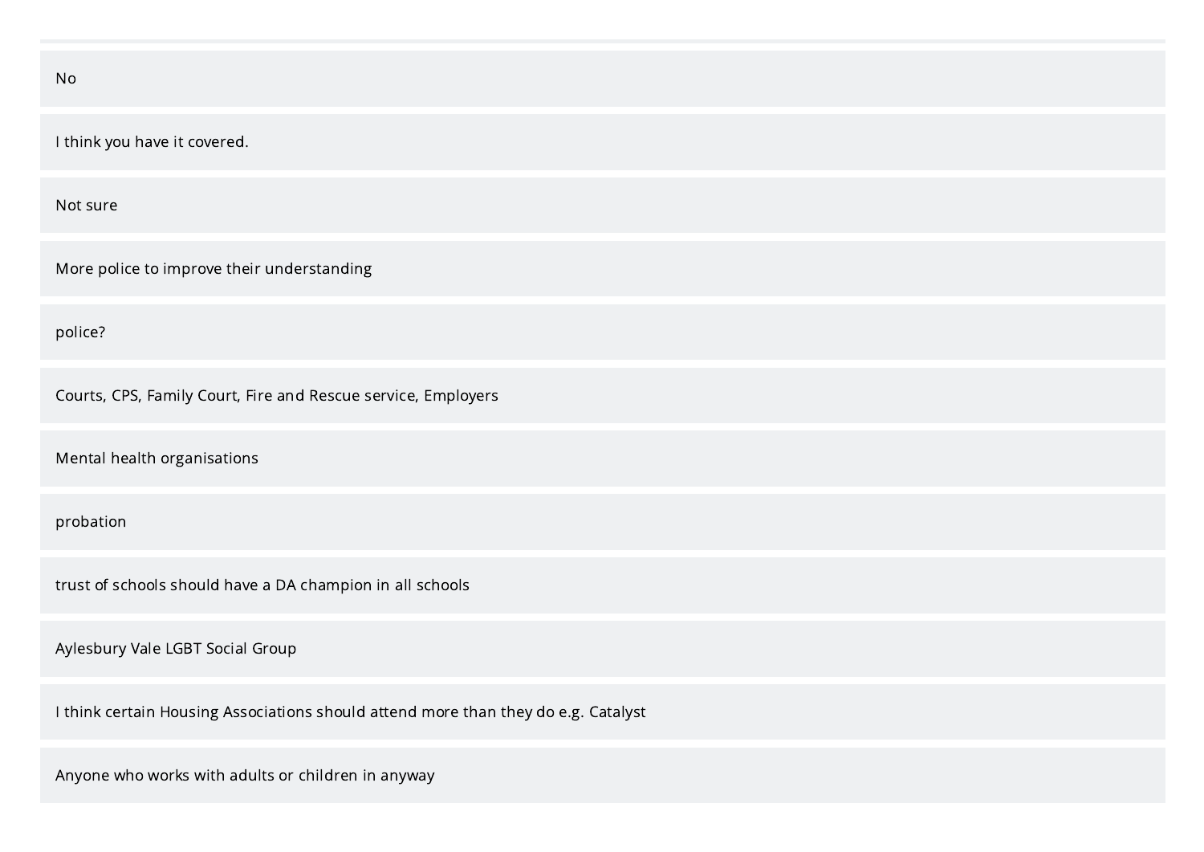No

I think you have it covered.

Not sure

More police to improve their understanding

police?

Courts, CPS, Family Court, Fire and Rescue service, Employers

Mental health organisations

probation

trust of schools should have a DA champion in all schools

Aylesbury Vale LGBT Social Group

I think certain Housing Associations should attend more than they do e.g. Catalyst

Anyone who works with adults or children in anyway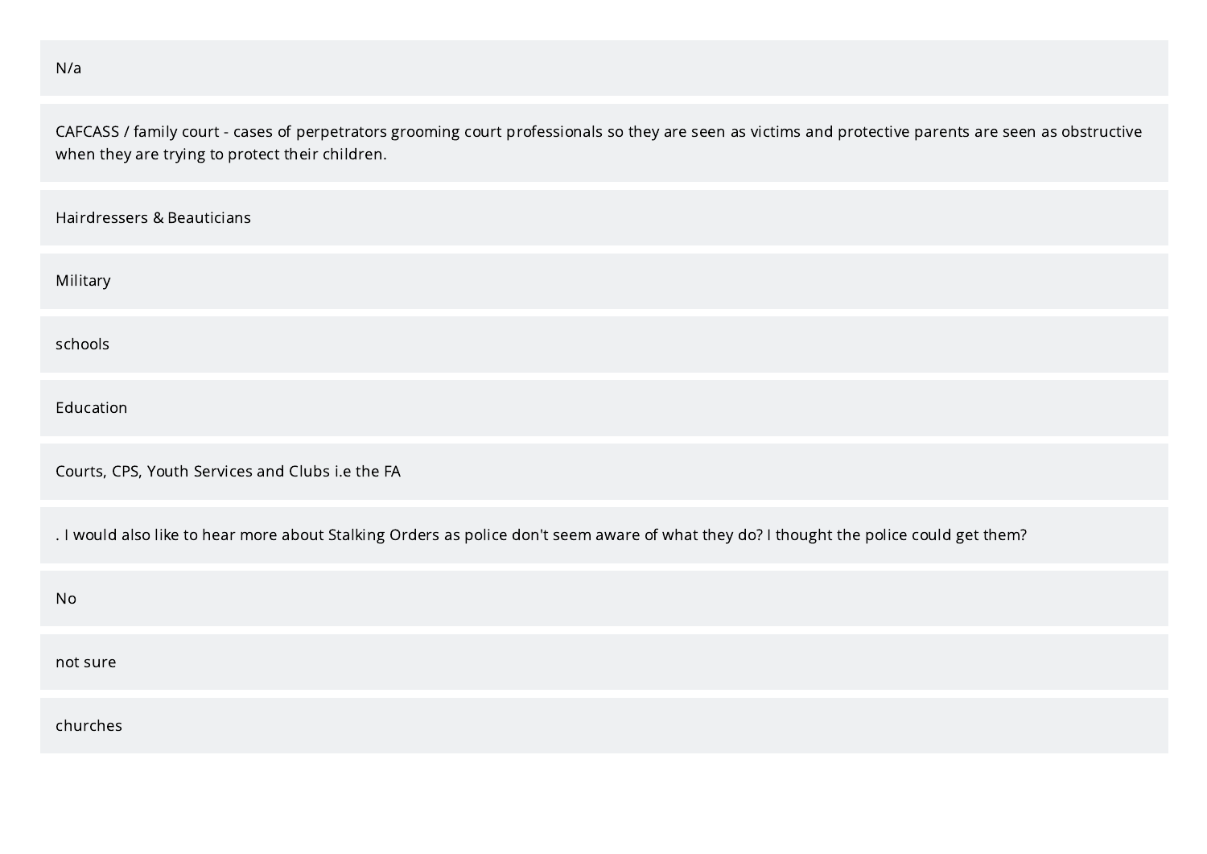N/a

CAFCASS / family court - cases of perpetrators grooming court professionals so they are seen as victims and protective parents are seen as obstructive when they are trying to protect their children.

Hairdressers & Beauticians

Military

schools

Education

Courts, CPS, Youth Services and Clubs i.e the FA

. I would also like to hear more about Stalking Orders as police don't seem aware of what they do? I thought the police could get them?

No

not sure

churches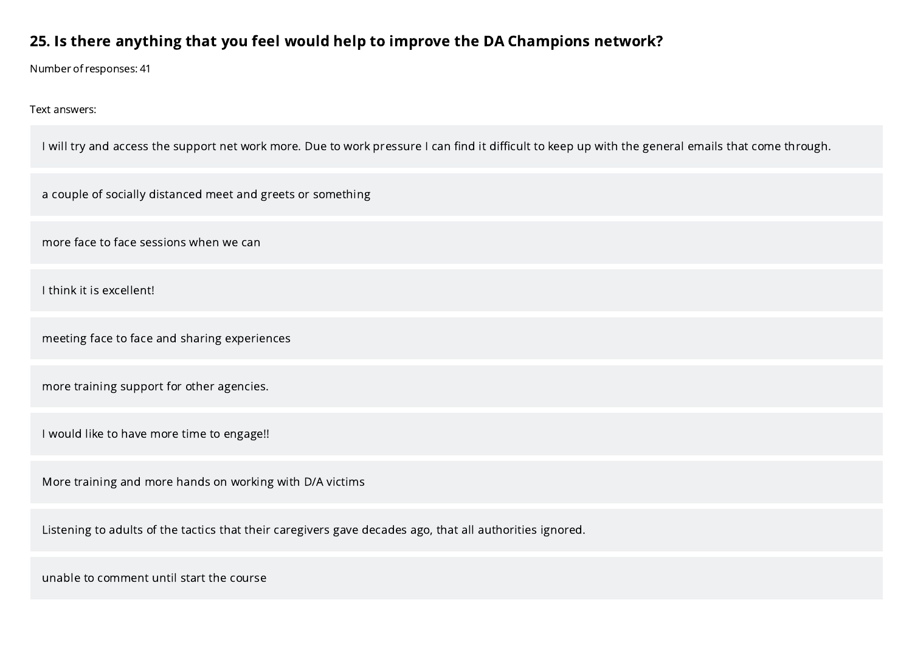## 25. Is there anything that you feel would help to improve the DA Champions network?

Number of responses: 41

Text answers:

- I will try and access the support net work more. Due to work pressure I can find it difficult to keep up with the general emails that come through.
- a couple of socially distanced meet and greets or something
- more face to face sessions when we can
- I think it is excellent!
- meeting face to face and sharing experiences
- more training support for other agencies.
- I would like to have more time to engage!!
- More training and more hands on working with D/A victims
- Listening to adults of the tactics that their caregivers gave decades ago, that all authorities ignored.
- unable to comment until start the course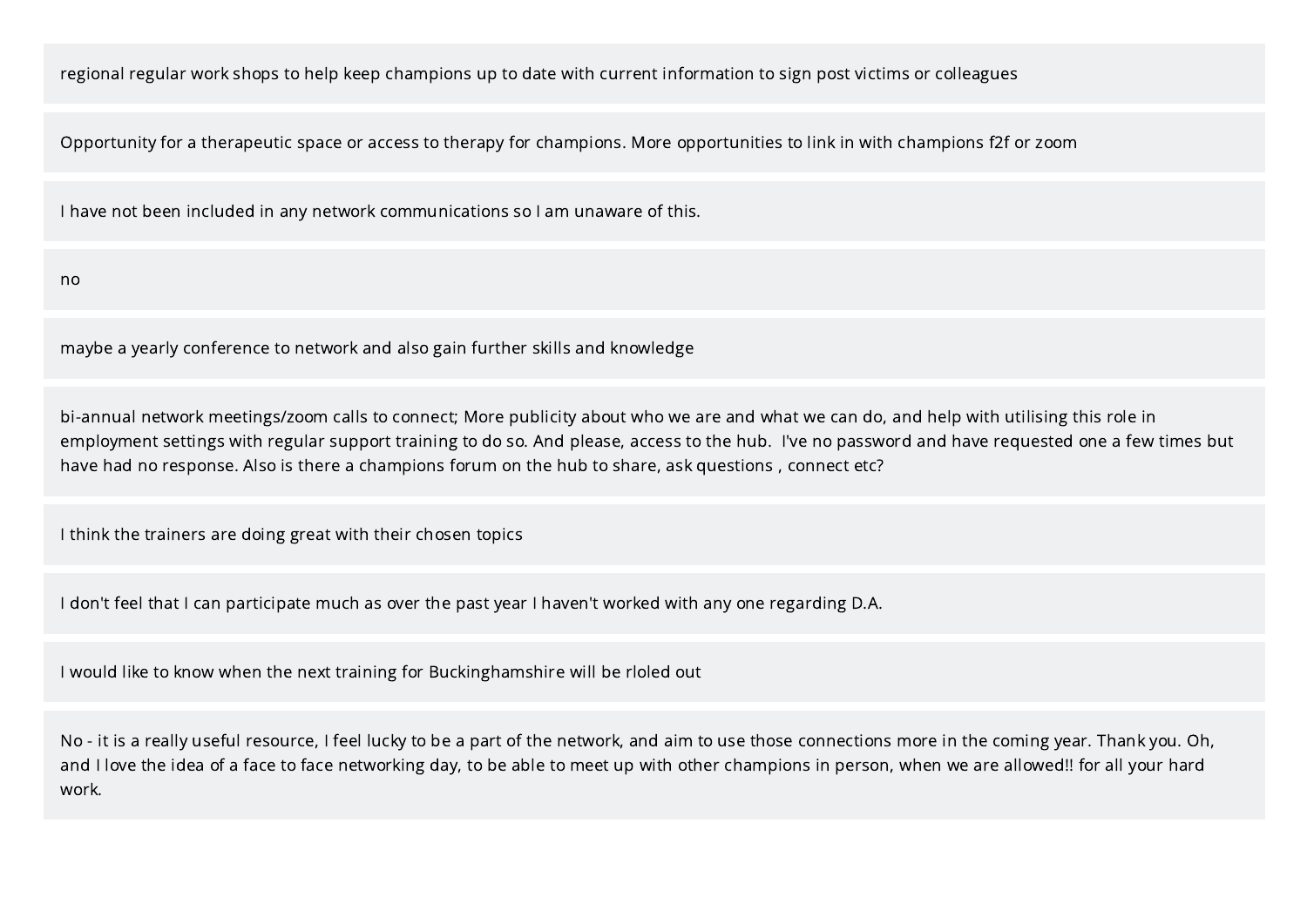regional regular work shops to help keep champions up to date with current information to sign post victims or colleagues

Opportunity for a therapeutic space or access to therapy for champions. More opportunities to link in with champions f2f or zoom

I have not been included in any network communications so I am unaware of this.

no

maybe a yearly conference to network and also gain further skills and knowledge

bi-annual network meetings/zoom calls to connect; More publicity about who we are and what we can do, and help with utilising this role in employment settings with regular support training to do so. And please, access to the hub.  I've no password and have requested one a few times but have had no response. Also is there a champions forum on the hub to share, ask questions , connect etc?

I think the trainers are doing great with their chosen topics

I don't feel that I can participate much as over the past year I haven't worked with any one regarding D.A.

I would like to know when the next training for Buckinghamshire will be rloled out

No - it is a really useful resource, I feel lucky to be a part of the network, and aim to use those connections more in the coming year. Thank you. Oh, and I love the idea of a face to face networking day, to be able to meet up with other champions in person, when we are allowed!! for all your hard work.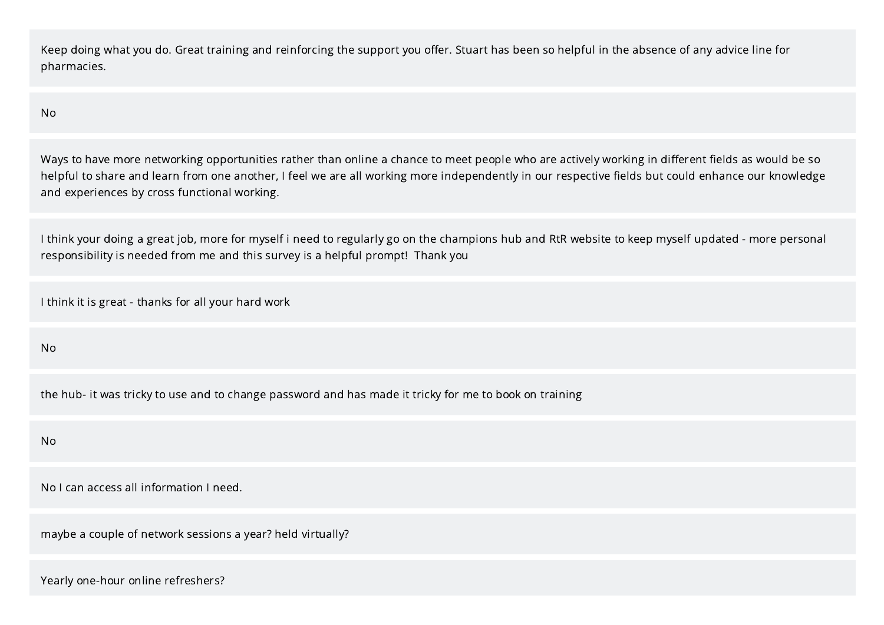Keep doing what you do. Great training and reinforcing the support you offer. Stuart has been so helpful in the absence of any advice line for pharmacies.

No

Ways to have more networking opportunities rather than online a chance to meet people who are actively working in different fields as would be so helpful to share and learn from one another, I feel we are all working more independently in our respective fields but could enhance our knowledge and experiences by cross functional working.

I think your doing a great job, more for myself i need to regularly go on the champions hub and RtR website to keep myself updated - more personal responsibility is needed from me and this survey is a helpful prompt!  Thank you

I think it is great - thanks for all your hard work

No

the hub- it was tricky to use and to change password and has made it tricky for me to book on training

No

No I can access all information I need.

maybe a couple of network sessions a year? held virtually?

Yearly one-hour online refreshers?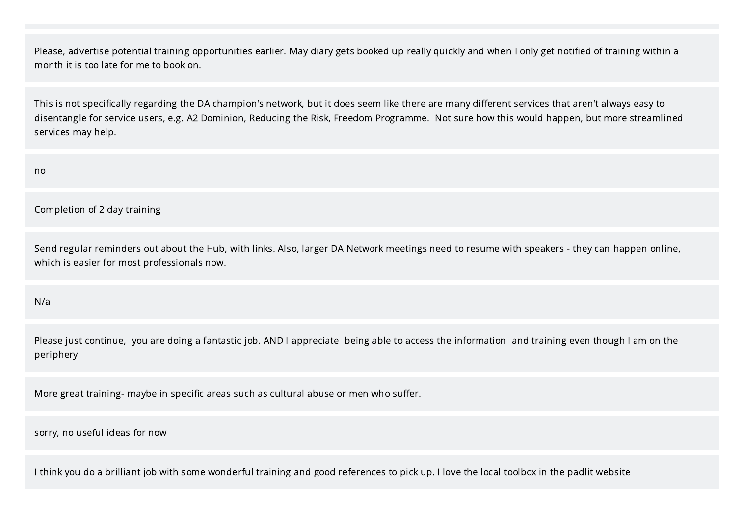Please, advertise potential training opportunities earlier. May diary gets booked up really quickly and when I only get notified of training within a month it is too late for me to book on.

This is not specifically regarding the DA champion's network, but it does seem like there are many different services that aren't always easy to disentangle for service users, e.g. A2 Dominion, Reducing the Risk, Freedom Programme.  Not sure how this would happen, but more streamlined services may help.

no

Completion of 2 day training

Send regular reminders out about the Hub, with links. Also, larger DA Network meetings need to resume with speakers - they can happen online, which is easier for most professionals now.

N/a

Please just continue,  you are doing a fantastic job. AND I appreciate  being able to access the information  and training even though I am on the periphery

More great training- maybe in specific areas such as cultural abuse or men who suffer.

sorry, no useful ideas for now

I think you do a brilliant job with some wonderful training and good references to pick up. I love the local toolbox in the padlit website